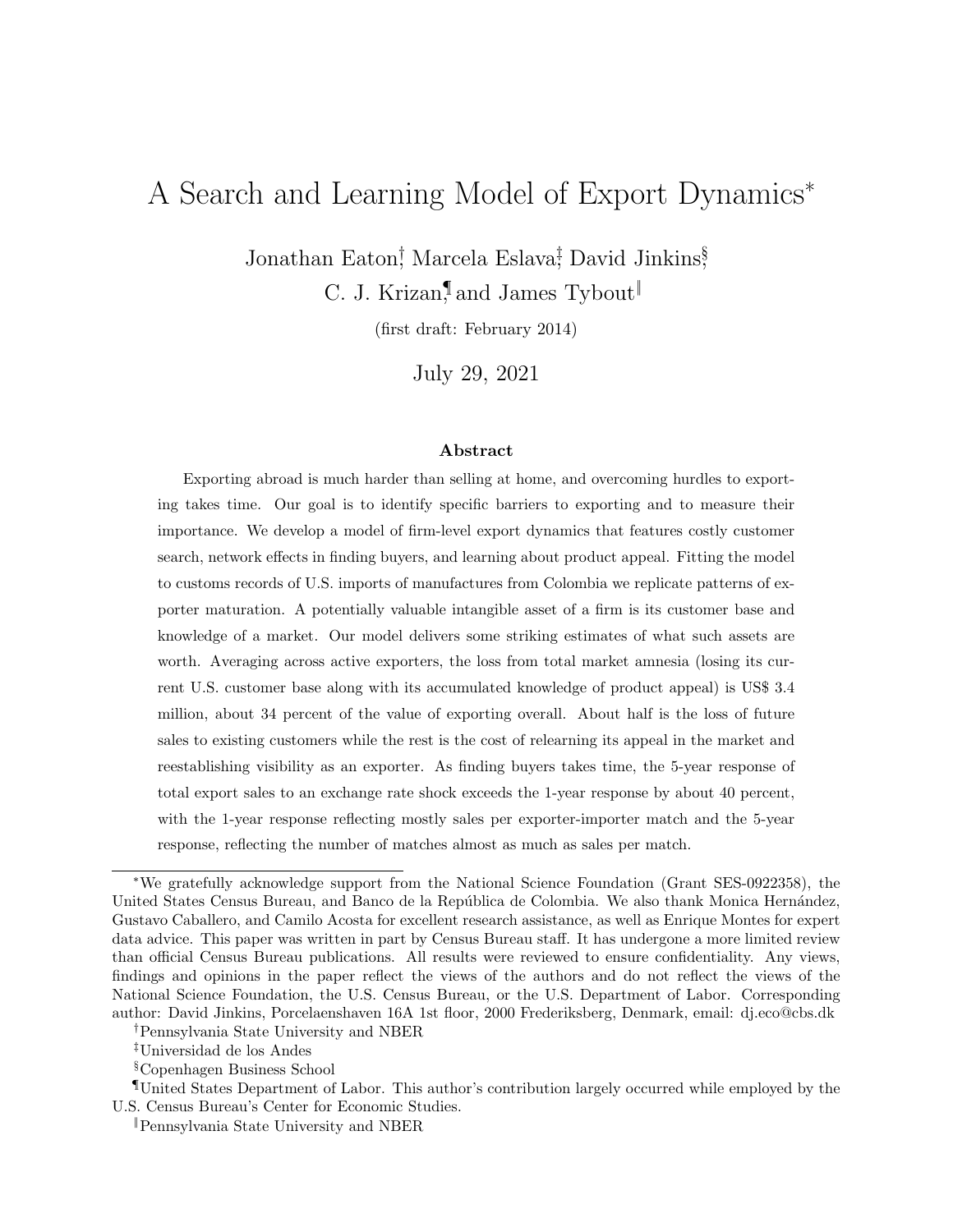# A Search and Learning Model of Export Dynamics[*]

Jonathan Eaton[†], Marcela Eslava[‡], David Jinkins[§], C. J. Krizan[¶] and James Tybout[‖]

(first draft: February 2014)

July 29, 2021

### Abstract

Exporting abroad is much harder than selling at home, and overcoming hurdles to exporting takes time. Our goal is to identify specific barriers to exporting and to measure their importance. We develop a model of firm-level export dynamics that features costly customer search, network effects in finding buyers, and learning about product appeal. Fitting the model to customs records of U.S. imports of manufactures from Colombia we replicate patterns of exporter maturation. A potentially valuable intangible asset of a firm is its customer base and knowledge of a market. Our model delivers some striking estimates of what such assets are worth. Averaging across active exporters, the loss from total market amnesia (losing its current U.S. customer base along with its accumulated knowledge of product appeal) is US$ 3.4 million, about 34 percent of the value of exporting overall. About half is the loss of future sales to existing customers while the rest is the cost of relearning its appeal in the market and reestablishing visibility as an exporter. As finding buyers takes time, the 5-year response of total export sales to an exchange rate shock exceeds the 1-year response by about 40 percent, with the 1-year response reflecting mostly sales per exporter-importer match and the 5-year response, reflecting the number of matches almost as much as sales per match.

---

[*] We gratefully acknowledge support from the National Science Foundation (Grant SES-0922358), the United States Census Bureau, and Banco de la República de Colombia. We also thank Monica Hernández, Gustavo Caballero, and Camilo Acosta for excellent research assistance, as well as Enrique Montes for expert data advice. This paper was written in part by Census Bureau staff. It has undergone a more limited review than official Census Bureau publications. All results were reviewed to ensure confidentiality. Any views, findings and opinions in the paper reflect the views of the authors and do not reflect the views of the National Science Foundation, the U.S. Census Bureau, or the U.S. Department of Labor. Corresponding author: David Jinkins, Porcelaenshaven 16A 1st floor, 2000 Frederiksberg, Denmark, email: dj.eco@cbs.dk

[†] Pennsylvania State University and NBER

[‡] Universidad de los Andes

[§] Copenhagen Business School

[¶] United States Department of Labor. This author's contribution largely occurred while employed by the U.S. Census Bureau's Center for Economic Studies.

[‖] Pennsylvania State University and NBER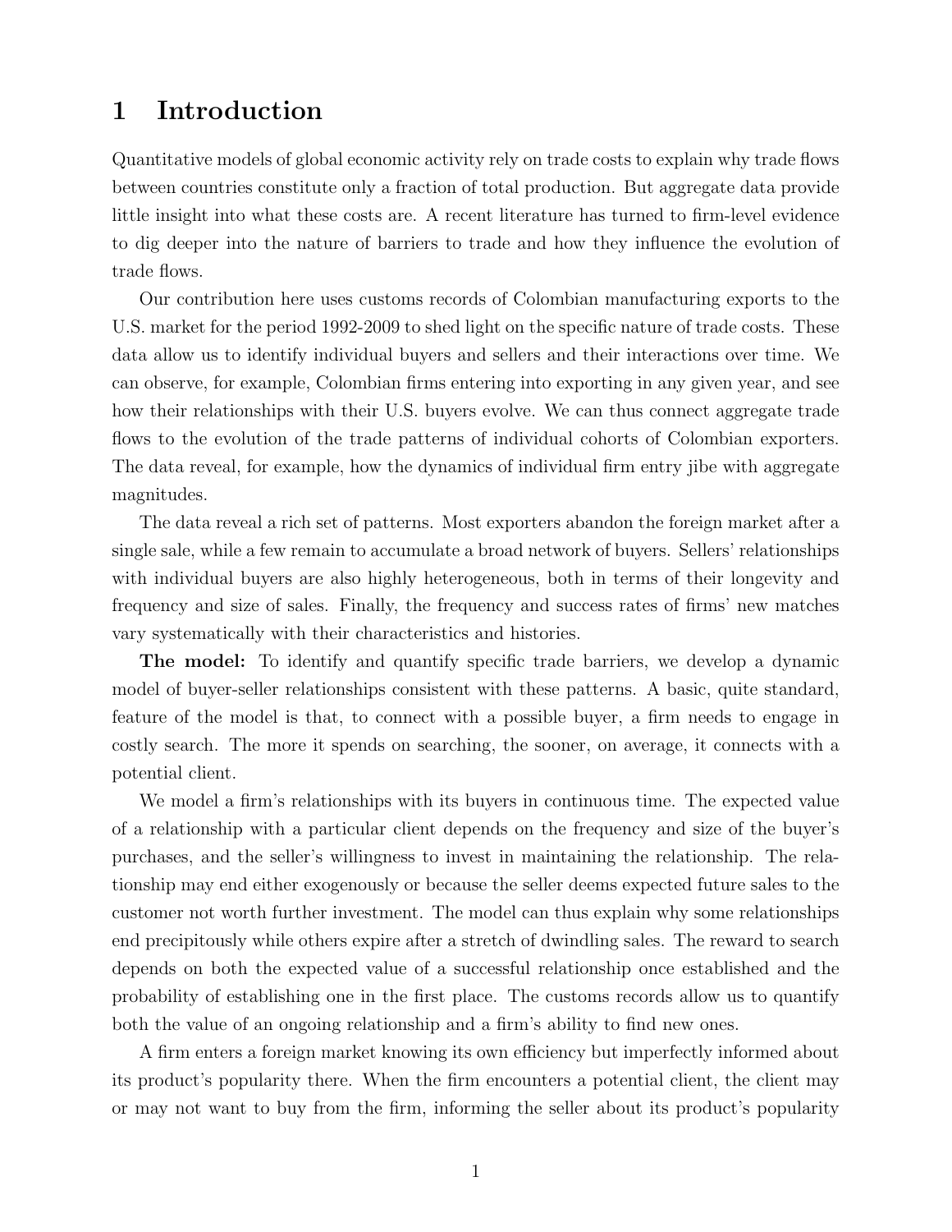# 1 Introduction

Quantitative models of global economic activity rely on trade costs to explain why trade flows between countries constitute only a fraction of total production. But aggregate data provide little insight into what these costs are. A recent literature has turned to firm-level evidence to dig deeper into the nature of barriers to trade and how they influence the evolution of trade flows.

Our contribution here uses customs records of Colombian manufacturing exports to the U.S. market for the period 1992-2009 to shed light on the specific nature of trade costs. These data allow us to identify individual buyers and sellers and their interactions over time. We can observe, for example, Colombian firms entering into exporting in any given year, and see how their relationships with their U.S. buyers evolve. We can thus connect aggregate trade flows to the evolution of the trade patterns of individual cohorts of Colombian exporters. The data reveal, for example, how the dynamics of individual firm entry jibe with aggregate magnitudes.

The data reveal a rich set of patterns. Most exporters abandon the foreign market after a single sale, while a few remain to accumulate a broad network of buyers. Sellers' relationships with individual buyers are also highly heterogeneous, both in terms of their longevity and frequency and size of sales. Finally, the frequency and success rates of firms' new matches vary systematically with their characteristics and histories.

**The model:** To identify and quantify specific trade barriers, we develop a dynamic model of buyer-seller relationships consistent with these patterns. A basic, quite standard, feature of the model is that, to connect with a possible buyer, a firm needs to engage in costly search. The more it spends on searching, the sooner, on average, it connects with a potential client.

We model a firm's relationships with its buyers in continuous time. The expected value of a relationship with a particular client depends on the frequency and size of the buyer's purchases, and the seller's willingness to invest in maintaining the relationship. The relationship may end either exogenously or because the seller deems expected future sales to the customer not worth further investment. The model can thus explain why some relationships end precipitously while others expire after a stretch of dwindling sales. The reward to search depends on both the expected value of a successful relationship once established and the probability of establishing one in the first place. The customs records allow us to quantify both the value of an ongoing relationship and a firm's ability to find new ones.

A firm enters a foreign market knowing its own efficiency but imperfectly informed about its product's popularity there. When the firm encounters a potential client, the client may or may not want to buy from the firm, informing the seller about its product's popularity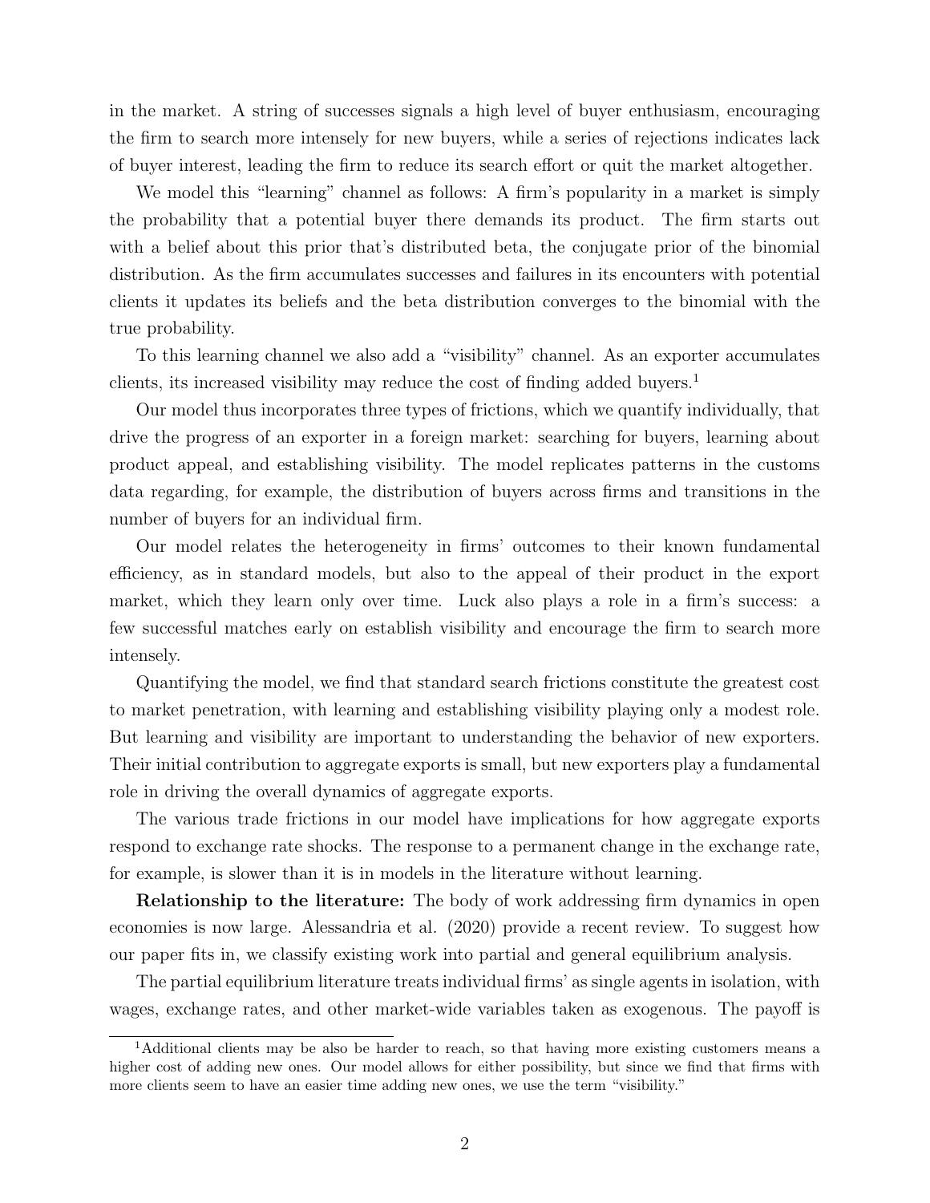in the market. A string of successes signals a high level of buyer enthusiasm, encouraging the firm to search more intensely for new buyers, while a series of rejections indicates lack of buyer interest, leading the firm to reduce its search effort or quit the market altogether.

We model this "learning" channel as follows: A firm's popularity in a market is simply the probability that a potential buyer there demands its product. The firm starts out with a belief about this prior that's distributed beta, the conjugate prior of the binomial distribution. As the firm accumulates successes and failures in its encounters with potential clients it updates its beliefs and the beta distribution converges to the binomial with the true probability.

To this learning channel we also add a "visibility" channel. As an exporter accumulates clients, its increased visibility may reduce the cost of finding added buyers.[1]

Our model thus incorporates three types of frictions, which we quantify individually, that drive the progress of an exporter in a foreign market: searching for buyers, learning about product appeal, and establishing visibility. The model replicates patterns in the customs data regarding, for example, the distribution of buyers across firms and transitions in the number of buyers for an individual firm.

Our model relates the heterogeneity in firms' outcomes to their known fundamental efficiency, as in standard models, but also to the appeal of their product in the export market, which they learn only over time. Luck also plays a role in a firm's success: a few successful matches early on establish visibility and encourage the firm to search more intensely.

Quantifying the model, we find that standard search frictions constitute the greatest cost to market penetration, with learning and establishing visibility playing only a modest role. But learning and visibility are important to understanding the behavior of new exporters. Their initial contribution to aggregate exports is small, but new exporters play a fundamental role in driving the overall dynamics of aggregate exports.

The various trade frictions in our model have implications for how aggregate exports respond to exchange rate shocks. The response to a permanent change in the exchange rate, for example, is slower than it is in models in the literature without learning.

**Relationship to the literature:** The body of work addressing firm dynamics in open economies is now large. Alessandria et al. (2020) provide a recent review. To suggest how our paper fits in, we classify existing work into partial and general equilibrium analysis.

The partial equilibrium literature treats individual firms' as single agents in isolation, with wages, exchange rates, and other market-wide variables taken as exogenous. The payoff is

[1] Additional clients may be also be harder to reach, so that having more existing customers means a higher cost of adding new ones. Our model allows for either possibility, but since we find that firms with more clients seem to have an easier time adding new ones, we use the term "visibility."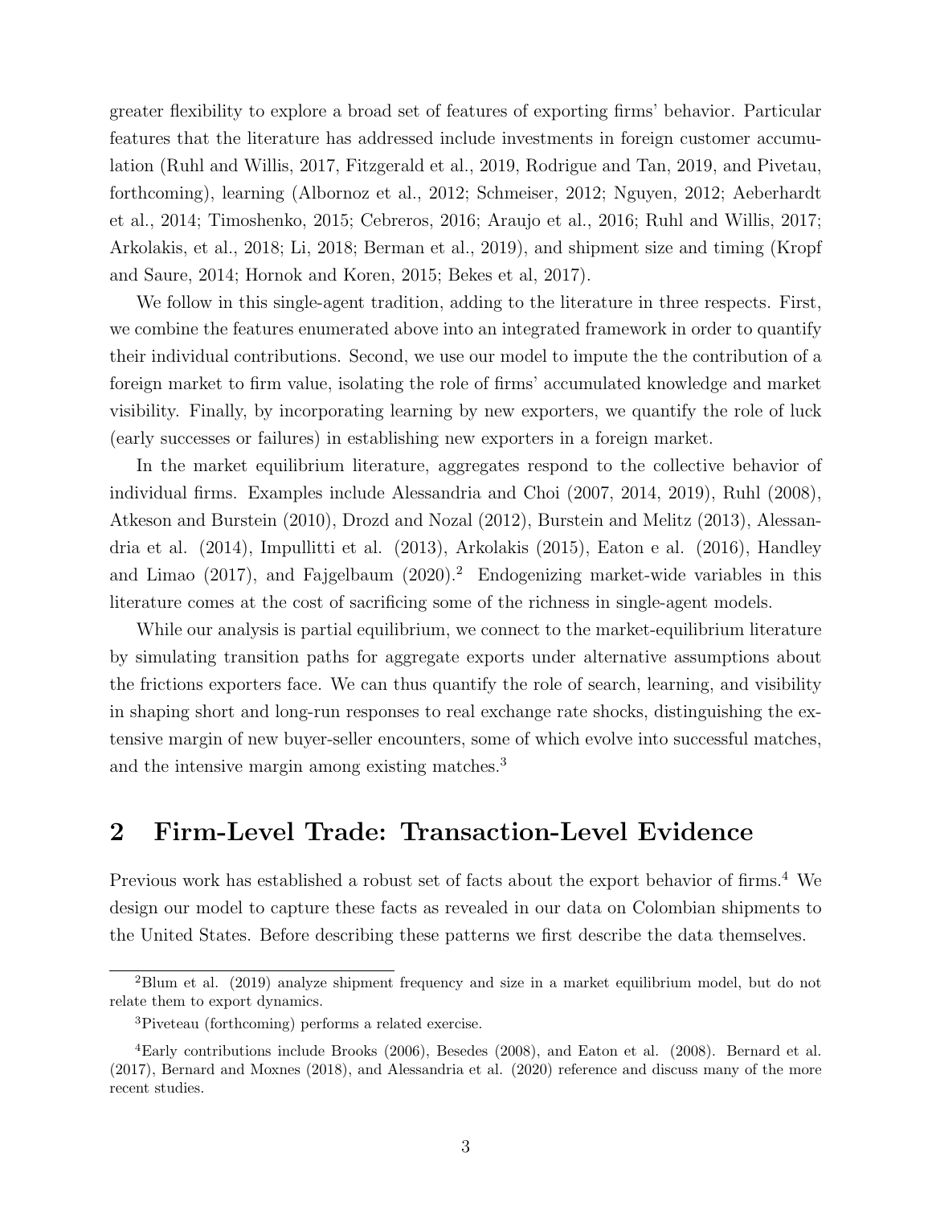greater flexibility to explore a broad set of features of exporting firms' behavior. Particular features that the literature has addressed include investments in foreign customer accumulation (Ruhl and Willis, 2017, Fitzgerald et al., 2019, Rodrigue and Tan, 2019, and Pivetau, forthcoming), learning (Albornoz et al., 2012; Schmeiser, 2012; Nguyen, 2012; Aeberhardt et al., 2014; Timoshenko, 2015; Cebreros, 2016; Araujo et al., 2016; Ruhl and Willis, 2017; Arkolakis, et al., 2018; Li, 2018; Berman et al., 2019), and shipment size and timing (Kropf and Saure, 2014; Hornok and Koren, 2015; Bekes et al, 2017).

We follow in this single-agent tradition, adding to the literature in three respects. First, we combine the features enumerated above into an integrated framework in order to quantify their individual contributions. Second, we use our model to impute the the contribution of a foreign market to firm value, isolating the role of firms' accumulated knowledge and market visibility. Finally, by incorporating learning by new exporters, we quantify the role of luck (early successes or failures) in establishing new exporters in a foreign market.

In the market equilibrium literature, aggregates respond to the collective behavior of individual firms. Examples include Alessandria and Choi (2007, 2014, 2019), Ruhl (2008), Atkeson and Burstein (2010), Drozd and Nozal (2012), Burstein and Melitz (2013), Alessandria et al. (2014), Impullitti et al. (2013), Arkolakis (2015), Eaton e al. (2016), Handley and Limao (2017), and Fajgelbaum (2020).[2] Endogenizing market-wide variables in this literature comes at the cost of sacrificing some of the richness in single-agent models.

While our analysis is partial equilibrium, we connect to the market-equilibrium literature by simulating transition paths for aggregate exports under alternative assumptions about the frictions exporters face. We can thus quantify the role of search, learning, and visibility in shaping short and long-run responses to real exchange rate shocks, distinguishing the extensive margin of new buyer-seller encounters, some of which evolve into successful matches, and the intensive margin among existing matches.[3]

## 2 Firm-Level Trade: Transaction-Level Evidence

Previous work has established a robust set of facts about the export behavior of firms.[4] We design our model to capture these facts as revealed in our data on Colombian shipments to the United States. Before describing these patterns we first describe the data themselves.

[2] Blum et al. (2019) analyze shipment frequency and size in a market equilibrium model, but do not relate them to export dynamics.

[3] Piveteau (forthcoming) performs a related exercise.

[4] Early contributions include Brooks (2006), Besedes (2008), and Eaton et al. (2008). Bernard et al. (2017), Bernard and Moxnes (2018), and Alessandria et al. (2020) reference and discuss many of the more recent studies.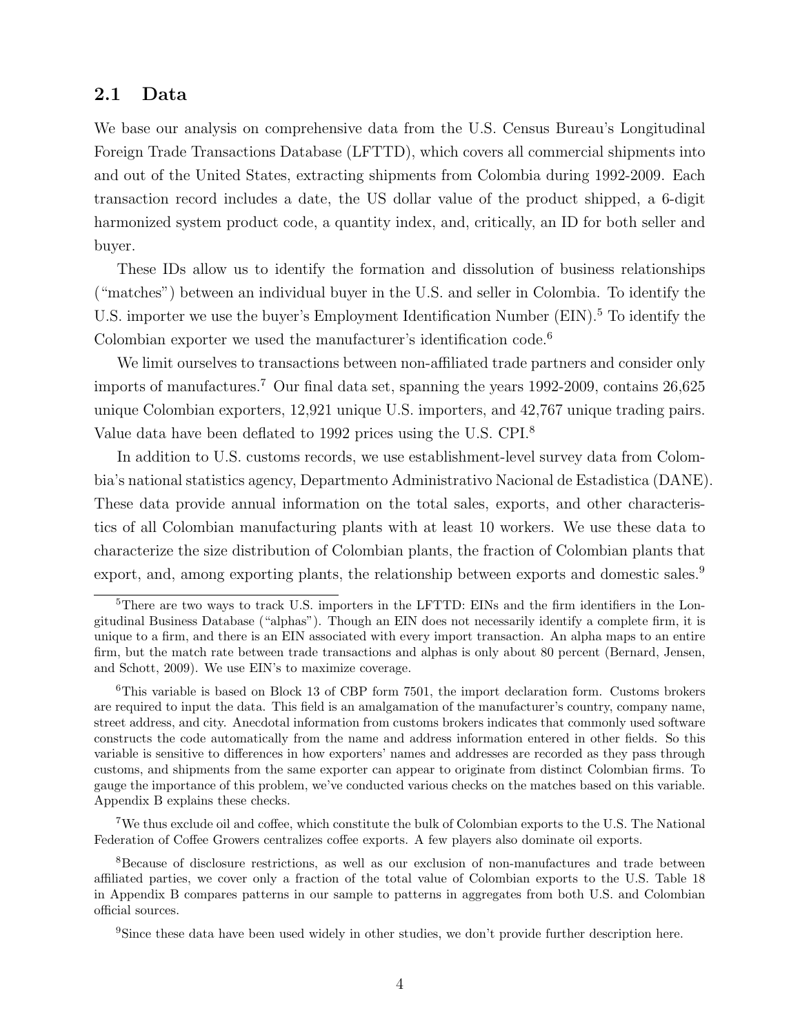## 2.1 Data

We base our analysis on comprehensive data from the U.S. Census Bureau's Longitudinal Foreign Trade Transactions Database (LFTTD), which covers all commercial shipments into and out of the United States, extracting shipments from Colombia during 1992-2009. Each transaction record includes a date, the US dollar value of the product shipped, a 6-digit harmonized system product code, a quantity index, and, critically, an ID for both seller and buyer.

These IDs allow us to identify the formation and dissolution of business relationships ("matches") between an individual buyer in the U.S. and seller in Colombia. To identify the U.S. importer we use the buyer's Employment Identification Number (EIN).[5] To identify the Colombian exporter we used the manufacturer's identification code.[6]

We limit ourselves to transactions between non-affiliated trade partners and consider only imports of manufactures.[7] Our final data set, spanning the years 1992-2009, contains 26,625 unique Colombian exporters, 12,921 unique U.S. importers, and 42,767 unique trading pairs. Value data have been deflated to 1992 prices using the U.S. CPI.[8]

In addition to U.S. customs records, we use establishment-level survey data from Colombia's national statistics agency, Departmento Administrativo Nacional de Estadistica (DANE). These data provide annual information on the total sales, exports, and other characteristics of all Colombian manufacturing plants with at least 10 workers. We use these data to characterize the size distribution of Colombian plants, the fraction of Colombian plants that export, and, among exporting plants, the relationship between exports and domestic sales.[9]

---

[5] There are two ways to track U.S. importers in the LFTTD: EINs and the firm identifiers in the Longitudinal Business Database ("alphas"). Though an EIN does not necessarily identify a complete firm, it is unique to a firm, and there is an EIN associated with every import transaction. An alpha maps to an entire firm, but the match rate between trade transactions and alphas is only about 80 percent (Bernard, Jensen, and Schott, 2009). We use EIN's to maximize coverage.

[6] This variable is based on Block 13 of CBP form 7501, the import declaration form. Customs brokers are required to input the data. This field is an amalgamation of the manufacturer's country, company name, street address, and city. Anecdotal information from customs brokers indicates that commonly used software constructs the code automatically from the name and address information entered in other fields. So this variable is sensitive to differences in how exporters' names and addresses are recorded as they pass through customs, and shipments from the same exporter can appear to originate from distinct Colombian firms. To gauge the importance of this problem, we've conducted various checks on the matches based on this variable. Appendix B explains these checks.

[7] We thus exclude oil and coffee, which constitute the bulk of Colombian exports to the U.S. The National Federation of Coffee Growers centralizes coffee exports. A few players also dominate oil exports.

[8] Because of disclosure restrictions, as well as our exclusion of non-manufactures and trade between affiliated parties, we cover only a fraction of the total value of Colombian exports to the U.S. Table 18 in Appendix B compares patterns in our sample to patterns in aggregates from both U.S. and Colombian official sources.

[9] Since these data have been used widely in other studies, we don't provide further description here.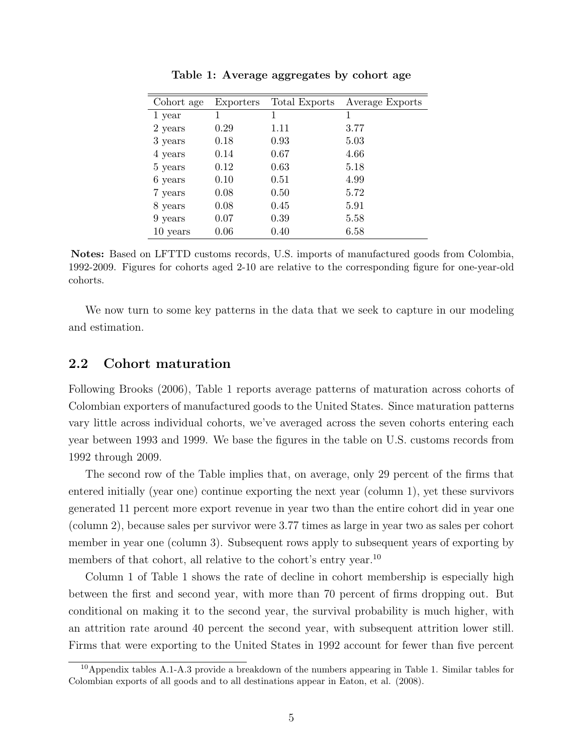**Table 1: Average aggregates by cohort age**

| Cohort age | Exporters | Total Exports | Average Exports |
|---|---|---|---|
| 1 year | 1 | 1 | 1 |
| 2 years | 0.29 | 1.11 | 3.77 |
| 3 years | 0.18 | 0.93 | 5.03 |
| 4 years | 0.14 | 0.67 | 4.66 |
| 5 years | 0.12 | 0.63 | 5.18 |
| 6 years | 0.10 | 0.51 | 4.99 |
| 7 years | 0.08 | 0.50 | 5.72 |
| 8 years | 0.08 | 0.45 | 5.91 |
| 9 years | 0.07 | 0.39 | 5.58 |
| 10 years | 0.06 | 0.40 | 6.58 |

**Notes:** Based on LFTTD customs records, U.S. imports of manufactured goods from Colombia, 1992-2009. Figures for cohorts aged 2-10 are relative to the corresponding figure for one-year-old cohorts.

We now turn to some key patterns in the data that we seek to capture in our modeling and estimation.

## 2.2 Cohort maturation

Following Brooks (2006), Table 1 reports average patterns of maturation across cohorts of Colombian exporters of manufactured goods to the United States. Since maturation patterns vary little across individual cohorts, we've averaged across the seven cohorts entering each year between 1993 and 1999. We base the figures in the table on U.S. customs records from 1992 through 2009.

The second row of the Table implies that, on average, only 29 percent of the firms that entered initially (year one) continue exporting the next year (column 1), yet these survivors generated 11 percent more export revenue in year two than the entire cohort did in year one (column 2), because sales per survivor were 3.77 times as large in year two as sales per cohort member in year one (column 3). Subsequent rows apply to subsequent years of exporting by members of that cohort, all relative to the cohort's entry year.[10]

Column 1 of Table 1 shows the rate of decline in cohort membership is especially high between the first and second year, with more than 70 percent of firms dropping out. But conditional on making it to the second year, the survival probability is much higher, with an attrition rate around 40 percent the second year, with subsequent attrition lower still. Firms that were exporting to the United States in 1992 account for fewer than five percent

[10] Appendix tables A.1-A.3 provide a breakdown of the numbers appearing in Table 1. Similar tables for Colombian exports of all goods and to all destinations appear in Eaton, et al. (2008).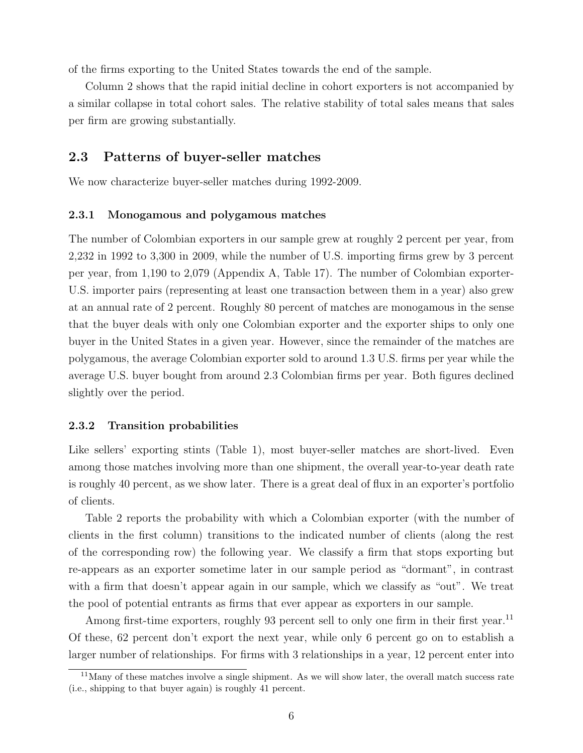of the firms exporting to the United States towards the end of the sample.

Column 2 shows that the rapid initial decline in cohort exporters is not accompanied by a similar collapse in total cohort sales. The relative stability of total sales means that sales per firm are growing substantially.

## 2.3 Patterns of buyer-seller matches

We now characterize buyer-seller matches during 1992-2009.

### 2.3.1 Monogamous and polygamous matches

The number of Colombian exporters in our sample grew at roughly 2 percent per year, from 2,232 in 1992 to 3,300 in 2009, while the number of U.S. importing firms grew by 3 percent per year, from 1,190 to 2,079 (Appendix A, Table 17). The number of Colombian exporter-U.S. importer pairs (representing at least one transaction between them in a year) also grew at an annual rate of 2 percent. Roughly 80 percent of matches are monogamous in the sense that the buyer deals with only one Colombian exporter and the exporter ships to only one buyer in the United States in a given year. However, since the remainder of the matches are polygamous, the average Colombian exporter sold to around 1.3 U.S. firms per year while the average U.S. buyer bought from around 2.3 Colombian firms per year. Both figures declined slightly over the period.

### 2.3.2 Transition probabilities

Like sellers' exporting stints (Table 1), most buyer-seller matches are short-lived. Even among those matches involving more than one shipment, the overall year-to-year death rate is roughly 40 percent, as we show later. There is a great deal of flux in an exporter's portfolio of clients.

Table 2 reports the probability with which a Colombian exporter (with the number of clients in the first column) transitions to the indicated number of clients (along the rest of the corresponding row) the following year. We classify a firm that stops exporting but re-appears as an exporter sometime later in our sample period as "dormant", in contrast with a firm that doesn't appear again in our sample, which we classify as "out". We treat the pool of potential entrants as firms that ever appear as exporters in our sample.

Among first-time exporters, roughly 93 percent sell to only one firm in their first year.[11] Of these, 62 percent don't export the next year, while only 6 percent go on to establish a larger number of relationships. For firms with 3 relationships in a year, 12 percent enter into

[11] Many of these matches involve a single shipment. As we will show later, the overall match success rate (i.e., shipping to that buyer again) is roughly 41 percent.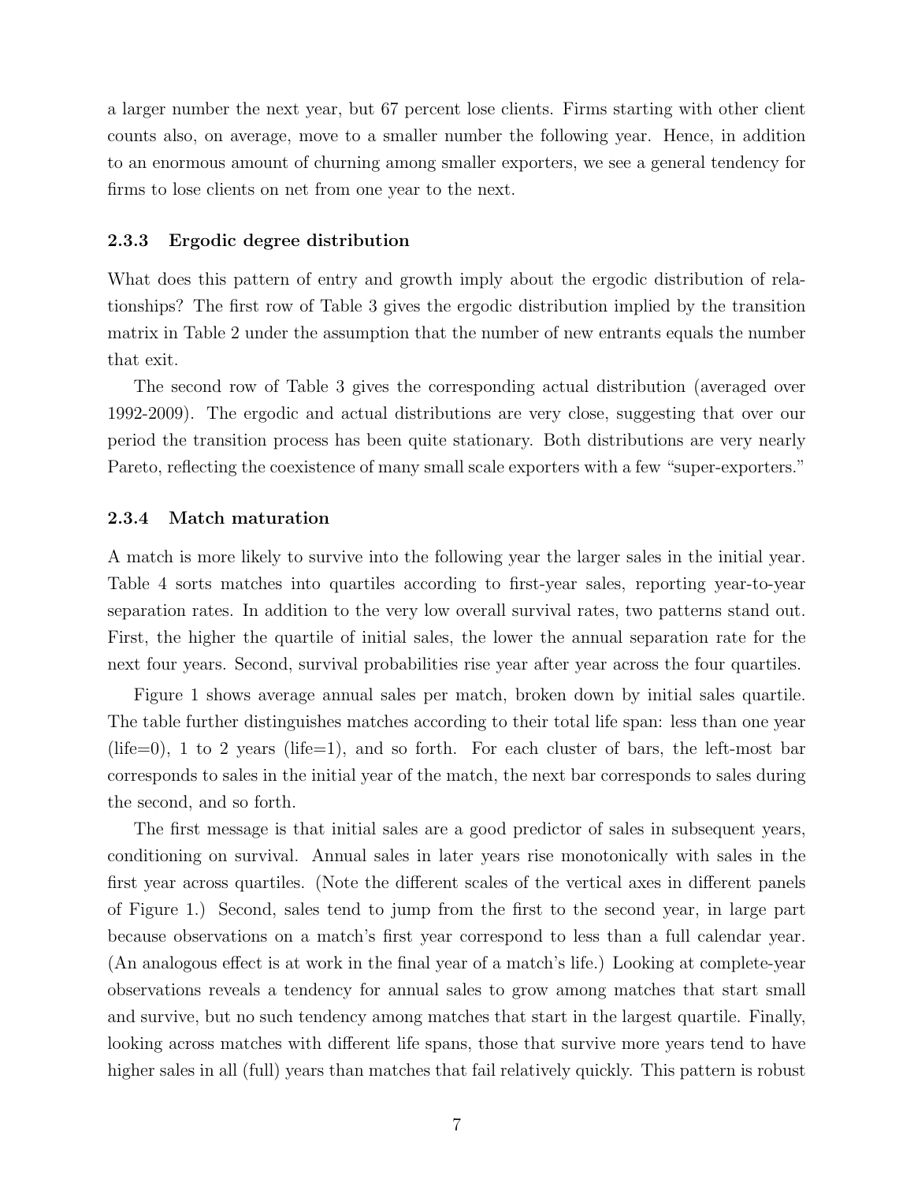a larger number the next year, but 67 percent lose clients. Firms starting with other client counts also, on average, move to a smaller number the following year. Hence, in addition to an enormous amount of churning among smaller exporters, we see a general tendency for firms to lose clients on net from one year to the next.

### 2.3.3 Ergodic degree distribution

What does this pattern of entry and growth imply about the ergodic distribution of relationships? The first row of Table 3 gives the ergodic distribution implied by the transition matrix in Table 2 under the assumption that the number of new entrants equals the number that exit.

The second row of Table 3 gives the corresponding actual distribution (averaged over 1992-2009). The ergodic and actual distributions are very close, suggesting that over our period the transition process has been quite stationary. Both distributions are very nearly Pareto, reflecting the coexistence of many small scale exporters with a few "super-exporters."

### 2.3.4 Match maturation

A match is more likely to survive into the following year the larger sales in the initial year. Table 4 sorts matches into quartiles according to first-year sales, reporting year-to-year separation rates. In addition to the very low overall survival rates, two patterns stand out. First, the higher the quartile of initial sales, the lower the annual separation rate for the next four years. Second, survival probabilities rise year after year across the four quartiles.

Figure 1 shows average annual sales per match, broken down by initial sales quartile. The table further distinguishes matches according to their total life span: less than one year (life=0), 1 to 2 years (life=1), and so forth. For each cluster of bars, the left-most bar corresponds to sales in the initial year of the match, the next bar corresponds to sales during the second, and so forth.

The first message is that initial sales are a good predictor of sales in subsequent years, conditioning on survival. Annual sales in later years rise monotonically with sales in the first year across quartiles. (Note the different scales of the vertical axes in different panels of Figure 1.) Second, sales tend to jump from the first to the second year, in large part because observations on a match's first year correspond to less than a full calendar year. (An analogous effect is at work in the final year of a match's life.) Looking at complete-year observations reveals a tendency for annual sales to grow among matches that start small and survive, but no such tendency among matches that start in the largest quartile. Finally, looking across matches with different life spans, those that survive more years tend to have higher sales in all (full) years than matches that fail relatively quickly. This pattern is robust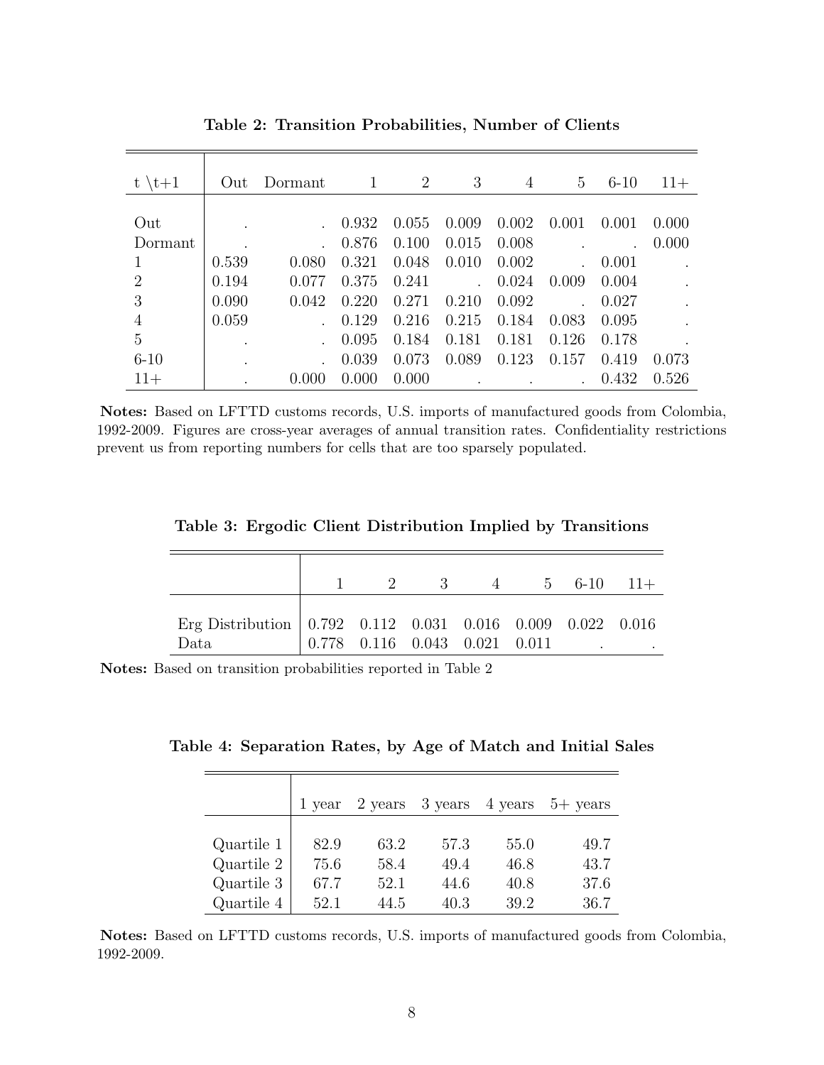**Table 2: Transition Probabilities, Number of Clients**

| t \t+1 | Out | Dormant | 1 | 2 | 3 | 4 | 5 | 6-10 | 11+ |
|---|---|---|---|---|---|---|---|---|---|
| Out | . | . | 0.932 | 0.055 | 0.009 | 0.002 | 0.001 | 0.001 | 0.000 |
| Dormant | . | . | 0.876 | 0.100 | 0.015 | 0.008 | . | . | 0.000 |
| 1 | 0.539 | 0.080 | 0.321 | 0.048 | 0.010 | 0.002 | . | 0.001 | . |
| 2 | 0.194 | 0.077 | 0.375 | 0.241 | . | 0.024 | 0.009 | 0.004 | . |
| 3 | 0.090 | 0.042 | 0.220 | 0.271 | 0.210 | 0.092 | . | 0.027 | . |
| 4 | 0.059 | . | 0.129 | 0.216 | 0.215 | 0.184 | 0.083 | 0.095 | . |
| 5 | . | . | 0.095 | 0.184 | 0.181 | 0.181 | 0.126 | 0.178 | . |
| 6-10 | . | . | 0.039 | 0.073 | 0.089 | 0.123 | 0.157 | 0.419 | 0.073 |
| 11+ | . | 0.000 | 0.000 | 0.000 | . | . | . | 0.432 | 0.526 |

**Notes:** Based on LFTTD customs records, U.S. imports of manufactured goods from Colombia, 1992-2009. Figures are cross-year averages of annual transition rates. Confidentiality restrictions prevent us from reporting numbers for cells that are too sparsely populated.

**Table 3: Ergodic Client Distribution Implied by Transitions**

| | 1 | 2 | 3 | 4 | 5 | 6-10 | 11+ |
|---|---|---|---|---|---|---|---|
| Erg Distribution | 0.792 | 0.112 | 0.031 | 0.016 | 0.009 | 0.022 | 0.016 |
| Data | 0.778 | 0.116 | 0.043 | 0.021 | 0.011 | . | . |

**Notes:** Based on transition probabilities reported in Table 2

**Table 4: Separation Rates, by Age of Match and Initial Sales**

| | 1 year | 2 years | 3 years | 4 years | 5+ years |
|---|---|---|---|---|---|
| Quartile 1 | 82.9 | 63.2 | 57.3 | 55.0 | 49.7 |
| Quartile 2 | 75.6 | 58.4 | 49.4 | 46.8 | 43.7 |
| Quartile 3 | 67.7 | 52.1 | 44.6 | 40.8 | 37.6 |
| Quartile 4 | 52.1 | 44.5 | 40.3 | 39.2 | 36.7 |

**Notes:** Based on LFTTD customs records, U.S. imports of manufactured goods from Colombia, 1992-2009.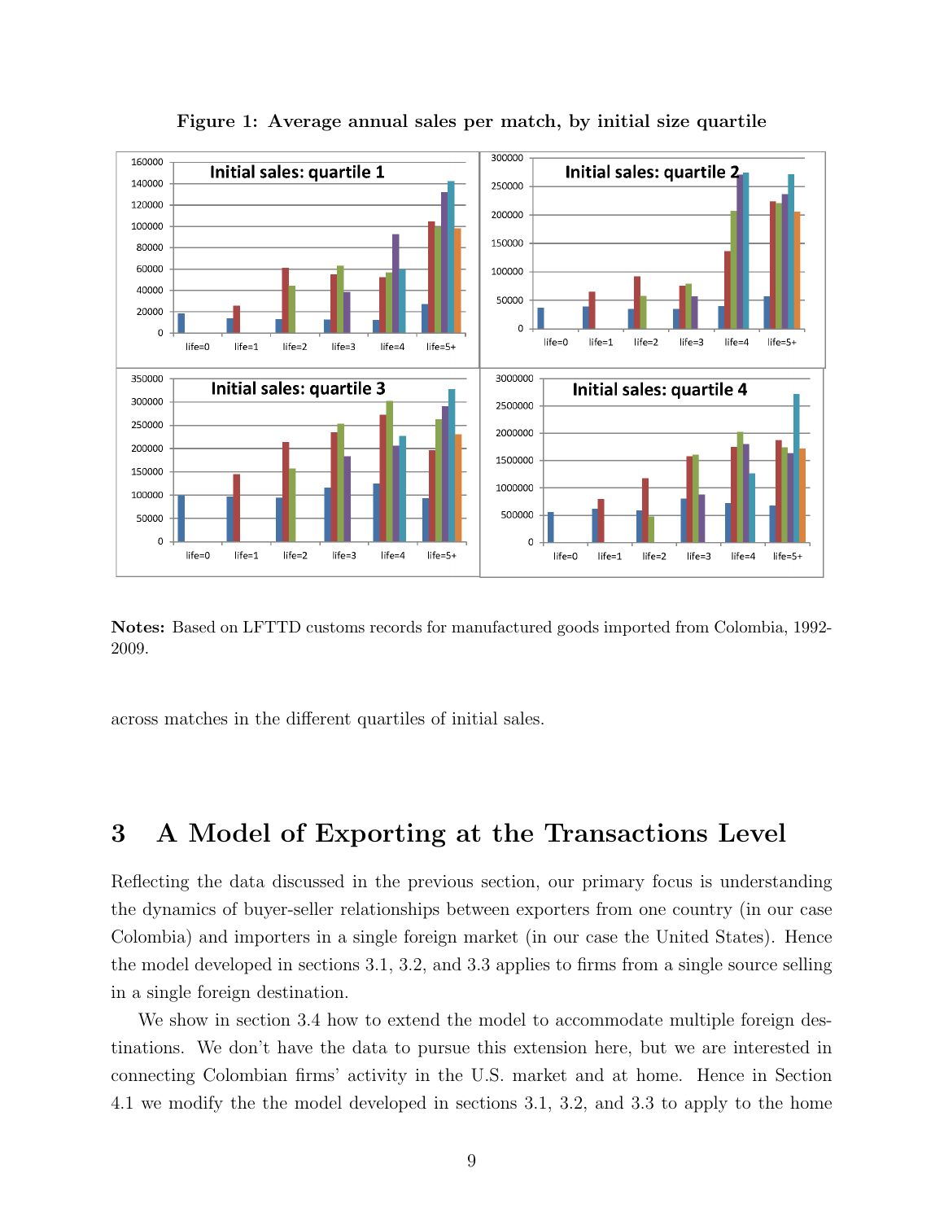**Figure 1: Average annual sales per match, by initial size quartile**

**Notes:** Based on LFTTD customs records for manufactured goods imported from Colombia, 1992-2009.

across matches in the different quartiles of initial sales.

# 3 A Model of Exporting at the Transactions Level

Reflecting the data discussed in the previous section, our primary focus is understanding the dynamics of buyer-seller relationships between exporters from one country (in our case Colombia) and importers in a single foreign market (in our case the United States). Hence the model developed in sections 3.1, 3.2, and 3.3 applies to firms from a single source selling in a single foreign destination.

We show in section 3.4 how to extend the model to accommodate multiple foreign destinations. We don't have the data to pursue this extension here, but we are interested in connecting Colombian firms' activity in the U.S. market and at home. Hence in Section 4.1 we modify the the model developed in sections 3.1, 3.2, and 3.3 to apply to the home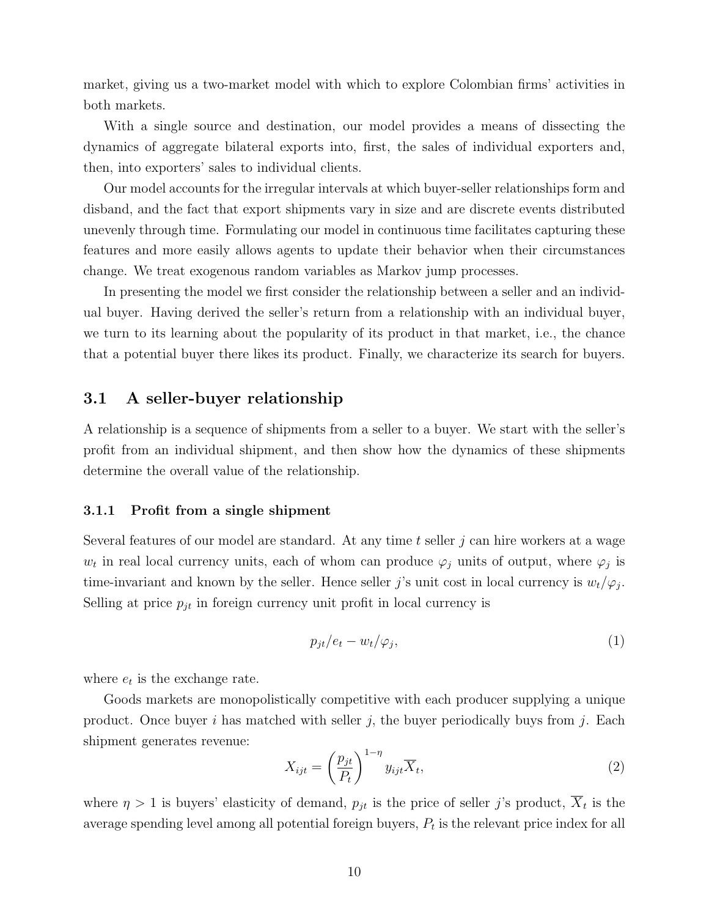market, giving us a two-market model with which to explore Colombian firms' activities in both markets.

With a single source and destination, our model provides a means of dissecting the dynamics of aggregate bilateral exports into, first, the sales of individual exporters and, then, into exporters' sales to individual clients.

Our model accounts for the irregular intervals at which buyer-seller relationships form and disband, and the fact that export shipments vary in size and are discrete events distributed unevenly through time. Formulating our model in continuous time facilitates capturing these features and more easily allows agents to update their behavior when their circumstances change. We treat exogenous random variables as Markov jump processes.

In presenting the model we first consider the relationship between a seller and an individual buyer. Having derived the seller's return from a relationship with an individual buyer, we turn to its learning about the popularity of its product in that market, i.e., the chance that a potential buyer there likes its product. Finally, we characterize its search for buyers.

## 3.1 A seller-buyer relationship

A relationship is a sequence of shipments from a seller to a buyer. We start with the seller's profit from an individual shipment, and then show how the dynamics of these shipments determine the overall value of the relationship.

### 3.1.1 Profit from a single shipment

Several features of our model are standard. At any time $t$ seller $j$ can hire workers at a wage $w_t$ in real local currency units, each of whom can produce $\varphi_j$ units of output, where $\varphi_j$ is time-invariant and known by the seller. Hence seller $j$'s unit cost in local currency is $w_t/\varphi_j$. Selling at price $p_{jt}$ in foreign currency unit profit in local currency is

$$p_{jt}/e_t - w_t/\varphi_j, \tag{1}$$

where $e_t$ is the exchange rate.

Goods markets are monopolistically competitive with each producer supplying a unique product. Once buyer $i$ has matched with seller $j$, the buyer periodically buys from $j$. Each shipment generates revenue:

$$X_{ijt} = \left(\frac{p_{jt}}{P_t}\right)^{1-\eta} y_{ijt}\overline{X}_t, \tag{2}$$

where $\eta > 1$ is buyers' elasticity of demand, $p_{jt}$ is the price of seller $j$'s product, $\overline{X}_t$ is the average spending level among all potential foreign buyers, $P_t$ is the relevant price index for all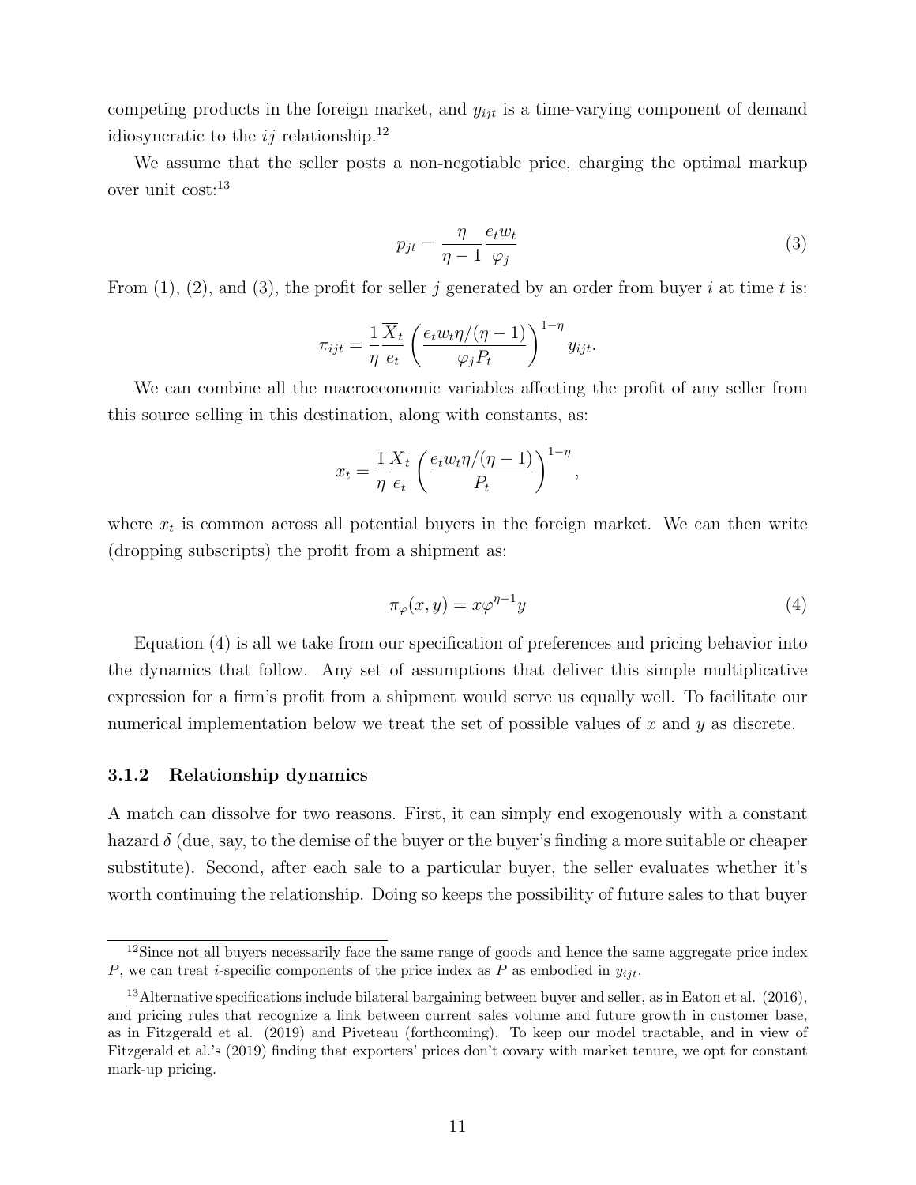competing products in the foreign market, and $y_{ijt}$ is a time-varying component of demand idiosyncratic to the $ij$ relationship.[12]

We assume that the seller posts a non-negotiable price, charging the optimal markup over unit cost:[13]

$$p_{jt} = \frac{\eta}{\eta - 1} \frac{e_t w_t}{\varphi_j} \tag{3}$$

From (1), (2), and (3), the profit for seller $j$ generated by an order from buyer $i$ at time $t$ is:

$$\pi_{ijt} = \frac{1}{\eta} \frac{\overline{X}_t}{e_t} \left( \frac{e_t w_t \eta / (\eta - 1)}{\varphi_j P_t} \right)^{1-\eta} y_{ijt}.$$

We can combine all the macroeconomic variables affecting the profit of any seller from this source selling in this destination, along with constants, as:

$$x_t = \frac{1}{\eta} \frac{\overline{X}_t}{e_t} \left( \frac{e_t w_t \eta / (\eta - 1)}{P_t} \right)^{1-\eta},$$

where $x_t$ is common across all potential buyers in the foreign market. We can then write (dropping subscripts) the profit from a shipment as:

$$\pi_{\varphi}(x, y) = x \varphi^{\eta - 1} y \tag{4}$$

Equation (4) is all we take from our specification of preferences and pricing behavior into the dynamics that follow. Any set of assumptions that deliver this simple multiplicative expression for a firm's profit from a shipment would serve us equally well. To facilitate our numerical implementation below we treat the set of possible values of $x$ and $y$ as discrete.

### 3.1.2 Relationship dynamics

A match can dissolve for two reasons. First, it can simply end exogenously with a constant hazard $\delta$ (due, say, to the demise of the buyer or the buyer's finding a more suitable or cheaper substitute). Second, after each sale to a particular buyer, the seller evaluates whether it's worth continuing the relationship. Doing so keeps the possibility of future sales to that buyer

---

[12] Since not all buyers necessarily face the same range of goods and hence the same aggregate price index $P$, we can treat $i$-specific components of the price index as $P$ as embodied in $y_{ijt}$.

[13] Alternative specifications include bilateral bargaining between buyer and seller, as in Eaton et al. (2016), and pricing rules that recognize a link between current sales volume and future growth in customer base, as in Fitzgerald et al. (2019) and Piveteau (forthcoming). To keep our model tractable, and in view of Fitzgerald et al.'s (2019) finding that exporters' prices don't covary with market tenure, we opt for constant mark-up pricing.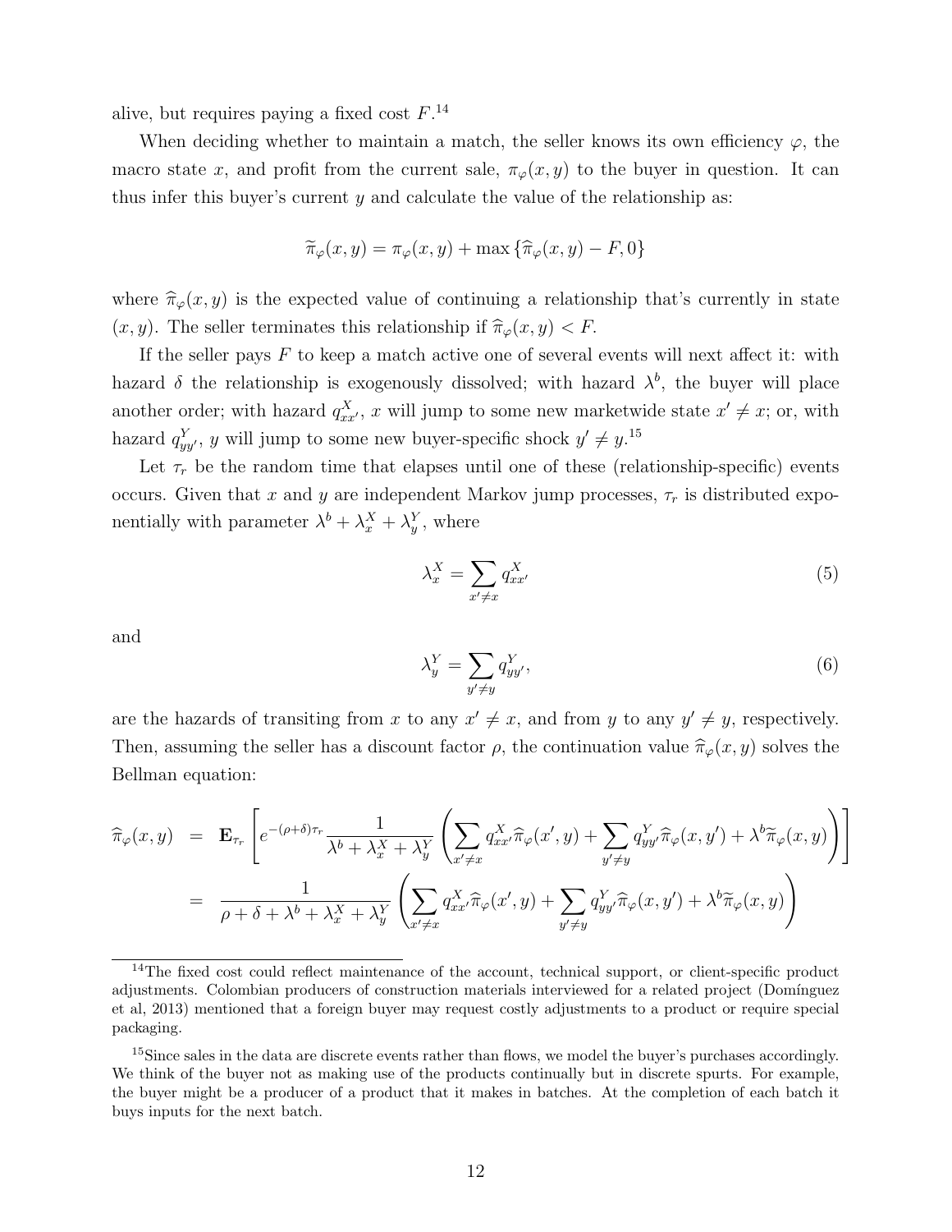alive, but requires paying a fixed cost $F$.[14]

When deciding whether to maintain a match, the seller knows its own efficiency $\varphi$, the macro state $x$, and profit from the current sale, $\pi_\varphi(x,y)$ to the buyer in question. It can thus infer this buyer's current $y$ and calculate the value of the relationship as:

$$\widetilde{\pi}_\varphi(x,y) = \pi_\varphi(x,y) + \max\left\{\widehat{\pi}_\varphi(x,y) - F, 0\right\}$$

where $\widehat{\pi}_\varphi(x,y)$ is the expected value of continuing a relationship that's currently in state $(x,y)$. The seller terminates this relationship if $\widehat{\pi}_\varphi(x,y) < F$.

If the seller pays $F$ to keep a match active one of several events will next affect it: with hazard $\delta$ the relationship is exogenously dissolved; with hazard $\lambda^b$, the buyer will place another order; with hazard $q^X_{xx'}$, $x$ will jump to some new marketwide state $x' \neq x$; or, with hazard $q^Y_{yy'}$, $y$ will jump to some new buyer-specific shock $y' \neq y$.[15]

Let $\tau_r$ be the random time that elapses until one of these (relationship-specific) events occurs. Given that $x$ and $y$ are independent Markov jump processes, $\tau_r$ is distributed exponentially with parameter $\lambda^b + \lambda^X_x + \lambda^Y_y$, where

$$\lambda^X_x = \sum_{x' \neq x} q^X_{xx'} \tag{5}$$

and

$$\lambda^Y_y = \sum_{y' \neq y} q^Y_{yy'}, \tag{6}$$

are the hazards of transiting from $x$ to any $x' \neq x$, and from $y$ to any $y' \neq y$, respectively. Then, assuming the seller has a discount factor $\rho$, the continuation value $\widehat{\pi}_\varphi(x,y)$ solves the Bellman equation:

$$\begin{aligned}
\widehat{\pi}_\varphi(x,y) &= \mathbf{E}_{\tau_r}\left[e^{-(\rho+\delta)\tau_r}\frac{1}{\lambda^b + \lambda^X_x + \lambda^Y_y}\left(\sum_{x' \neq x} q^X_{xx'}\widehat{\pi}_\varphi(x',y) + \sum_{y' \neq y} q^Y_{yy'}\widehat{\pi}_\varphi(x,y') + \lambda^b \widetilde{\pi}_\varphi(x,y)\right)\right] \\
&= \frac{1}{\rho + \delta + \lambda^b + \lambda^X_x + \lambda^Y_y}\left(\sum_{x' \neq x} q^X_{xx'}\widehat{\pi}_\varphi(x',y) + \sum_{y' \neq y} q^Y_{yy'}\widehat{\pi}_\varphi(x,y') + \lambda^b \widetilde{\pi}_\varphi(x,y)\right)
\end{aligned}$$

[14] The fixed cost could reflect maintenance of the account, technical support, or client-specific product adjustments. Colombian producers of construction materials interviewed for a related project (Domínguez et al, 2013) mentioned that a foreign buyer may request costly adjustments to a product or require special packaging.

[15] Since sales in the data are discrete events rather than flows, we model the buyer's purchases accordingly. We think of the buyer not as making use of the products continually but in discrete spurts. For example, the buyer might be a producer of a product that it makes in batches. At the completion of each batch it buys inputs for the next batch.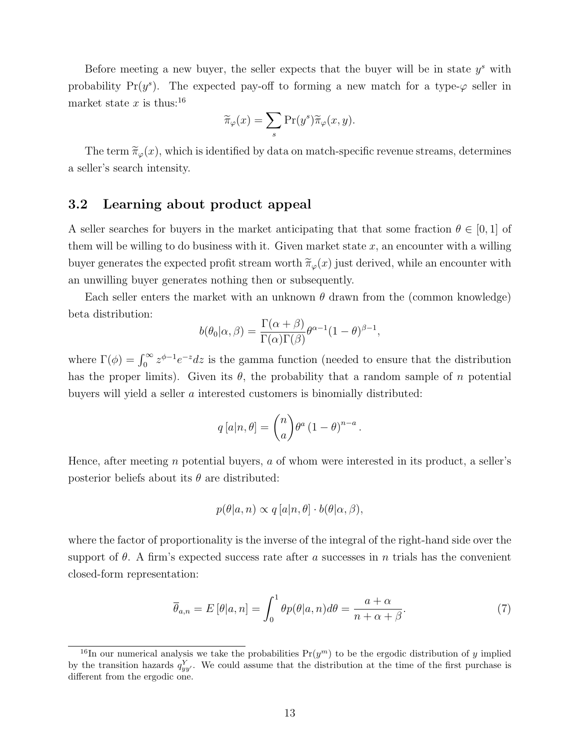Before meeting a new buyer, the seller expects that the buyer will be in state $y^s$ with probability $\Pr(y^s)$. The expected pay-off to forming a new match for a type-$\varphi$ seller in market state $x$ is thus:[16]

$$\widetilde{\pi}_{\varphi}(x) = \sum_{s} \Pr(y^s)\widetilde{\pi}_{\varphi}(x, y).$$

The term $\widetilde{\pi}_{\varphi}(x)$, which is identified by data on match-specific revenue streams, determines a seller's search intensity.

### 3.2 Learning about product appeal

A seller searches for buyers in the market anticipating that that some fraction $\theta \in [0, 1]$ of them will be willing to do business with it. Given market state $x$, an encounter with a willing buyer generates the expected profit stream worth $\widetilde{\pi}_{\varphi}(x)$ just derived, while an encounter with an unwilling buyer generates nothing then or subsequently.

Each seller enters the market with an unknown $\theta$ drawn from the (common knowledge) beta distribution:

$$b(\theta_0|\alpha, \beta) = \frac{\Gamma(\alpha + \beta)}{\Gamma(\alpha)\Gamma(\beta)} \theta^{\alpha-1}(1 - \theta)^{\beta-1},$$

where $\Gamma(\phi) = \int_0^{\infty} z^{\phi-1}e^{-z}dz$ is the gamma function (needed to ensure that the distribution has the proper limits). Given its $\theta$, the probability that a random sample of $n$ potential buyers will yield a seller $a$ interested customers is binomially distributed:

$$q\left[a|n, \theta\right] = \binom{n}{a} \theta^{a} \left(1 - \theta\right)^{n-a}.$$

Hence, after meeting $n$ potential buyers, $a$ of whom were interested in its product, a seller's posterior beliefs about its $\theta$ are distributed:

$$p(\theta|a, n) \propto q\left[a|n, \theta\right] \cdot b(\theta|\alpha, \beta),$$

where the factor of proportionality is the inverse of the integral of the right-hand side over the support of $\theta$. A firm's expected success rate after $a$ successes in $n$ trials has the convenient closed-form representation:

$$\overline{\theta}_{a,n} = E\left[\theta|a, n\right] = \int_0^1 \theta p(\theta|a, n)d\theta = \frac{a + \alpha}{n + \alpha + \beta}. \tag{7}$$

[16] In our numerical analysis we take the probabilities $\Pr(y^m)$ to be the ergodic distribution of $y$ implied by the transition hazards $q^Y_{yy'}$. We could assume that the distribution at the time of the first purchase is different from the ergodic one.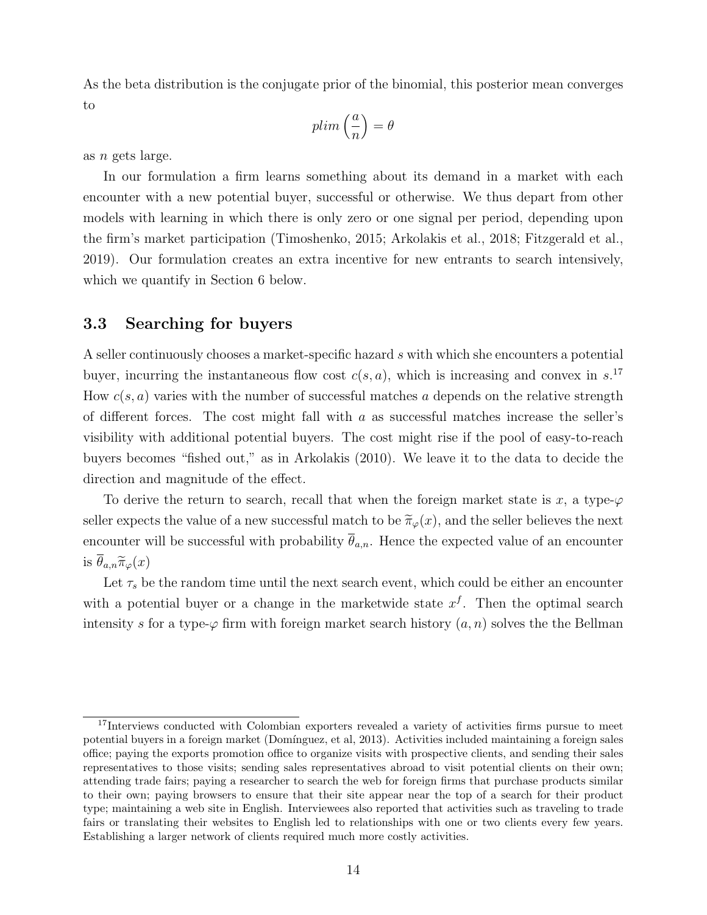As the beta distribution is the conjugate prior of the binomial, this posterior mean converges to

$$plim\left(\frac{a}{n}\right) = \theta$$

as $n$ gets large.

In our formulation a firm learns something about its demand in a market with each encounter with a new potential buyer, successful or otherwise. We thus depart from other models with learning in which there is only zero or one signal per period, depending upon the firm's market participation (Timoshenko, 2015; Arkolakis et al., 2018; Fitzgerald et al., 2019). Our formulation creates an extra incentive for new entrants to search intensively, which we quantify in Section 6 below.

### 3.3 Searching for buyers

A seller continuously chooses a market-specific hazard $s$ with which she encounters a potential buyer, incurring the instantaneous flow cost $c(s, a)$, which is increasing and convex in $s$.[17] How $c(s, a)$ varies with the number of successful matches $a$ depends on the relative strength of different forces. The cost might fall with $a$ as successful matches increase the seller's visibility with additional potential buyers. The cost might rise if the pool of easy-to-reach buyers becomes "fished out," as in Arkolakis (2010). We leave it to the data to decide the direction and magnitude of the effect.

To derive the return to search, recall that when the foreign market state is $x$, a type-$\varphi$ seller expects the value of a new successful match to be $\widetilde{\pi}_{\varphi}(x)$, and the seller believes the next encounter will be successful with probability $\overline{\theta}_{a,n}$. Hence the expected value of an encounter is $\overline{\theta}_{a,n}\widetilde{\pi}_{\varphi}(x)$

Let $\tau_s$ be the random time until the next search event, which could be either an encounter with a potential buyer or a change in the marketwide state $x^f$. Then the optimal search intensity $s$ for a type-$\varphi$ firm with foreign market search history $(a, n)$ solves the the Bellman

[17] Interviews conducted with Colombian exporters revealed a variety of activities firms pursue to meet potential buyers in a foreign market (Domínguez, et al, 2013). Activities included maintaining a foreign sales office; paying the exports promotion office to organize visits with prospective clients, and sending their sales representatives to those visits; sending sales representatives abroad to visit potential clients on their own; attending trade fairs; paying a researcher to search the web for foreign firms that purchase products similar to their own; paying browsers to ensure that their site appear near the top of a search for their product type; maintaining a web site in English. Interviewees also reported that activities such as traveling to trade fairs or translating their websites to English led to relationships with one or two clients every few years. Establishing a larger network of clients required much more costly activities.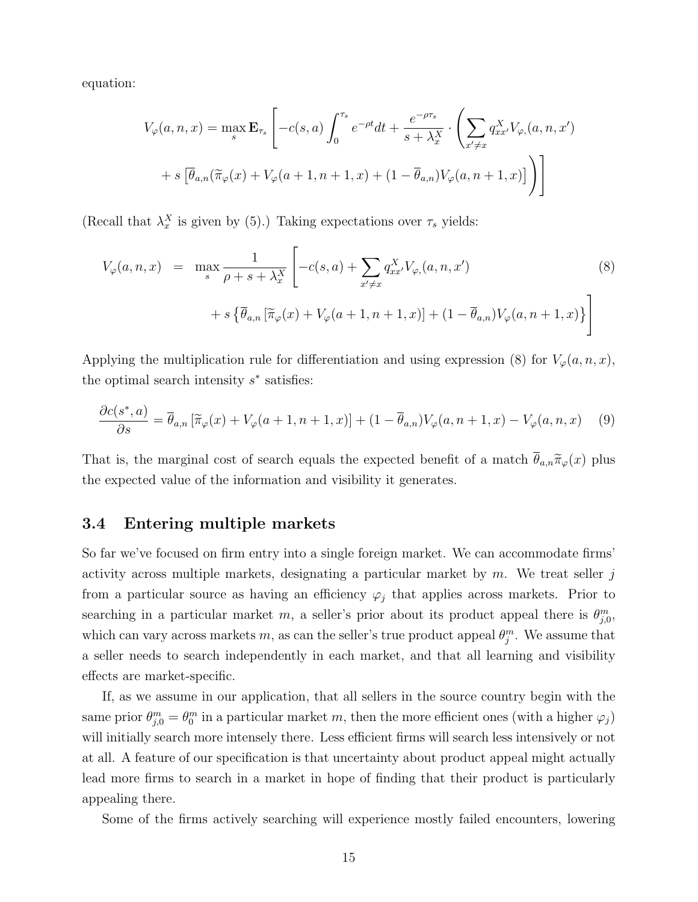equation:

$$
V_{\varphi}(a,n,x) = \max_{s} \mathbf{E}_{\tau_s} \left[ -c(s,a) \int_0^{\tau_s} e^{-\rho t} dt + \frac{e^{-\rho \tau_s}}{s + \lambda_x^X} \cdot \left( \sum_{x' \neq x} q_{xx'}^X V_{\varphi,}(a,n,x') \right.\right.
$$

$$
\left.\left. + \, s \left[ \overline{\theta}_{a,n} (\widetilde{\pi}_{\varphi}(x) + V_{\varphi}(a+1,n+1,x) + (1-\overline{\theta}_{a,n}) V_{\varphi}(a,n+1,x) \right] \right) \right]
$$

(Recall that $\lambda_x^X$ is given by (5).) Taking expectations over $\tau_s$ yields:

$$
\begin{aligned}
V_{\varphi}(a,n,x) \;=\; & \max_{s} \frac{1}{\rho + s + \lambda_x^X} \left[ -c(s,a) + \sum_{x' \neq x} q_{xx'}^X V_{\varphi,}(a,n,x') \right. \qquad (8) \\
& \left. + \, s \left\{ \overline{\theta}_{a,n} \left[ \widetilde{\pi}_{\varphi}(x) + V_{\varphi}(a+1,n+1,x) \right] + (1-\overline{\theta}_{a,n}) V_{\varphi}(a,n+1,x) \right\} \right]
\end{aligned}
$$

Applying the multiplication rule for differentiation and using expression (8) for $V_{\varphi}(a,n,x)$, the optimal search intensity $s^*$ satisfies:

$$
\frac{\partial c(s^*,a)}{\partial s} = \overline{\theta}_{a,n} \left[ \widetilde{\pi}_{\varphi}(x) + V_{\varphi}(a+1,n+1,x) \right] + (1-\overline{\theta}_{a,n}) V_{\varphi}(a,n+1,x) - V_{\varphi}(a,n,x) \qquad (9)
$$

That is, the marginal cost of search equals the expected benefit of a match $\overline{\theta}_{a,n}\widetilde{\pi}_{\varphi}(x)$ plus the expected value of the information and visibility it generates.

### 3.4 Entering multiple markets

So far we've focused on firm entry into a single foreign market. We can accommodate firms' activity across multiple markets, designating a particular market by $m$. We treat seller $j$ from a particular source as having an efficiency $\varphi_j$ that applies across markets. Prior to searching in a particular market $m$, a seller's prior about its product appeal there is $\theta_{j,0}^m$, which can vary across markets $m$, as can the seller's true product appeal $\theta_j^m$. We assume that a seller needs to search independently in each market, and that all learning and visibility effects are market-specific.

If, as we assume in our application, that all sellers in the source country begin with the same prior $\theta_{j,0}^m = \theta_0^m$ in a particular market $m$, then the more efficient ones (with a higher $\varphi_j$) will initially search more intensely there. Less efficient firms will search less intensively or not at all. A feature of our specification is that uncertainty about product appeal might actually lead more firms to search in a market in hope of finding that their product is particularly appealing there.

Some of the firms actively searching will experience mostly failed encounters, lowering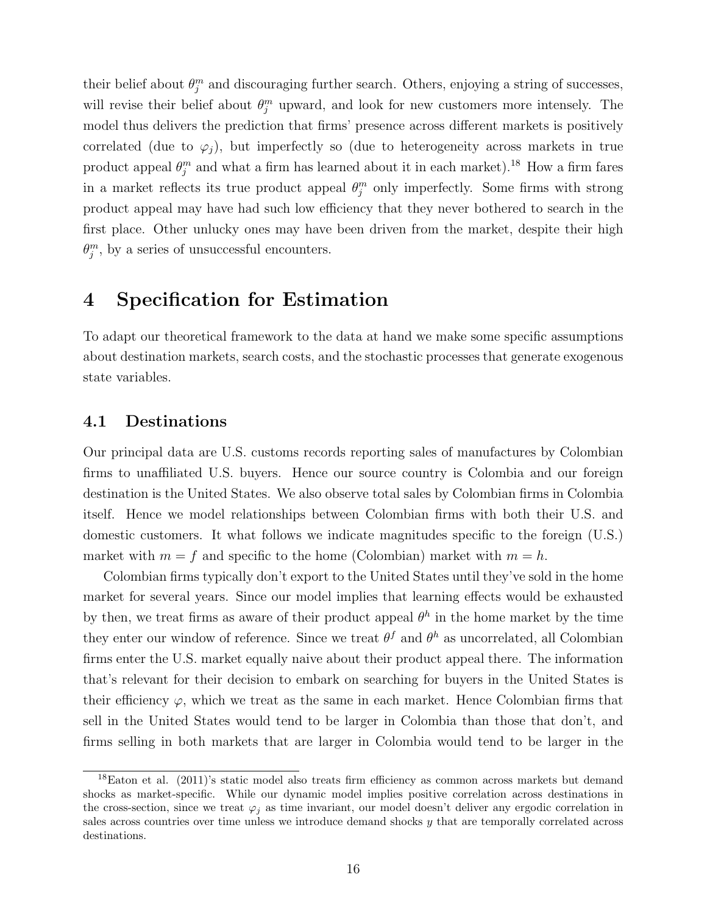their belief about $\theta_j^m$ and discouraging further search. Others, enjoying a string of successes, will revise their belief about $\theta_j^m$ upward, and look for new customers more intensely. The model thus delivers the prediction that firms' presence across different markets is positively correlated (due to $\varphi_j$), but imperfectly so (due to heterogeneity across markets in true product appeal $\theta_j^m$ and what a firm has learned about it in each market).[18] How a firm fares in a market reflects its true product appeal $\theta_j^m$ only imperfectly. Some firms with strong product appeal may have had such low efficiency that they never bothered to search in the first place. Other unlucky ones may have been driven from the market, despite their high $\theta_j^m$, by a series of unsuccessful encounters.

# 4 Specification for Estimation

To adapt our theoretical framework to the data at hand we make some specific assumptions about destination markets, search costs, and the stochastic processes that generate exogenous state variables.

## 4.1 Destinations

Our principal data are U.S. customs records reporting sales of manufactures by Colombian firms to unaffiliated U.S. buyers. Hence our source country is Colombia and our foreign destination is the United States. We also observe total sales by Colombian firms in Colombia itself. Hence we model relationships between Colombian firms with both their U.S. and domestic customers. It what follows we indicate magnitudes specific to the foreign (U.S.) market with $m = f$ and specific to the home (Colombian) market with $m = h$.

Colombian firms typically don't export to the United States until they've sold in the home market for several years. Since our model implies that learning effects would be exhausted by then, we treat firms as aware of their product appeal $\theta^h$ in the home market by the time they enter our window of reference. Since we treat $\theta^f$ and $\theta^h$ as uncorrelated, all Colombian firms enter the U.S. market equally naive about their product appeal there. The information that's relevant for their decision to embark on searching for buyers in the United States is their efficiency $\varphi$, which we treat as the same in each market. Hence Colombian firms that sell in the United States would tend to be larger in Colombia than those that don't, and firms selling in both markets that are larger in Colombia would tend to be larger in the

[18] Eaton et al. (2011)'s static model also treats firm efficiency as common across markets but demand shocks as market-specific. While our dynamic model implies positive correlation across destinations in the cross-section, since we treat $\varphi_j$ as time invariant, our model doesn't deliver any ergodic correlation in sales across countries over time unless we introduce demand shocks $y$ that are temporally correlated across destinations.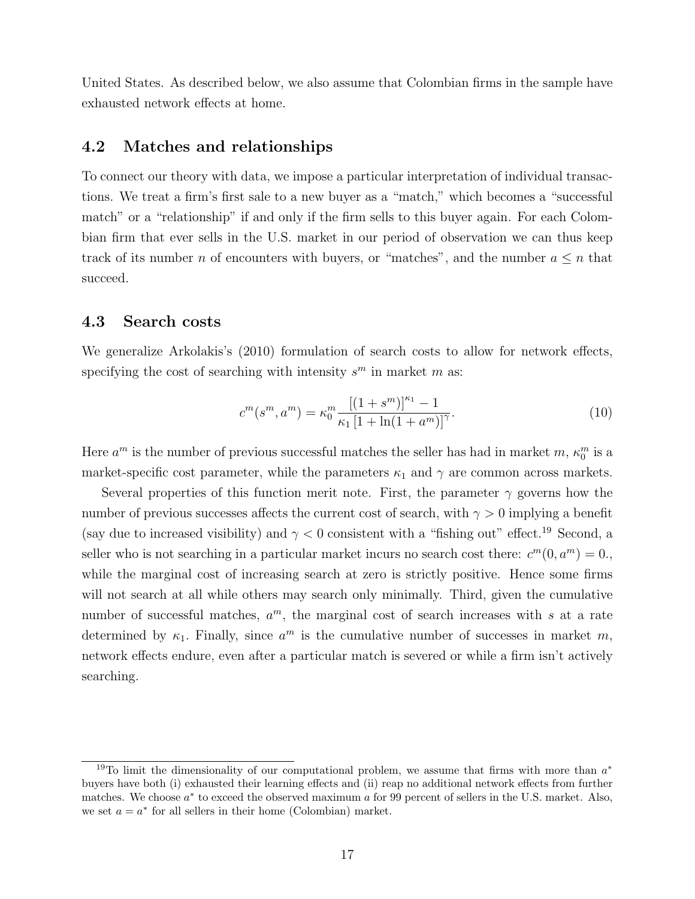United States. As described below, we also assume that Colombian firms in the sample have exhausted network effects at home.

## 4.2 Matches and relationships

To connect our theory with data, we impose a particular interpretation of individual transactions. We treat a firm's first sale to a new buyer as a "match," which becomes a "successful match" or a "relationship" if and only if the firm sells to this buyer again. For each Colombian firm that ever sells in the U.S. market in our period of observation we can thus keep track of its number $n$ of encounters with buyers, or "matches", and the number $a \leq n$ that succeed.

## 4.3 Search costs

We generalize Arkolakis's (2010) formulation of search costs to allow for network effects, specifying the cost of searching with intensity $s^m$ in market $m$ as:

$$c^m(s^m, a^m) = \kappa_0^m \frac{[(1+s^m)]^{\kappa_1} - 1}{\kappa_1 [1 + \ln(1+a^m)]^{\gamma}}. \tag{10}$$

Here $a^m$ is the number of previous successful matches the seller has had in market $m$, $\kappa_0^m$ is a market-specific cost parameter, while the parameters $\kappa_1$ and $\gamma$ are common across markets.

Several properties of this function merit note. First, the parameter $\gamma$ governs how the number of previous successes affects the current cost of search, with $\gamma > 0$ implying a benefit (say due to increased visibility) and $\gamma < 0$ consistent with a "fishing out" effect.[19] Second, a seller who is not searching in a particular market incurs no search cost there: $c^m(0, a^m) = 0.$, while the marginal cost of increasing search at zero is strictly positive. Hence some firms will not search at all while others may search only minimally. Third, given the cumulative number of successful matches, $a^m$, the marginal cost of search increases with $s$ at a rate determined by $\kappa_1$. Finally, since $a^m$ is the cumulative number of successes in market $m$, network effects endure, even after a particular match is severed or while a firm isn't actively searching.

[19] To limit the dimensionality of our computational problem, we assume that firms with more than $a^*$ buyers have both (i) exhausted their learning effects and (ii) reap no additional network effects from further matches. We choose $a^*$ to exceed the observed maximum $a$ for 99 percent of sellers in the U.S. market. Also, we set $a = a^*$ for all sellers in their home (Colombian) market.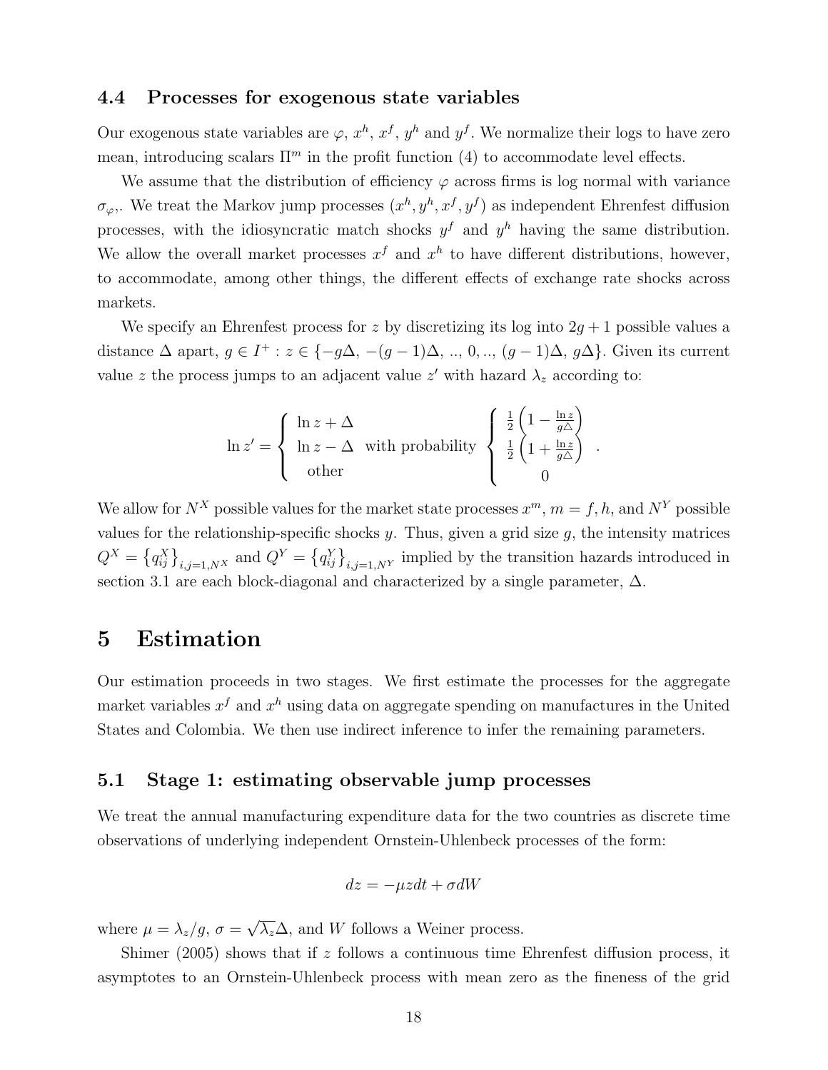### 4.4 Processes for exogenous state variables

Our exogenous state variables are $\varphi$, $x^h$, $x^f$, $y^h$ and $y^f$. We normalize their logs to have zero mean, introducing scalars $\Pi^m$ in the profit function (4) to accommodate level effects.

We assume that the distribution of efficiency $\varphi$ across firms is log normal with variance $\sigma_{\varphi}$,. We treat the Markov jump processes $(x^h, y^h, x^f, y^f)$ as independent Ehrenfest diffusion processes, with the idiosyncratic match shocks $y^f$ and $y^h$ having the same distribution. We allow the overall market processes $x^f$ and $x^h$ to have different distributions, however, to accommodate, among other things, the different effects of exchange rate shocks across markets.

We specify an Ehrenfest process for $z$ by discretizing its log into $2g + 1$ possible values a distance $\Delta$ apart, $g \in I^+ : z \in \{-g\Delta, -(g-1)\Delta, .., 0, .., (g-1)\Delta, g\Delta\}$. Given its current value $z$ the process jumps to an adjacent value $z'$ with hazard $\lambda_z$ according to:

$$\ln z' = \begin{cases} \ln z + \Delta \\ \ln z - \Delta \\ \text{other} \end{cases} \text{with probability} \begin{cases} \frac{1}{2}\left(1 - \frac{\ln z}{g\triangle}\right) \\ \frac{1}{2}\left(1 + \frac{\ln z}{g\triangle}\right) \\ 0 \end{cases}.$$

We allow for $N^X$ possible values for the market state processes $x^m$, $m = f, h$, and $N^Y$ possible values for the relationship-specific shocks $y$. Thus, given a grid size $g$, the intensity matrices $Q^X = \{q_{ij}^X\}_{i,j=1,N^X}$ and $Q^Y = \{q_{ij}^Y\}_{i,j=1,N^Y}$ implied by the transition hazards introduced in section 3.1 are each block-diagonal and characterized by a single parameter, $\Delta$.

# 5 Estimation

Our estimation proceeds in two stages. We first estimate the processes for the aggregate market variables $x^f$ and $x^h$ using data on aggregate spending on manufactures in the United States and Colombia. We then use indirect inference to infer the remaining parameters.

## 5.1 Stage 1: estimating observable jump processes

We treat the annual manufacturing expenditure data for the two countries as discrete time observations of underlying independent Ornstein-Uhlenbeck processes of the form:

$$dz = -\mu z dt + \sigma dW$$

where $\mu = \lambda_z/g$, $\sigma = \sqrt{\lambda_z}\Delta$, and $W$ follows a Weiner process.

Shimer (2005) shows that if $z$ follows a continuous time Ehrenfest diffusion process, it asymptotes to an Ornstein-Uhlenbeck process with mean zero as the fineness of the grid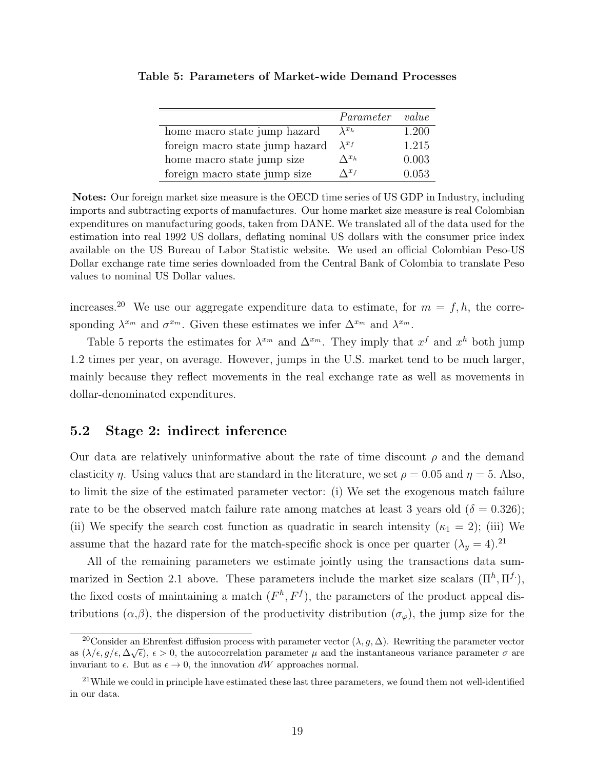**Table 5: Parameters of Market-wide Demand Processes**

| | *Parameter* | *value* |
|---|---|---|
| home macro state jump hazard | $\lambda^{x_h}$ | 1.200 |
| foreign macro state jump hazard | $\lambda^{x_f}$ | 1.215 |
| home macro state jump size | $\Delta^{x_h}$ | 0.003 |
| foreign macro state jump size | $\Delta^{x_f}$ | 0.053 |

**Notes:** Our foreign market size measure is the OECD time series of US GDP in Industry, including imports and subtracting exports of manufactures. Our home market size measure is real Colombian expenditures on manufacturing goods, taken from DANE. We translated all of the data used for the estimation into real 1992 US dollars, deflating nominal US dollars with the consumer price index available on the US Bureau of Labor Statistic website. We used an official Colombian Peso-US Dollar exchange rate time series downloaded from the Central Bank of Colombia to translate Peso values to nominal US Dollar values.

increases.[20] We use our aggregate expenditure data to estimate, for $m = f, h$, the corresponding $\lambda^{x_m}$ and $\sigma^{x_m}$. Given these estimates we infer $\Delta^{x_m}$ and $\lambda^{x_m}$.

Table 5 reports the estimates for $\lambda^{x_m}$ and $\Delta^{x_m}$. They imply that $x^f$ and $x^h$ both jump 1.2 times per year, on average. However, jumps in the U.S. market tend to be much larger, mainly because they reflect movements in the real exchange rate as well as movements in dollar-denominated expenditures.

## 5.2 Stage 2: indirect inference

Our data are relatively uninformative about the rate of time discount $\rho$ and the demand elasticity $\eta$. Using values that are standard in the literature, we set $\rho = 0.05$ and $\eta = 5$. Also, to limit the size of the estimated parameter vector: (i) We set the exogenous match failure rate to be the observed match failure rate among matches at least 3 years old ($\delta = 0.326$); (ii) We specify the search cost function as quadratic in search intensity ($\kappa_1 = 2$); (iii) We assume that the hazard rate for the match-specific shock is once per quarter ($\lambda_y = 4$).[21]

All of the remaining parameters we estimate jointly using the transactions data summarized in Section 2.1 above. These parameters include the market size scalars $(\Pi^h, \Pi^{f\cdot})$, the fixed costs of maintaining a match $(F^h, F^f)$, the parameters of the product appeal distributions ($\alpha$,$\beta$), the dispersion of the productivity distribution ($\sigma_\varphi$), the jump size for the

[20] Consider an Ehrenfest diffusion process with parameter vector $(\lambda, g, \Delta)$. Rewriting the parameter vector as $(\lambda/\epsilon, g/\epsilon, \Delta\sqrt{\epsilon})$, $\epsilon > 0$, the autocorrelation parameter $\mu$ and the instantaneous variance parameter $\sigma$ are invariant to $\epsilon$. But as $\epsilon \to 0$, the innovation $dW$ approaches normal.

[21] While we could in principle have estimated these last three parameters, we found them not well-identified in our data.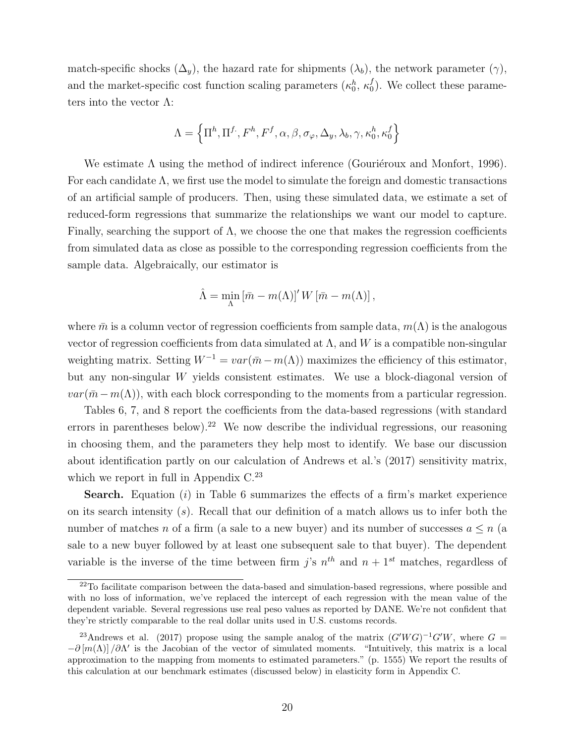match-specific shocks ($\Delta_y$), the hazard rate for shipments ($\lambda_b$), the network parameter ($\gamma$), and the market-specific cost function scaling parameters ($\kappa_0^h$, $\kappa_0^f$). We collect these parameters into the vector $\Lambda$:

$$\Lambda = \left\{ \Pi^h, \Pi^{f\cdot}, F^h, F^f, \alpha, \beta, \sigma_\varphi, \Delta_y, \lambda_b, \gamma, \kappa_0^h, \kappa_0^f \right\}$$

We estimate $\Lambda$ using the method of indirect inference (Gouriéroux and Monfort, 1996). For each candidate $\Lambda$, we first use the model to simulate the foreign and domestic transactions of an artificial sample of producers. Then, using these simulated data, we estimate a set of reduced-form regressions that summarize the relationships we want our model to capture. Finally, searching the support of $\Lambda$, we choose the one that makes the regression coefficients from simulated data as close as possible to the corresponding regression coefficients from the sample data. Algebraically, our estimator is

$$\hat{\Lambda} = \min_{\Lambda} \left[ \bar{m} - m(\Lambda) \right]' W \left[ \bar{m} - m(\Lambda) \right],$$

where $\bar{m}$ is a column vector of regression coefficients from sample data, $m(\Lambda)$ is the analogous vector of regression coefficients from data simulated at $\Lambda$, and $W$ is a compatible non-singular weighting matrix. Setting $W^{-1} = var(\bar{m} - m(\Lambda))$ maximizes the efficiency of this estimator, but any non-singular $W$ yields consistent estimates. We use a block-diagonal version of $var(\bar{m} - m(\Lambda))$, with each block corresponding to the moments from a particular regression.

Tables 6, 7, and 8 report the coefficients from the data-based regressions (with standard errors in parentheses below).[22] We now describe the individual regressions, our reasoning in choosing them, and the parameters they help most to identify. We base our discussion about identification partly on our calculation of Andrews et al.'s (2017) sensitivity matrix, which we report in full in Appendix C.[23]

**Search.** Equation ($i$) in Table 6 summarizes the effects of a firm's market experience on its search intensity ($s$). Recall that our definition of a match allows us to infer both the number of matches $n$ of a firm (a sale to a new buyer) and its number of successes $a \leq n$ (a sale to a new buyer followed by at least one subsequent sale to that buyer). The dependent variable is the inverse of the time between firm $j$'s $n^{th}$ and $n + 1^{st}$ matches, regardless of

[22] To facilitate comparison between the data-based and simulation-based regressions, where possible and with no loss of information, we've replaced the intercept of each regression with the mean value of the dependent variable. Several regressions use real peso values as reported by DANE. We're not confident that they're strictly comparable to the real dollar units used in U.S. customs records.

[23] Andrews et al. (2017) propose using the sample analog of the matrix $(G'WG)^{-1}G'W$, where $G = -\partial \left[ m(\Lambda) \right] / \partial \Lambda'$ is the Jacobian of the vector of simulated moments. "Intuitively, this matrix is a local approximation to the mapping from moments to estimated parameters." (p. 1555) We report the results of this calculation at our benchmark estimates (discussed below) in elasticity form in Appendix C.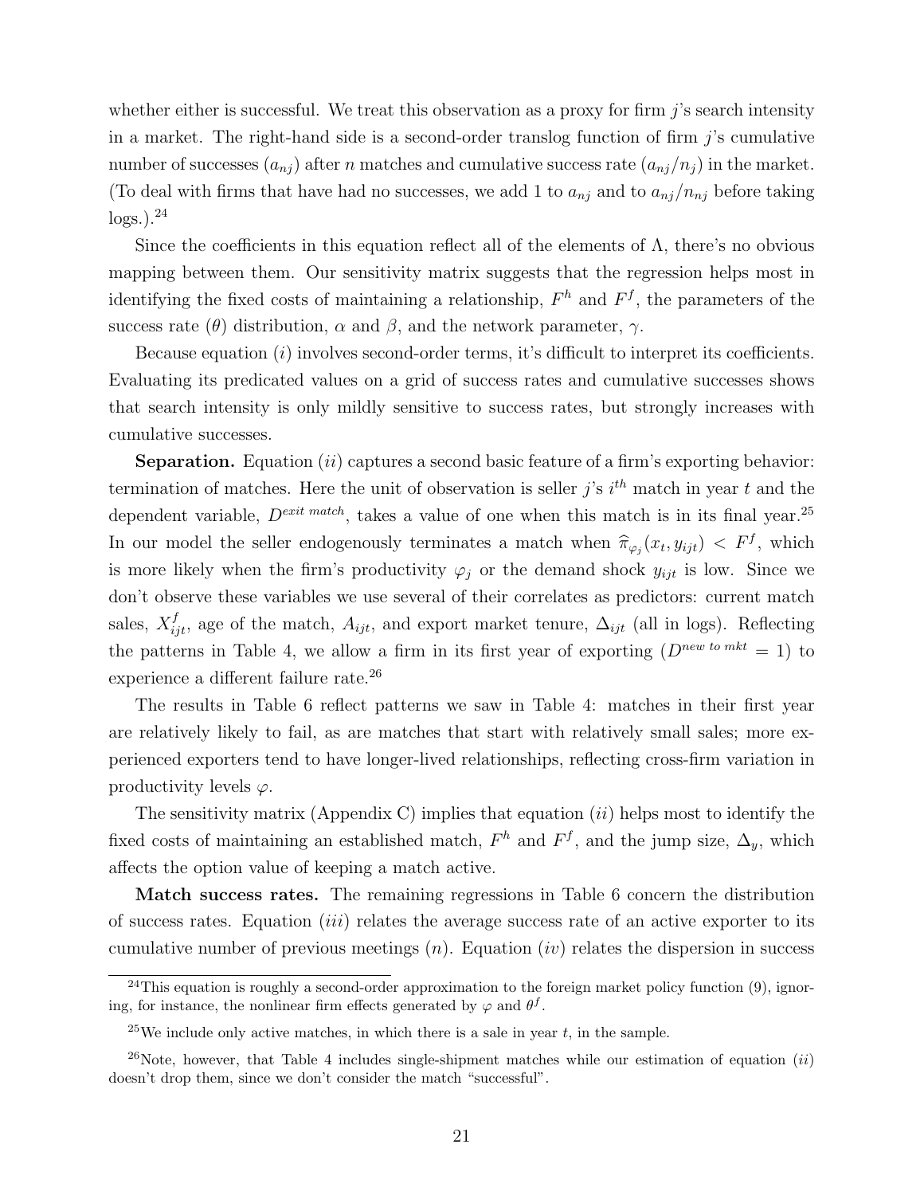whether either is successful. We treat this observation as a proxy for firm $j$'s search intensity in a market. The right-hand side is a second-order translog function of firm $j$'s cumulative number of successes ($a_{nj}$) after $n$ matches and cumulative success rate ($a_{nj}/n_j$) in the market. (To deal with firms that have had no successes, we add 1 to $a_{nj}$ and to $a_{nj}/n_{nj}$ before taking logs.).[24]

Since the coefficients in this equation reflect all of the elements of $\Lambda$, there's no obvious mapping between them. Our sensitivity matrix suggests that the regression helps most in identifying the fixed costs of maintaining a relationship, $F^h$ and $F^f$, the parameters of the success rate ($\theta$) distribution, $\alpha$ and $\beta$, and the network parameter, $\gamma$.

Because equation $(i)$ involves second-order terms, it's difficult to interpret its coefficients. Evaluating its predicated values on a grid of success rates and cumulative successes shows that search intensity is only mildly sensitive to success rates, but strongly increases with cumulative successes.

**Separation.** Equation $(ii)$ captures a second basic feature of a firm's exporting behavior: termination of matches. Here the unit of observation is seller $j$'s $i^{th}$ match in year $t$ and the dependent variable, $D^{exit\ match}$, takes a value of one when this match is in its final year.[25] In our model the seller endogenously terminates a match when $\widehat{\pi}_{\varphi_j}(x_t, y_{ijt}) < F^f$, which is more likely when the firm's productivity $\varphi_j$ or the demand shock $y_{ijt}$ is low. Since we don't observe these variables we use several of their correlates as predictors: current match sales, $X^f_{ijt}$, age of the match, $A_{ijt}$, and export market tenure, $\Delta_{ijt}$ (all in logs). Reflecting the patterns in Table 4, we allow a firm in its first year of exporting ($D^{new\ to\ mkt} = 1$) to experience a different failure rate.[26]

The results in Table 6 reflect patterns we saw in Table 4: matches in their first year are relatively likely to fail, as are matches that start with relatively small sales; more experienced exporters tend to have longer-lived relationships, reflecting cross-firm variation in productivity levels $\varphi$.

The sensitivity matrix (Appendix C) implies that equation $(ii)$ helps most to identify the fixed costs of maintaining an established match, $F^h$ and $F^f$, and the jump size, $\Delta_y$, which affects the option value of keeping a match active.

**Match success rates.** The remaining regressions in Table 6 concern the distribution of success rates. Equation $(iii)$ relates the average success rate of an active exporter to its cumulative number of previous meetings ($n$). Equation $(iv)$ relates the dispersion in success

[24] This equation is roughly a second-order approximation to the foreign market policy function (9), ignoring, for instance, the nonlinear firm effects generated by $\varphi$ and $\theta^f$.

[25] We include only active matches, in which there is a sale in year $t$, in the sample.

[26] Note, however, that Table 4 includes single-shipment matches while our estimation of equation $(ii)$ doesn't drop them, since we don't consider the match "successful".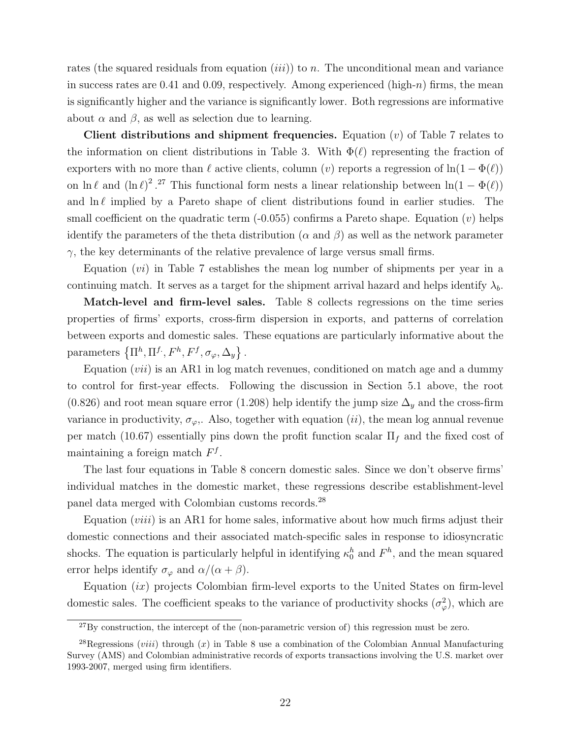rates (the squared residuals from equation (*iii*)) to $n$. The unconditional mean and variance in success rates are 0.41 and 0.09, respectively. Among experienced (high-$n$) firms, the mean is significantly higher and the variance is significantly lower. Both regressions are informative about $\alpha$ and $\beta$, as well as selection due to learning.

**Client distributions and shipment frequencies.** Equation (*v*) of Table 7 relates to the information on client distributions in Table 3. With $\Phi(\ell)$ representing the fraction of exporters with no more than $\ell$ active clients, column (*v*) reports a regression of $\ln(1 - \Phi(\ell))$ on $\ln \ell$ and $(\ln \ell)^2$.[27] This functional form nests a linear relationship between $\ln(1 - \Phi(\ell))$ and $\ln \ell$ implied by a Pareto shape of client distributions found in earlier studies. The small coefficient on the quadratic term (-0.055) confirms a Pareto shape. Equation (*v*) helps identify the parameters of the theta distribution ($\alpha$ and $\beta$) as well as the network parameter $\gamma$, the key determinants of the relative prevalence of large versus small firms.

Equation (*vi*) in Table 7 establishes the mean log number of shipments per year in a continuing match. It serves as a target for the shipment arrival hazard and helps identify $\lambda_b$.

**Match-level and firm-level sales.** Table 8 collects regressions on the time series properties of firms' exports, cross-firm dispersion in exports, and patterns of correlation between exports and domestic sales. These equations are particularly informative about the parameters $\left\{\Pi^h, \Pi^{f\cdot}, F^h, F^f, \sigma_\varphi, \Delta_y\right\}$.

Equation (*vii*) is an AR1 in log match revenues, conditioned on match age and a dummy to control for first-year effects. Following the discussion in Section 5.1 above, the root (0.826) and root mean square error (1.208) help identify the jump size $\Delta_y$ and the cross-firm variance in productivity, $\sigma_{\varphi}$,. Also, together with equation (*ii*), the mean log annual revenue per match (10.67) essentially pins down the profit function scalar $\Pi_f$ and the fixed cost of maintaining a foreign match $F^f$.

The last four equations in Table 8 concern domestic sales. Since we don't observe firms' individual matches in the domestic market, these regressions describe establishment-level panel data merged with Colombian customs records.[28]

Equation (*viii*) is an AR1 for home sales, informative about how much firms adjust their domestic connections and their associated match-specific sales in response to idiosyncratic shocks. The equation is particularly helpful in identifying $\kappa_0^h$ and $F^h$, and the mean squared error helps identify $\sigma_\varphi$ and $\alpha/(\alpha + \beta)$.

Equation (*ix*) projects Colombian firm-level exports to the United States on firm-level domestic sales. The coefficient speaks to the variance of productivity shocks ($\sigma_\varphi^2$), which are

[27] By construction, the intercept of the (non-parametric version of) this regression must be zero.

[28] Regressions (*viii*) through (*x*) in Table 8 use a combination of the Colombian Annual Manufacturing Survey (AMS) and Colombian administrative records of exports transactions involving the U.S. market over 1993-2007, merged using firm identifiers.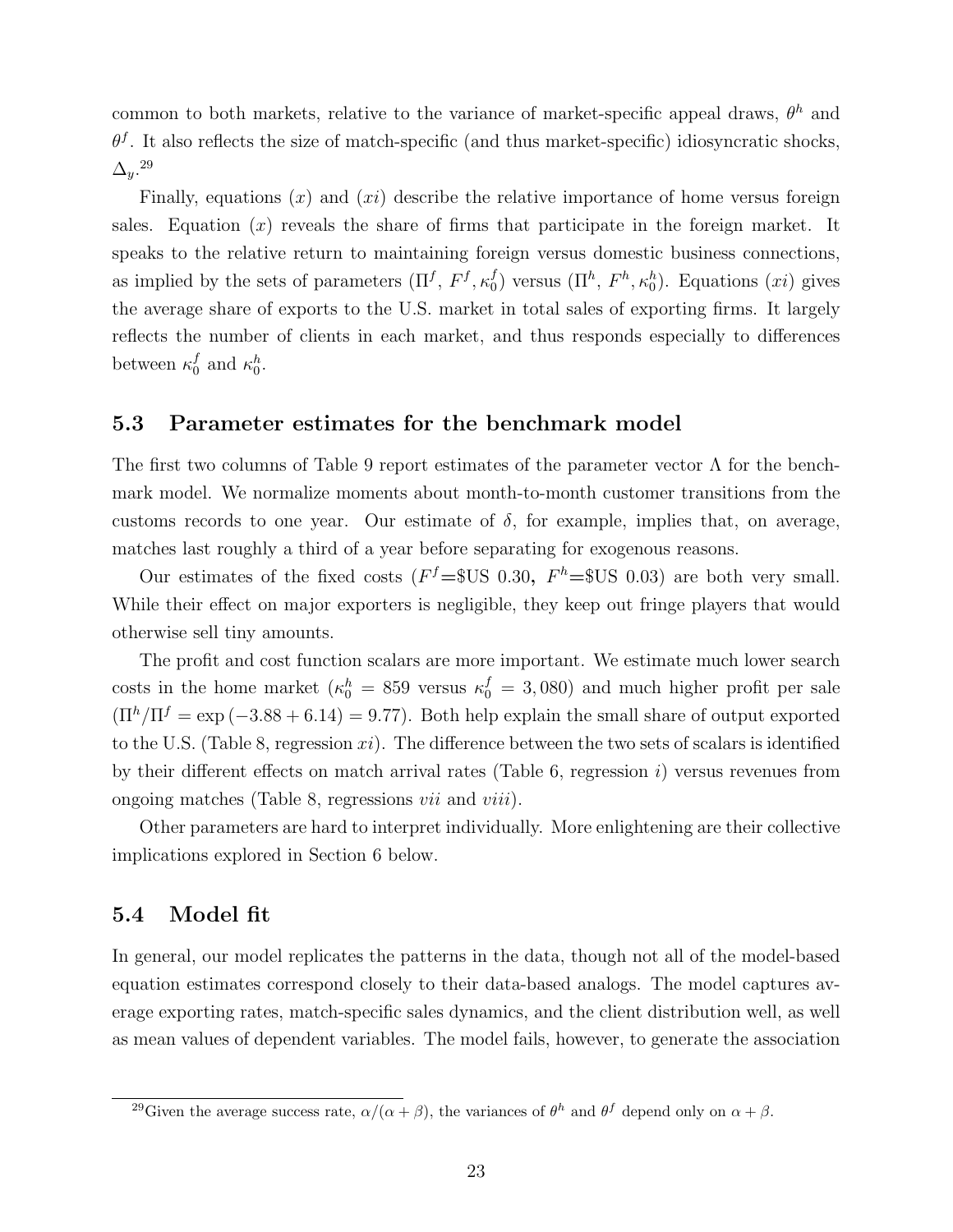common to both markets, relative to the variance of market-specific appeal draws, $\theta^h$ and $\theta^f$. It also reflects the size of match-specific (and thus market-specific) idiosyncratic shocks, $\Delta_y$.[29]

Finally, equations $(x)$ and $(xi)$ describe the relative importance of home versus foreign sales. Equation $(x)$ reveals the share of firms that participate in the foreign market. It speaks to the relative return to maintaining foreign versus domestic business connections, as implied by the sets of parameters $(\Pi^f,\ F^f, \kappa_0^f)$ versus $(\Pi^h,\ F^h, \kappa_0^h)$. Equations $(xi)$ gives the average share of exports to the U.S. market in total sales of exporting firms. It largely reflects the number of clients in each market, and thus responds especially to differences between $\kappa_0^f$ and $\kappa_0^h$.

### 5.3 Parameter estimates for the benchmark model

The first two columns of Table 9 report estimates of the parameter vector $\Lambda$ for the benchmark model. We normalize moments about month-to-month customer transitions from the customs records to one year. Our estimate of $\delta$, for example, implies that, on average, matches last roughly a third of a year before separating for exogenous reasons.

Our estimates of the fixed costs ($F^f$=\$US 0.30**,** $F^h$=\$US 0.03) are both very small. While their effect on major exporters is negligible, they keep out fringe players that would otherwise sell tiny amounts.

The profit and cost function scalars are more important. We estimate much lower search costs in the home market ($\kappa_0^h = 859$ versus $\kappa_0^f = 3,080$) and much higher profit per sale ($\Pi^h/\Pi^f = \exp(-3.88 + 6.14) = 9.77$). Both help explain the small share of output exported to the U.S. (Table 8, regression $xi$). The difference between the two sets of scalars is identified by their different effects on match arrival rates (Table 6, regression $i$) versus revenues from ongoing matches (Table 8, regressions $vii$ and $viii$).

Other parameters are hard to interpret individually. More enlightening are their collective implications explored in Section 6 below.

### 5.4 Model fit

In general, our model replicates the patterns in the data, though not all of the model-based equation estimates correspond closely to their data-based analogs. The model captures average exporting rates, match-specific sales dynamics, and the client distribution well, as well as mean values of dependent variables. The model fails, however, to generate the association

[29] Given the average success rate, $\alpha/(\alpha + \beta)$, the variances of $\theta^h$ and $\theta^f$ depend only on $\alpha + \beta$.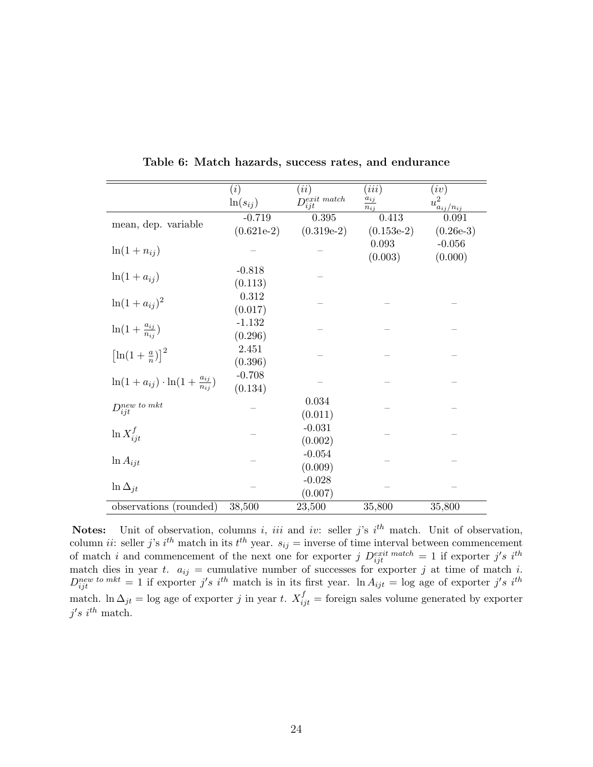**Table 6: Match hazards, success rates, and endurance**

| | $(i)$ $\ln(s_{ij})$ | $(ii)$ $D_{ijt}^{exit\ match}$ | $(iii)$ $\frac{a_{ij}}{n_{ij}}$ | $(iv)$ $u^2_{a_{ij}/n_{ij}}$ |
|---|---|---|---|---|
| mean, dep. variable | -0.719 (0.621e-2) | 0.395 (0.319e-2) | 0.413 (0.153e-2) | 0.091 (0.26e-3) |
| $\ln(1+n_{ij})$ | – | – | 0.093 (0.003) | -0.056 (0.000) |
| $\ln(1+a_{ij})$ | -0.818 (0.113) | – | | |
| $\ln(1+a_{ij})^2$ | 0.312 (0.017) | – | – | – |
| $\ln(1+\frac{a_{ij}}{n_{ij}})$ | -1.132 (0.296) | – | – | – |
| $\left[\ln(1+\frac{a}{n})\right]^2$ | 2.451 (0.396) | – | – | – |
| $\ln(1+a_{ij})\cdot\ln(1+\frac{a_{ij}}{n_{ij}})$ | -0.708 (0.134) | – | – | – |
| $D_{ijt}^{new\ to\ mkt}$ | – | 0.034 (0.011) | – | – |
| $\ln X_{ijt}^{f}$ | – | -0.031 (0.002) | – | – |
| $\ln A_{ijt}$ | – | -0.054 (0.009) | – | – |
| $\ln \Delta_{jt}$ | – | -0.028 (0.007) | – | – |
| observations (rounded) | 38,500 | 23,500 | 35,800 | 35,800 |

**Notes:** Unit of observation, columns $i$, $iii$ and $iv$: seller $j$'s $i^{th}$ match. Unit of observation, column $ii$: seller $j$'s $i^{th}$ match in its $t^{th}$ year. $s_{ij}$ = inverse of time interval between commencement of match $i$ and commencement of the next one for exporter $j$ $D_{ijt}^{exit\ match} = 1$ if exporter $j's$ $i^{th}$ match dies in year $t$. $a_{ij}$ = cumulative number of successes for exporter $j$ at time of match $i$. $D_{ijt}^{new\ to\ mkt} = 1$ if exporter $j's$ $i^{th}$ match is in its first year. $\ln A_{ijt}$ = log age of exporter $j's$ $i^{th}$ match. $\ln \Delta_{jt}$ = log age of exporter $j$ in year $t$. $X_{ijt}^{f}$ = foreign sales volume generated by exporter $j's$ $i^{th}$ match.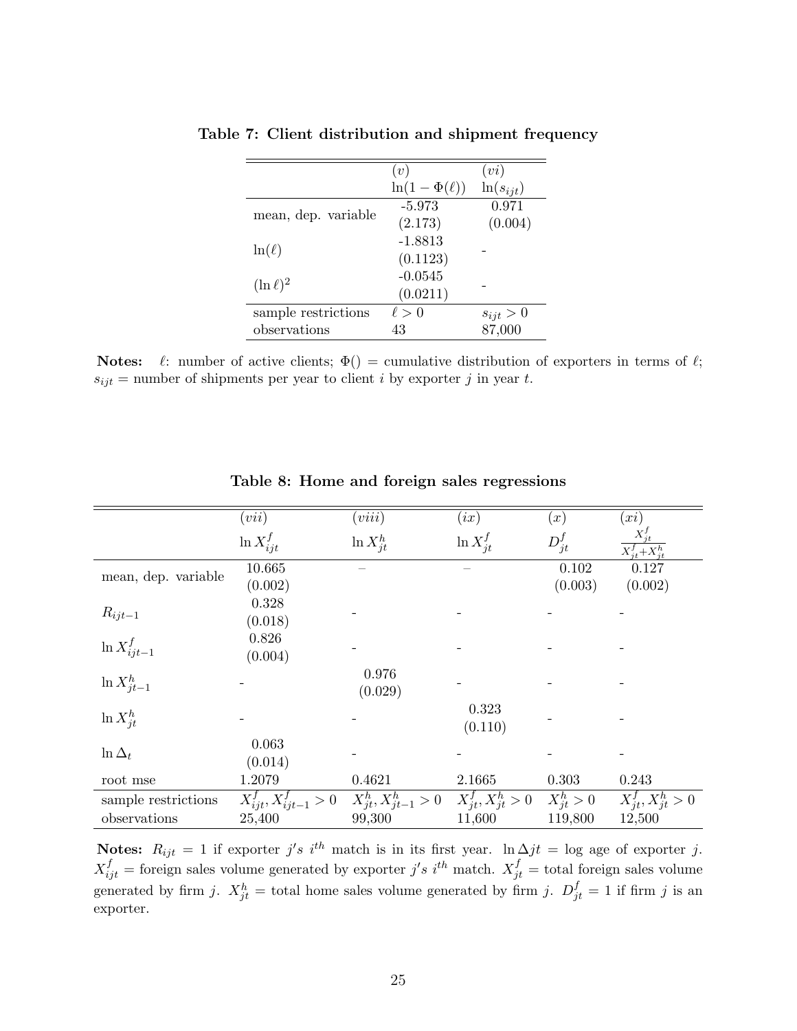**Table 7: Client distribution and shipment frequency**

| | $(v)$ $\ln(1-\Phi(\ell))$ | $(vi)$ $\ln(s_{ijt})$ |
|---|---|---|
| mean, dep. variable | -5.973 (2.173) | 0.971 (0.004) |
| $\ln(\ell)$ | -1.8813 (0.1123) | - |
| $(\ln \ell)^2$ | -0.0545 (0.0211) | - |
| sample restrictions | $\ell > 0$ | $s_{ijt} > 0$ |
| observations | 43 | 87,000 |

**Notes:** $\ell$: number of active clients; $\Phi()$ = cumulative distribution of exporters in terms of $\ell$; $s_{ijt}$ = number of shipments per year to client $i$ by exporter $j$ in year $t$.

**Table 8: Home and foreign sales regressions**

| | $(vii)$ $\ln X^f_{ijt}$ | $(viii)$ $\ln X^h_{jt}$ | $(ix)$ $\ln X^f_{jt}$ | $(x)$ $D^f_{jt}$ | $(xi)$ $\frac{X^f_{jt}}{X^f_{jt}+X^h_{jt}}$ |
|---|---|---|---|---|---|
| mean, dep. variable | 10.665 (0.002) | – | – | 0.102 (0.003) | 0.127 (0.002) |
| $R_{ijt-1}$ | 0.328 (0.018) | - | - | - | - |
| $\ln X^f_{ijt-1}$ | 0.826 (0.004) | - | - | - | - |
| $\ln X^h_{jt-1}$ | - | 0.976 (0.029) | - | - | - |
| $\ln X^h_{jt}$ | - | - | 0.323 (0.110) | - | - |
| $\ln \Delta_t$ | 0.063 (0.014) | - | - | - | - |
| root mse | 1.2079 | 0.4621 | 2.1665 | 0.303 | 0.243 |
| sample restrictions | $X^f_{ijt}, X^f_{ijt-1} > 0$ | $X^h_{jt}, X^h_{jt-1} > 0$ | $X^f_{jt}, X^h_{jt} > 0$ | $X^h_{jt} > 0$ | $X^f_{jt}, X^h_{jt} > 0$ |
| observations | 25,400 | 99,300 | 11,600 | 119,800 | 12,500 |

**Notes:** $R_{ijt} = 1$ if exporter $j's$ $i^{th}$ match is in its first year. $\ln \Delta jt$ = log age of exporter $j$. $X^f_{ijt}$ = foreign sales volume generated by exporter $j's$ $i^{th}$ match. $X^f_{jt}$ = total foreign sales volume generated by firm $j$. $X^h_{jt}$ = total home sales volume generated by firm $j$. $D^f_{jt} = 1$ if firm $j$ is an exporter.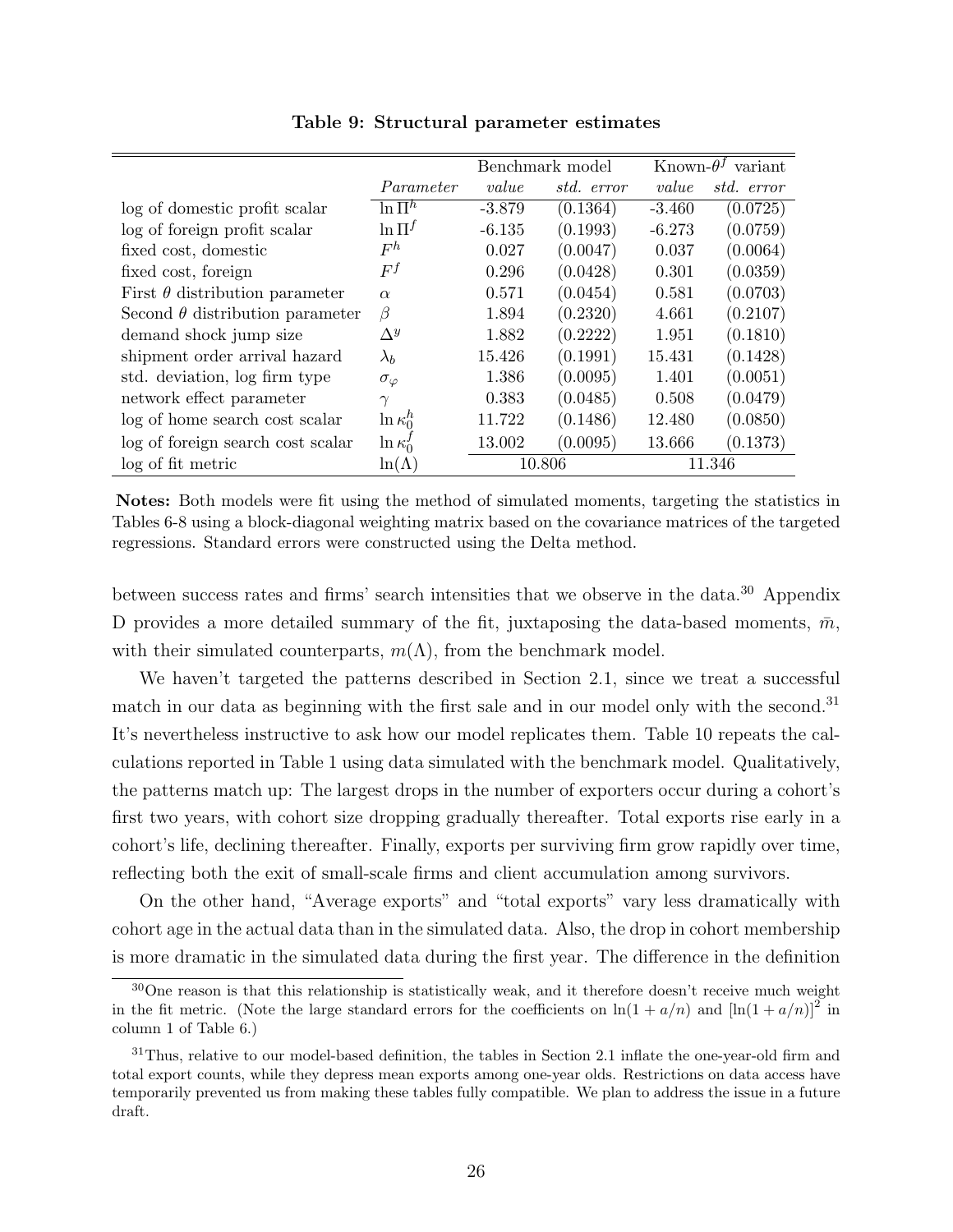**Table 9: Structural parameter estimates**

| | | Benchmark model | | Known-$\theta^f$ variant | |
|---|---|---|---|---|---|
| | *Parameter* | *value* | *std. error* | *value* | *std. error* |
| log of domestic profit scalar | $\ln \Pi^h$ | -3.879 | (0.1364) | -3.460 | (0.0725) |
| log of foreign profit scalar | $\ln \Pi^f$ | -6.135 | (0.1993) | -6.273 | (0.0759) |
| fixed cost, domestic | $F^h$ | 0.027 | (0.0047) | 0.037 | (0.0064) |
| fixed cost, foreign | $F^f$ | 0.296 | (0.0428) | 0.301 | (0.0359) |
| First $\theta$ distribution parameter | $\alpha$ | 0.571 | (0.0454) | 0.581 | (0.0703) |
| Second $\theta$ distribution parameter | $\beta$ | 1.894 | (0.2320) | 4.661 | (0.2107) |
| demand shock jump size | $\Delta^y$ | 1.882 | (0.2222) | 1.951 | (0.1810) |
| shipment order arrival hazard | $\lambda_b$ | 15.426 | (0.1991) | 15.431 | (0.1428) |
| std. deviation, log firm type | $\sigma_\varphi$ | 1.386 | (0.0095) | 1.401 | (0.0051) |
| network effect parameter | $\gamma$ | 0.383 | (0.0485) | 0.508 | (0.0479) |
| log of home search cost scalar | $\ln \kappa_0^h$ | 11.722 | (0.1486) | 12.480 | (0.0850) |
| log of foreign search cost scalar | $\ln \kappa_0^f$ | 13.002 | (0.0095) | 13.666 | (0.1373) |
| log of fit metric | $\ln(\Lambda)$ | 10.806 | | 11.346 | |

**Notes:** Both models were fit using the method of simulated moments, targeting the statistics in Tables 6-8 using a block-diagonal weighting matrix based on the covariance matrices of the targeted regressions. Standard errors were constructed using the Delta method.

between success rates and firms' search intensities that we observe in the data.[30] Appendix D provides a more detailed summary of the fit, juxtaposing the data-based moments, $\bar{m}$, with their simulated counterparts, $m(\Lambda)$, from the benchmark model.

We haven't targeted the patterns described in Section 2.1, since we treat a successful match in our data as beginning with the first sale and in our model only with the second.[31] It's nevertheless instructive to ask how our model replicates them. Table 10 repeats the calculations reported in Table 1 using data simulated with the benchmark model. Qualitatively, the patterns match up: The largest drops in the number of exporters occur during a cohort's first two years, with cohort size dropping gradually thereafter. Total exports rise early in a cohort's life, declining thereafter. Finally, exports per surviving firm grow rapidly over time, reflecting both the exit of small-scale firms and client accumulation among survivors.

On the other hand, "Average exports" and "total exports" vary less dramatically with cohort age in the actual data than in the simulated data. Also, the drop in cohort membership is more dramatic in the simulated data during the first year. The difference in the definition

[30]One reason is that this relationship is statistically weak, and it therefore doesn't receive much weight in the fit metric. (Note the large standard errors for the coefficients on $\ln(1 + a/n)$ and $[\ln(1 + a/n)]^2$ in column 1 of Table 6.)

[31]Thus, relative to our model-based definition, the tables in Section 2.1 inflate the one-year-old firm and total export counts, while they depress mean exports among one-year olds. Restrictions on data access have temporarily prevented us from making these tables fully compatible. We plan to address the issue in a future draft.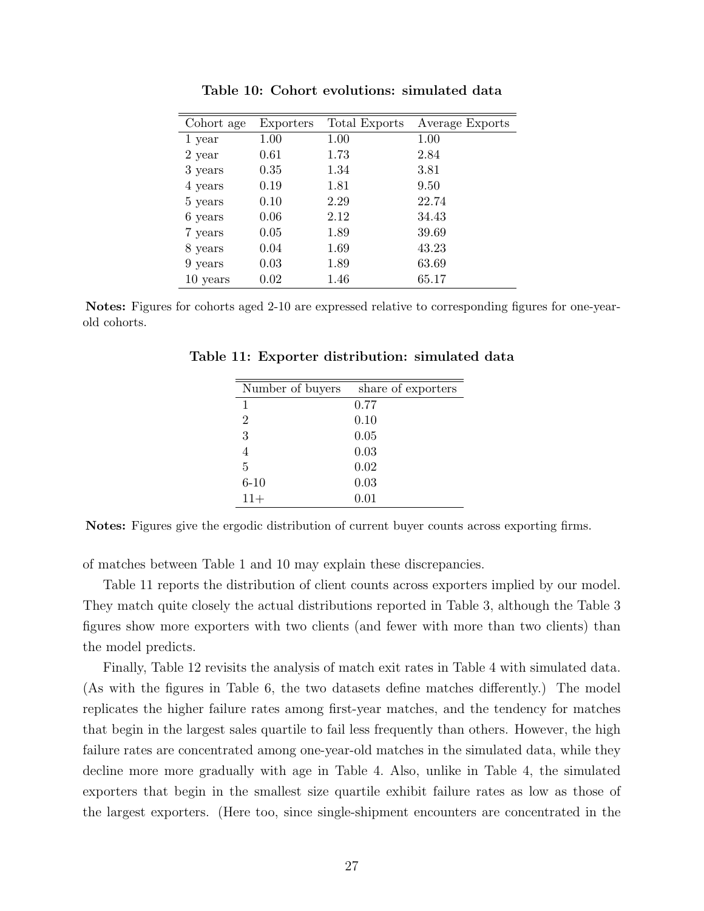**Table 10: Cohort evolutions: simulated data**

| Cohort age | Exporters | Total Exports | Average Exports |
|---|---|---|---|
| 1 year | 1.00 | 1.00 | 1.00 |
| 2 year | 0.61 | 1.73 | 2.84 |
| 3 years | 0.35 | 1.34 | 3.81 |
| 4 years | 0.19 | 1.81 | 9.50 |
| 5 years | 0.10 | 2.29 | 22.74 |
| 6 years | 0.06 | 2.12 | 34.43 |
| 7 years | 0.05 | 1.89 | 39.69 |
| 8 years | 0.04 | 1.69 | 43.23 |
| 9 years | 0.03 | 1.89 | 63.69 |
| 10 years | 0.02 | 1.46 | 65.17 |

**Notes:** Figures for cohorts aged 2-10 are expressed relative to corresponding figures for one-year-old cohorts.

**Table 11: Exporter distribution: simulated data**

| Number of buyers | share of exporters |
|---|---|
| 1 | 0.77 |
| 2 | 0.10 |
| 3 | 0.05 |
| 4 | 0.03 |
| 5 | 0.02 |
| 6-10 | 0.03 |
| 11+ | 0.01 |

**Notes:** Figures give the ergodic distribution of current buyer counts across exporting firms.

of matches between Table 1 and 10 may explain these discrepancies.

Table 11 reports the distribution of client counts across exporters implied by our model. They match quite closely the actual distributions reported in Table 3, although the Table 3 figures show more exporters with two clients (and fewer with more than two clients) than the model predicts.

Finally, Table 12 revisits the analysis of match exit rates in Table 4 with simulated data. (As with the figures in Table 6, the two datasets define matches differently.) The model replicates the higher failure rates among first-year matches, and the tendency for matches that begin in the largest sales quartile to fail less frequently than others. However, the high failure rates are concentrated among one-year-old matches in the simulated data, while they decline more more gradually with age in Table 4. Also, unlike in Table 4, the simulated exporters that begin in the smallest size quartile exhibit failure rates as low as those of the largest exporters. (Here too, since single-shipment encounters are concentrated in the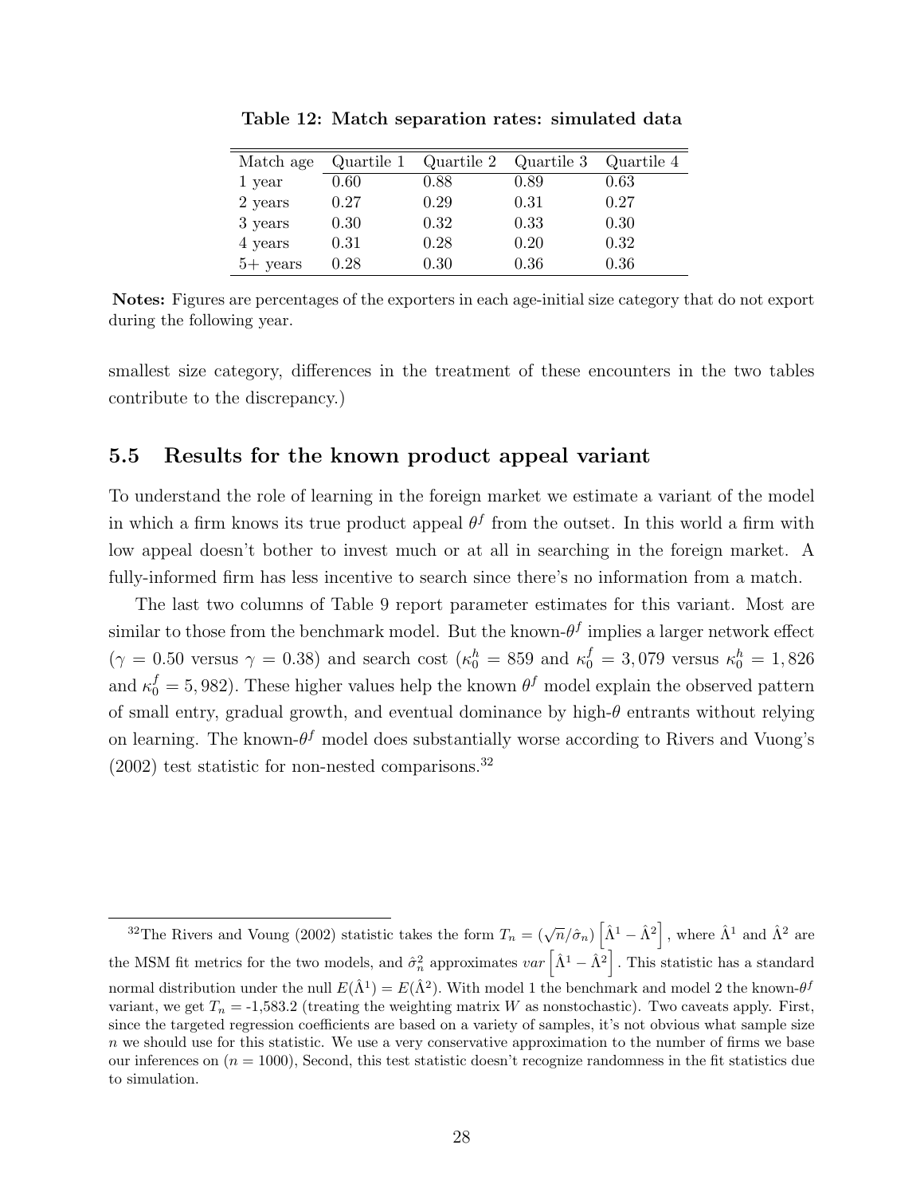**Table 12: Match separation rates: simulated data**

| Match age | Quartile 1 | Quartile 2 | Quartile 3 | Quartile 4 |
|---|---|---|---|---|
| 1 year | 0.60 | 0.88 | 0.89 | 0.63 |
| 2 years | 0.27 | 0.29 | 0.31 | 0.27 |
| 3 years | 0.30 | 0.32 | 0.33 | 0.30 |
| 4 years | 0.31 | 0.28 | 0.20 | 0.32 |
| 5+ years | 0.28 | 0.30 | 0.36 | 0.36 |

**Notes:** Figures are percentages of the exporters in each age-initial size category that do not export during the following year.

smallest size category, differences in the treatment of these encounters in the two tables contribute to the discrepancy.)

## 5.5 Results for the known product appeal variant

To understand the role of learning in the foreign market we estimate a variant of the model in which a firm knows its true product appeal $\theta^f$ from the outset. In this world a firm with low appeal doesn't bother to invest much or at all in searching in the foreign market. A fully-informed firm has less incentive to search since there's no information from a match.

The last two columns of Table 9 report parameter estimates for this variant. Most are similar to those from the benchmark model. But the known-$\theta^f$ implies a larger network effect ($\gamma = 0.50$ versus $\gamma = 0.38$) and search cost ($\kappa_0^h = 859$ and $\kappa_0^f = 3,079$ versus $\kappa_0^h = 1,826$ and $\kappa_0^f = 5,982$). These higher values help the known $\theta^f$ model explain the observed pattern of small entry, gradual growth, and eventual dominance by high-$\theta$ entrants without relying on learning. The known-$\theta^f$ model does substantially worse according to Rivers and Vuong's (2002) test statistic for non-nested comparisons.[32]

[32] The Rivers and Voung (2002) statistic takes the form $T_n = (\sqrt{n}/\hat{\sigma}_n)\left[\hat{\Lambda}^1 - \hat{\Lambda}^2\right]$, where $\hat{\Lambda}^1$ and $\hat{\Lambda}^2$ are the MSM fit metrics for the two models, and $\hat{\sigma}_n^2$ approximates $var\left[\hat{\Lambda}^1 - \hat{\Lambda}^2\right]$. This statistic has a standard normal distribution under the null $E(\hat{\Lambda}^1) = E(\hat{\Lambda}^2)$. With model 1 the benchmark and model 2 the known-$\theta^f$ variant, we get $T_n$ = -1,583.2 (treating the weighting matrix $W$ as nonstochastic). Two caveats apply. First, since the targeted regression coefficients are based on a variety of samples, it's not obvious what sample size $n$ we should use for this statistic. We use a very conservative approximation to the number of firms we base our inferences on ($n = 1000$), Second, this test statistic doesn't recognize randomness in the fit statistics due to simulation.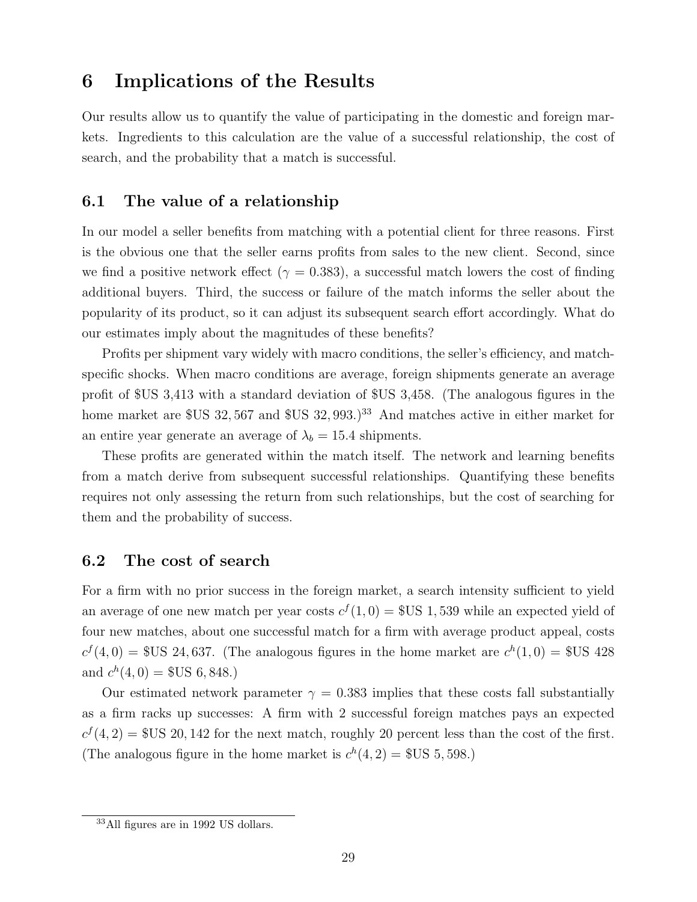# 6 Implications of the Results

Our results allow us to quantify the value of participating in the domestic and foreign markets. Ingredients to this calculation are the value of a successful relationship, the cost of search, and the probability that a match is successful.

## 6.1 The value of a relationship

In our model a seller benefits from matching with a potential client for three reasons. First is the obvious one that the seller earns profits from sales to the new client. Second, since we find a positive network effect ($\gamma = 0.383$), a successful match lowers the cost of finding additional buyers. Third, the success or failure of the match informs the seller about the popularity of its product, so it can adjust its subsequent search effort accordingly. What do our estimates imply about the magnitudes of these benefits?

Profits per shipment vary widely with macro conditions, the seller's efficiency, and match-specific shocks. When macro conditions are average, foreign shipments generate an average profit of \$US 3,413 with a standard deviation of \$US 3,458. (The analogous figures in the home market are \$US $32,567$ and \$US $32,993$.)[33] And matches active in either market for an entire year generate an average of $\lambda_b = 15.4$ shipments.

These profits are generated within the match itself. The network and learning benefits from a match derive from subsequent successful relationships. Quantifying these benefits requires not only assessing the return from such relationships, but the cost of searching for them and the probability of success.

## 6.2 The cost of search

For a firm with no prior success in the foreign market, a search intensity sufficient to yield an average of one new match per year costs $c^f(1,0) = \$\text{US } 1,539$ while an expected yield of four new matches, about one successful match for a firm with average product appeal, costs $c^f(4,0) = \$\text{US } 24,637$. (The analogous figures in the home market are $c^h(1,0) = \$\text{US } 428$ and $c^h(4,0) = \$\text{US } 6,848$.)

Our estimated network parameter $\gamma = 0.383$ implies that these costs fall substantially as a firm racks up successes: A firm with 2 successful foreign matches pays an expected $c^f(4,2) = \$\text{US } 20,142$ for the next match, roughly 20 percent less than the cost of the first. (The analogous figure in the home market is $c^h(4,2) = \$\text{US } 5,598$.)

[33] All figures are in 1992 US dollars.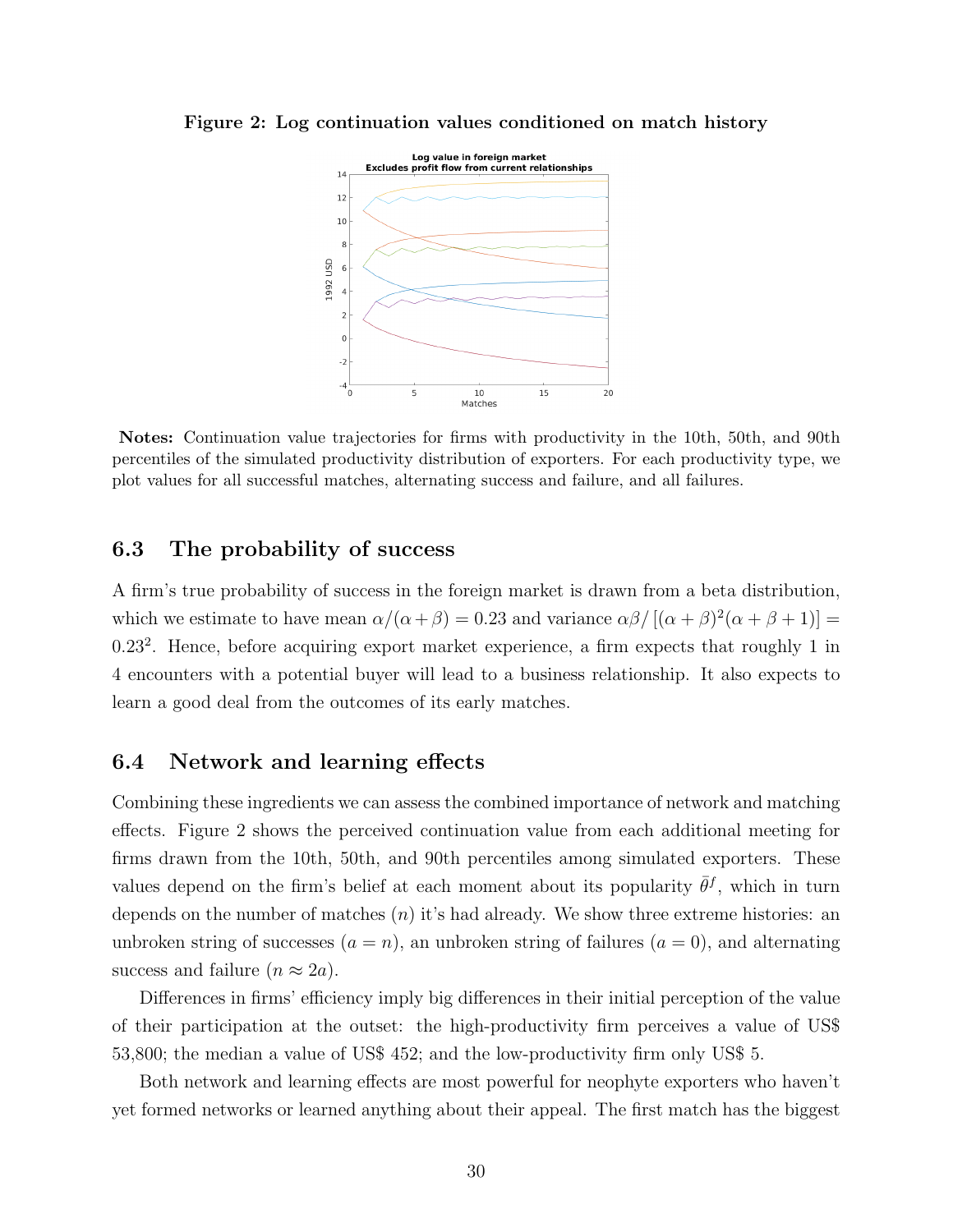**Figure 2: Log continuation values conditioned on match history**

**Notes:** Continuation value trajectories for firms with productivity in the 10th, 50th, and 90th percentiles of the simulated productivity distribution of exporters. For each productivity type, we plot values for all successful matches, alternating success and failure, and all failures.

## 6.3 The probability of success

A firm's true probability of success in the foreign market is drawn from a beta distribution, which we estimate to have mean $\alpha/(\alpha+\beta) = 0.23$ and variance $\alpha\beta/\left[(\alpha+\beta)^2(\alpha+\beta+1)\right] = 0.23^2$. Hence, before acquiring export market experience, a firm expects that roughly 1 in 4 encounters with a potential buyer will lead to a business relationship. It also expects to learn a good deal from the outcomes of its early matches.

## 6.4 Network and learning effects

Combining these ingredients we can assess the combined importance of network and matching effects. Figure 2 shows the perceived continuation value from each additional meeting for firms drawn from the 10th, 50th, and 90th percentiles among simulated exporters. These values depend on the firm's belief at each moment about its popularity $\bar{\theta}^f$, which in turn depends on the number of matches ($n$) it's had already. We show three extreme histories: an unbroken string of successes ($a = n$), an unbroken string of failures ($a = 0$), and alternating success and failure ($n \approx 2a$).

Differences in firms' efficiency imply big differences in their initial perception of the value of their participation at the outset: the high-productivity firm perceives a value of US\$ 53,800; the median a value of US\$ 452; and the low-productivity firm only US\$ 5.

Both network and learning effects are most powerful for neophyte exporters who haven't yet formed networks or learned anything about their appeal. The first match has the biggest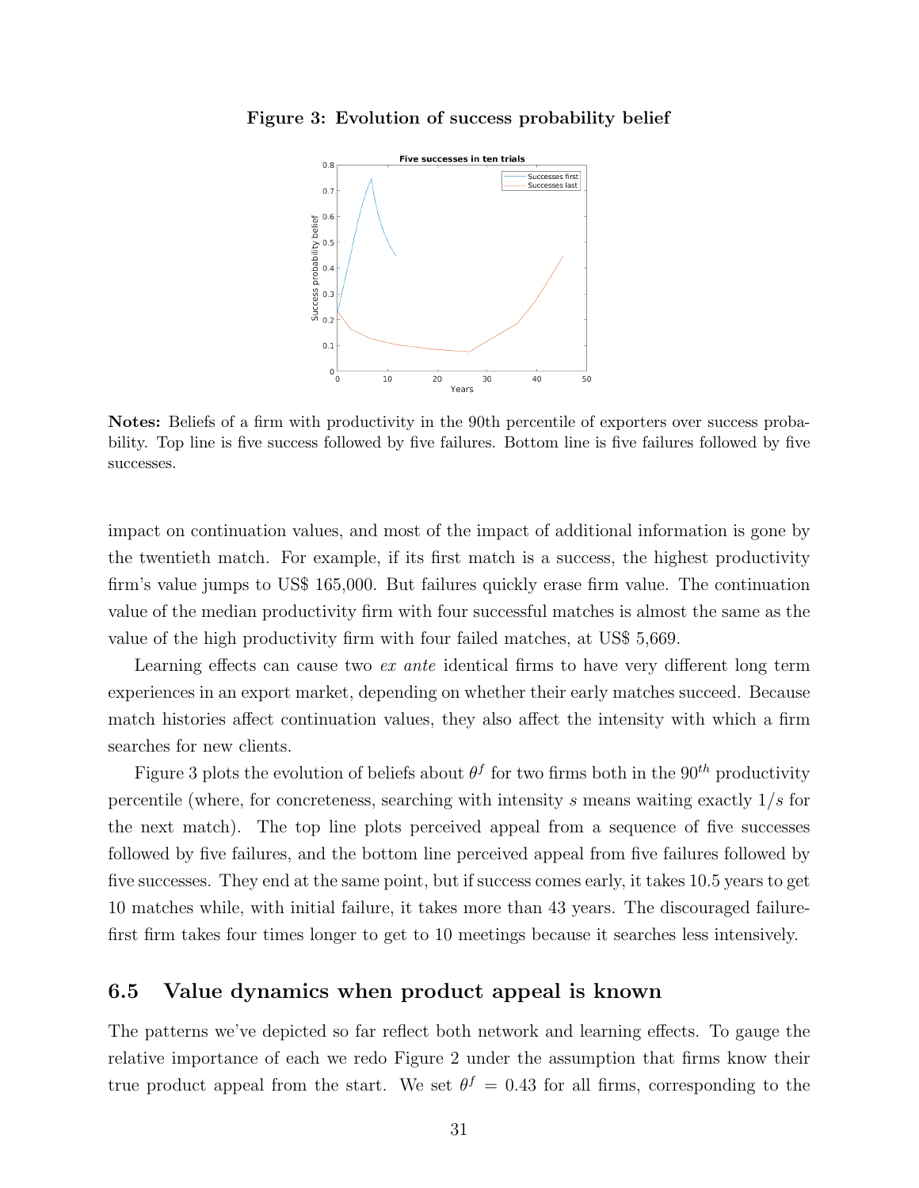**Figure 3: Evolution of success probability belief**

**Notes:** Beliefs of a firm with productivity in the 90th percentile of exporters over success probability. Top line is five success followed by five failures. Bottom line is five failures followed by five successes.

impact on continuation values, and most of the impact of additional information is gone by the twentieth match. For example, if its first match is a success, the highest productivity firm's value jumps to US$ 165,000. But failures quickly erase firm value. The continuation value of the median productivity firm with four successful matches is almost the same as the value of the high productivity firm with four failed matches, at US$ 5,669.

Learning effects can cause two *ex ante* identical firms to have very different long term experiences in an export market, depending on whether their early matches succeed. Because match histories affect continuation values, they also affect the intensity with which a firm searches for new clients.

Figure 3 plots the evolution of beliefs about $\theta^f$ for two firms both in the $90^{th}$ productivity percentile (where, for concreteness, searching with intensity $s$ means waiting exactly $1/s$ for the next match). The top line plots perceived appeal from a sequence of five successes followed by five failures, and the bottom line perceived appeal from five failures followed by five successes. They end at the same point, but if success comes early, it takes 10.5 years to get 10 matches while, with initial failure, it takes more than 43 years. The discouraged failure-first firm takes four times longer to get to 10 meetings because it searches less intensively.

## 6.5 Value dynamics when product appeal is known

The patterns we've depicted so far reflect both network and learning effects. To gauge the relative importance of each we redo Figure 2 under the assumption that firms know their true product appeal from the start. We set $\theta^f = 0.43$ for all firms, corresponding to the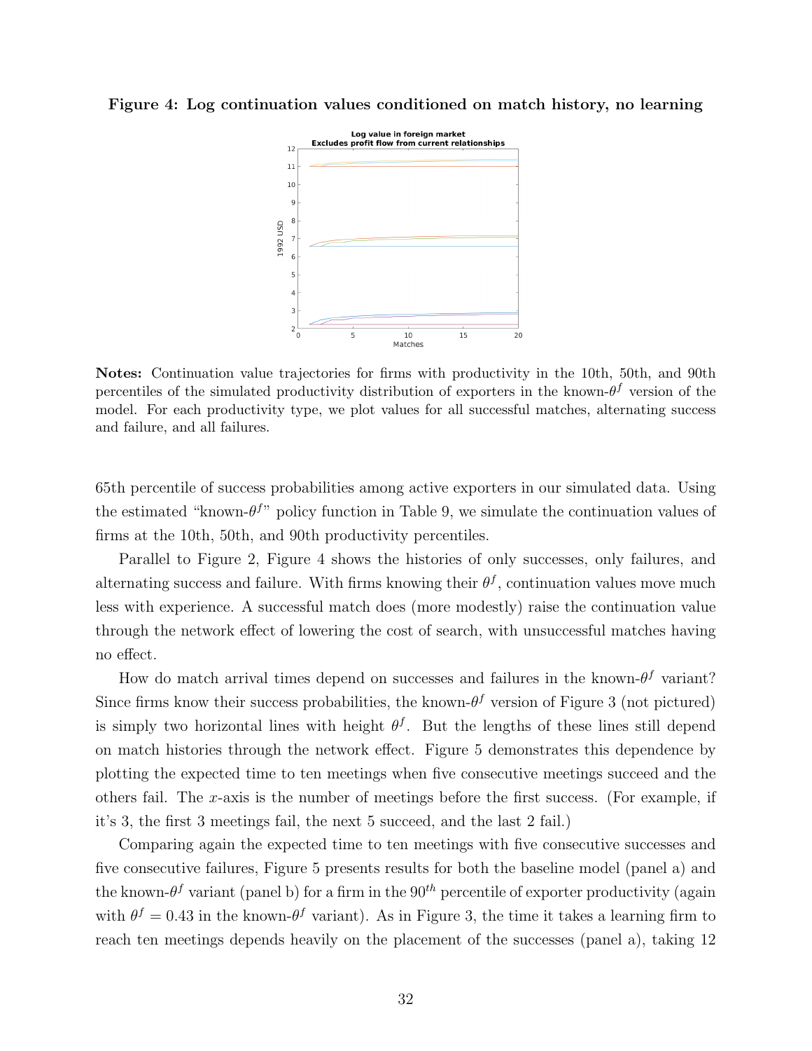**Figure 4: Log continuation values conditioned on match history, no learning**

**Notes:** Continuation value trajectories for firms with productivity in the 10th, 50th, and 90th percentiles of the simulated productivity distribution of exporters in the known-$\theta^f$ version of the model. For each productivity type, we plot values for all successful matches, alternating success and failure, and all failures.

65th percentile of success probabilities among active exporters in our simulated data. Using the estimated "known-$\theta^f$" policy function in Table 9, we simulate the continuation values of firms at the 10th, 50th, and 90th productivity percentiles.

Parallel to Figure 2, Figure 4 shows the histories of only successes, only failures, and alternating success and failure. With firms knowing their $\theta^f$, continuation values move much less with experience. A successful match does (more modestly) raise the continuation value through the network effect of lowering the cost of search, with unsuccessful matches having no effect.

How do match arrival times depend on successes and failures in the known-$\theta^f$ variant? Since firms know their success probabilities, the known-$\theta^f$ version of Figure 3 (not pictured) is simply two horizontal lines with height $\theta^f$. But the lengths of these lines still depend on match histories through the network effect. Figure 5 demonstrates this dependence by plotting the expected time to ten meetings when five consecutive meetings succeed and the others fail. The $x$-axis is the number of meetings before the first success. (For example, if it's 3, the first 3 meetings fail, the next 5 succeed, and the last 2 fail.)

Comparing again the expected time to ten meetings with five consecutive successes and five consecutive failures, Figure 5 presents results for both the baseline model (panel a) and the known-$\theta^f$ variant (panel b) for a firm in the $90^{th}$ percentile of exporter productivity (again with $\theta^f = 0.43$ in the known-$\theta^f$ variant). As in Figure 3, the time it takes a learning firm to reach ten meetings depends heavily on the placement of the successes (panel a), taking 12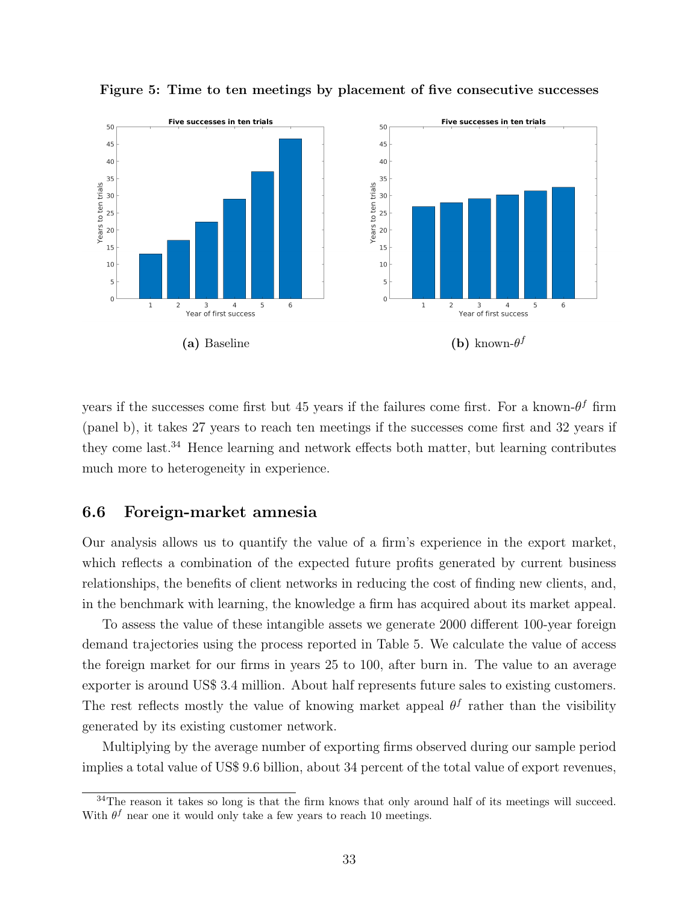**Figure 5: Time to ten meetings by placement of five consecutive successes**

(a) Baseline

(b) known-$\theta^f$

years if the successes come first but 45 years if the failures come first. For a known-$\theta^f$ firm (panel b), it takes 27 years to reach ten meetings if the successes come first and 32 years if they come last.[34] Hence learning and network effects both matter, but learning contributes much more to heterogeneity in experience.

### 6.6 Foreign-market amnesia

Our analysis allows us to quantify the value of a firm's experience in the export market, which reflects a combination of the expected future profits generated by current business relationships, the benefits of client networks in reducing the cost of finding new clients, and, in the benchmark with learning, the knowledge a firm has acquired about its market appeal.

To assess the value of these intangible assets we generate 2000 different 100-year foreign demand trajectories using the process reported in Table 5. We calculate the value of access the foreign market for our firms in years 25 to 100, after burn in. The value to an average exporter is around US$ 3.4 million. About half represents future sales to existing customers. The rest reflects mostly the value of knowing market appeal $\theta^f$ rather than the visibility generated by its existing customer network.

Multiplying by the average number of exporting firms observed during our sample period implies a total value of US$ 9.6 billion, about 34 percent of the total value of export revenues,

[34] The reason it takes so long is that the firm knows that only around half of its meetings will succeed. With $\theta^f$ near one it would only take a few years to reach 10 meetings.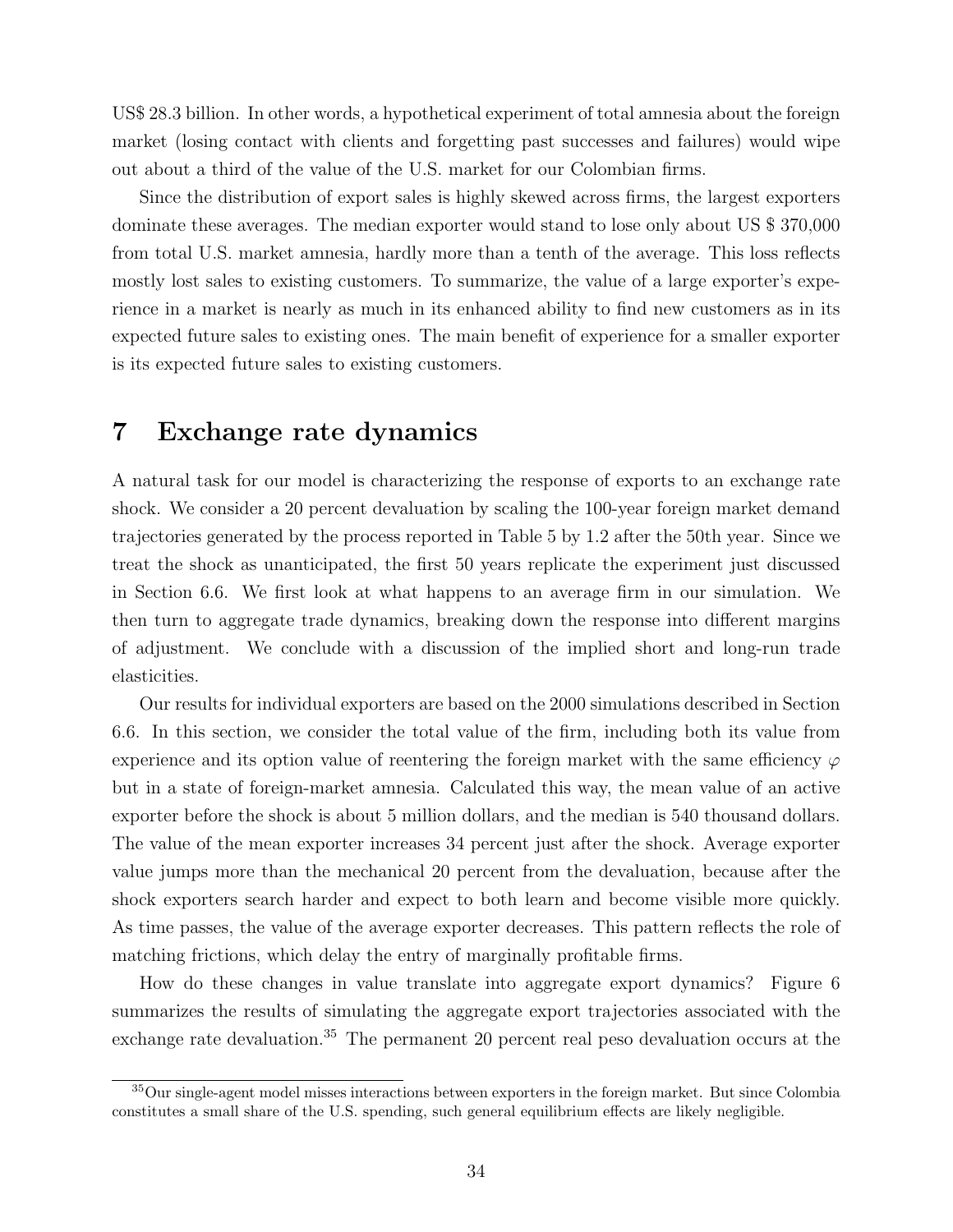US$ 28.3 billion. In other words, a hypothetical experiment of total amnesia about the foreign market (losing contact with clients and forgetting past successes and failures) would wipe out about a third of the value of the U.S. market for our Colombian firms.

Since the distribution of export sales is highly skewed across firms, the largest exporters dominate these averages. The median exporter would stand to lose only about US $ 370,000 from total U.S. market amnesia, hardly more than a tenth of the average. This loss reflects mostly lost sales to existing customers. To summarize, the value of a large exporter's experience in a market is nearly as much in its enhanced ability to find new customers as in its expected future sales to existing ones. The main benefit of experience for a smaller exporter is its expected future sales to existing customers.

# 7 Exchange rate dynamics

A natural task for our model is characterizing the response of exports to an exchange rate shock. We consider a 20 percent devaluation by scaling the 100-year foreign market demand trajectories generated by the process reported in Table 5 by 1.2 after the 50th year. Since we treat the shock as unanticipated, the first 50 years replicate the experiment just discussed in Section 6.6. We first look at what happens to an average firm in our simulation. We then turn to aggregate trade dynamics, breaking down the response into different margins of adjustment. We conclude with a discussion of the implied short and long-run trade elasticities.

Our results for individual exporters are based on the 2000 simulations described in Section 6.6. In this section, we consider the total value of the firm, including both its value from experience and its option value of reentering the foreign market with the same efficiency $\varphi$ but in a state of foreign-market amnesia. Calculated this way, the mean value of an active exporter before the shock is about 5 million dollars, and the median is 540 thousand dollars. The value of the mean exporter increases 34 percent just after the shock. Average exporter value jumps more than the mechanical 20 percent from the devaluation, because after the shock exporters search harder and expect to both learn and become visible more quickly. As time passes, the value of the average exporter decreases. This pattern reflects the role of matching frictions, which delay the entry of marginally profitable firms.

How do these changes in value translate into aggregate export dynamics? Figure 6 summarizes the results of simulating the aggregate export trajectories associated with the exchange rate devaluation.[35] The permanent 20 percent real peso devaluation occurs at the

[35] Our single-agent model misses interactions between exporters in the foreign market. But since Colombia constitutes a small share of the U.S. spending, such general equilibrium effects are likely negligible.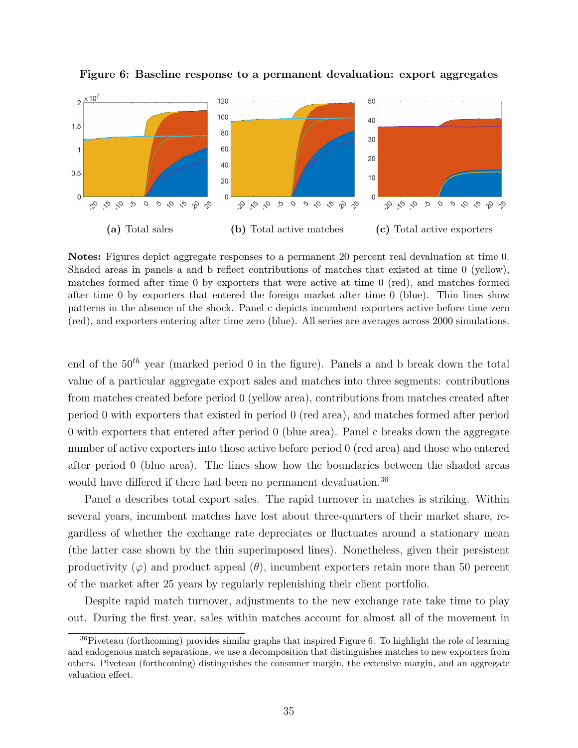**Figure 6: Baseline response to a permanent devaluation: export aggregates**

(a) Total sales (b) Total active matches (c) Total active exporters

**Notes:** Figures depict aggregate responses to a permanent 20 percent real devaluation at time 0. Shaded areas in panels a and b reflect contributions of matches that existed at time 0 (yellow), matches formed after time 0 by exporters that were active at time 0 (red), and matches formed after time 0 by exporters that entered the foreign market after time 0 (blue). Thin lines show patterns in the absence of the shock. Panel c depicts incumbent exporters active before time zero (red), and exporters entering after time zero (blue). All series are averages across 2000 simulations.

end of the $50^{th}$ year (marked period 0 in the figure). Panels a and b break down the total value of a particular aggregate export sales and matches into three segments: contributions from matches created before period 0 (yellow area), contributions from matches created after period 0 with exporters that existed in period 0 (red area), and matches formed after period 0 with exporters that entered after period 0 (blue area). Panel c breaks down the aggregate number of active exporters into those active before period 0 (red area) and those who entered after period 0 (blue area). The lines show how the boundaries between the shaded areas would have differed if there had been no permanent devaluation.[36]

Panel *a* describes total export sales. The rapid turnover in matches is striking. Within several years, incumbent matches have lost about three-quarters of their market share, regardless of whether the exchange rate depreciates or fluctuates around a stationary mean (the latter case shown by the thin superimposed lines). Nonetheless, given their persistent productivity ($\varphi$) and product appeal ($\theta$), incumbent exporters retain more than 50 percent of the market after 25 years by regularly replenishing their client portfolio.

Despite rapid match turnover, adjustments to the new exchange rate take time to play out. During the first year, sales within matches account for almost all of the movement in

[36] Piveteau (forthcoming) provides similar graphs that inspired Figure 6. To highlight the role of learning and endogenous match separations, we use a decomposition that distinguishes matches to new exporters from others. Piveteau (forthcoming) distinguishes the consumer margin, the extensive margin, and an aggregate valuation effect.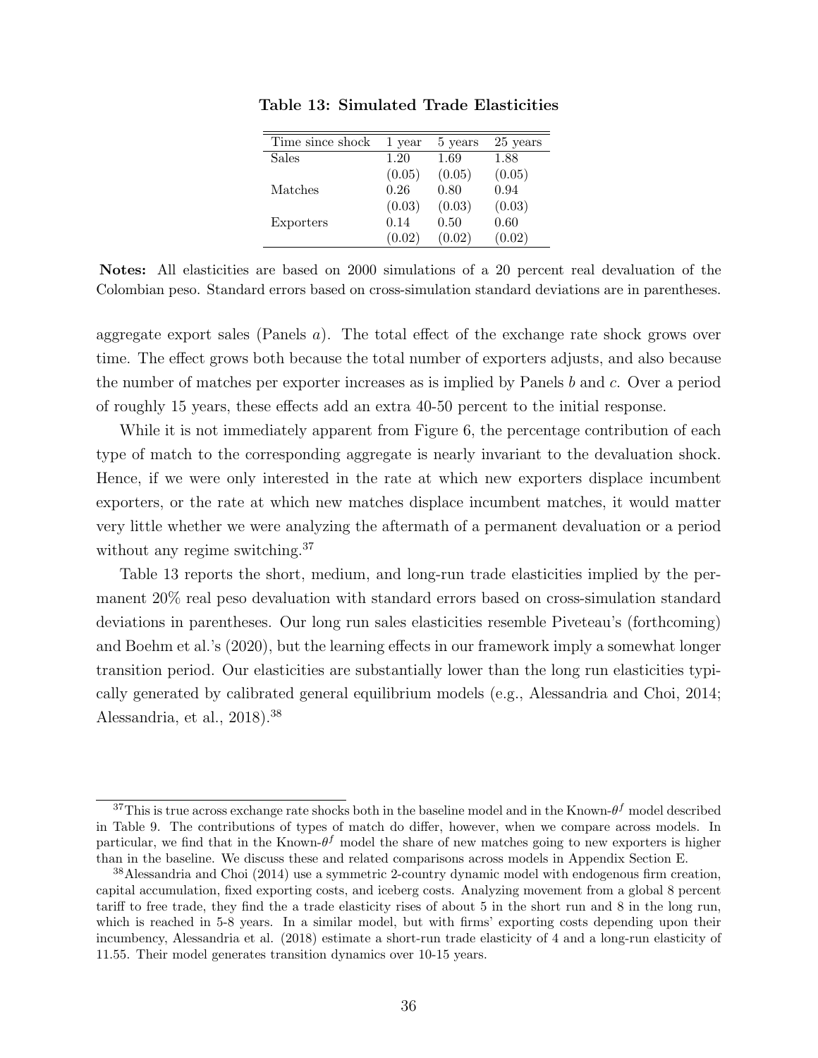**Table 13: Simulated Trade Elasticities**

| Time since shock | 1 year | 5 years | 25 years |
|---|---|---|---|
| Sales | 1.20 | 1.69 | 1.88 |
| | (0.05) | (0.05) | (0.05) |
| Matches | 0.26 | 0.80 | 0.94 |
| | (0.03) | (0.03) | (0.03) |
| Exporters | 0.14 | 0.50 | 0.60 |
| | (0.02) | (0.02) | (0.02) |

**Notes:** All elasticities are based on 2000 simulations of a 20 percent real devaluation of the Colombian peso. Standard errors based on cross-simulation standard deviations are in parentheses.

aggregate export sales (Panels *a*). The total effect of the exchange rate shock grows over time. The effect grows both because the total number of exporters adjusts, and also because the number of matches per exporter increases as is implied by Panels *b* and *c*. Over a period of roughly 15 years, these effects add an extra 40-50 percent to the initial response.

While it is not immediately apparent from Figure 6, the percentage contribution of each type of match to the corresponding aggregate is nearly invariant to the devaluation shock. Hence, if we were only interested in the rate at which new exporters displace incumbent exporters, or the rate at which new matches displace incumbent matches, it would matter very little whether we were analyzing the aftermath of a permanent devaluation or a period without any regime switching.[37]

Table 13 reports the short, medium, and long-run trade elasticities implied by the permanent 20% real peso devaluation with standard errors based on cross-simulation standard deviations in parentheses. Our long run sales elasticities resemble Piveteau's (forthcoming) and Boehm et al.'s (2020), but the learning effects in our framework imply a somewhat longer transition period. Our elasticities are substantially lower than the long run elasticities typically generated by calibrated general equilibrium models (e.g., Alessandria and Choi, 2014; Alessandria, et al., 2018).[38]

---

[37] This is true across exchange rate shocks both in the baseline model and in the Known-$\theta^f$ model described in Table 9. The contributions of types of match do differ, however, when we compare across models. In particular, we find that in the Known-$\theta^f$ model the share of new matches going to new exporters is higher than in the baseline. We discuss these and related comparisons across models in Appendix Section E.

[38] Alessandria and Choi (2014) use a symmetric 2-country dynamic model with endogenous firm creation, capital accumulation, fixed exporting costs, and iceberg costs. Analyzing movement from a global 8 percent tariff to free trade, they find the a trade elasticity rises of about 5 in the short run and 8 in the long run, which is reached in 5-8 years. In a similar model, but with firms' exporting costs depending upon their incumbency, Alessandria et al. (2018) estimate a short-run trade elasticity of 4 and a long-run elasticity of 11.55. Their model generates transition dynamics over 10-15 years.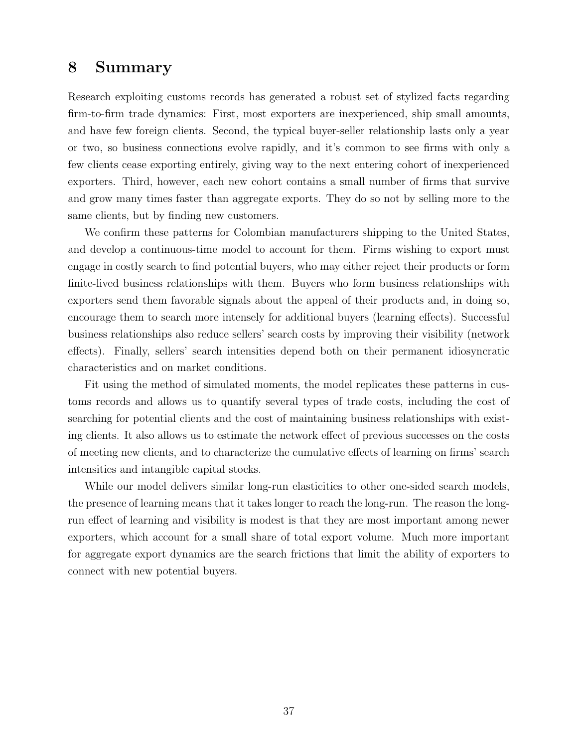# 8 Summary

Research exploiting customs records has generated a robust set of stylized facts regarding firm-to-firm trade dynamics: First, most exporters are inexperienced, ship small amounts, and have few foreign clients. Second, the typical buyer-seller relationship lasts only a year or two, so business connections evolve rapidly, and it's common to see firms with only a few clients cease exporting entirely, giving way to the next entering cohort of inexperienced exporters. Third, however, each new cohort contains a small number of firms that survive and grow many times faster than aggregate exports. They do so not by selling more to the same clients, but by finding new customers.

We confirm these patterns for Colombian manufacturers shipping to the United States, and develop a continuous-time model to account for them. Firms wishing to export must engage in costly search to find potential buyers, who may either reject their products or form finite-lived business relationships with them. Buyers who form business relationships with exporters send them favorable signals about the appeal of their products and, in doing so, encourage them to search more intensely for additional buyers (learning effects). Successful business relationships also reduce sellers' search costs by improving their visibility (network effects). Finally, sellers' search intensities depend both on their permanent idiosyncratic characteristics and on market conditions.

Fit using the method of simulated moments, the model replicates these patterns in customs records and allows us to quantify several types of trade costs, including the cost of searching for potential clients and the cost of maintaining business relationships with existing clients. It also allows us to estimate the network effect of previous successes on the costs of meeting new clients, and to characterize the cumulative effects of learning on firms' search intensities and intangible capital stocks.

While our model delivers similar long-run elasticities to other one-sided search models, the presence of learning means that it takes longer to reach the long-run. The reason the long-run effect of learning and visibility is modest is that they are most important among newer exporters, which account for a small share of total export volume. Much more important for aggregate export dynamics are the search frictions that limit the ability of exporters to connect with new potential buyers.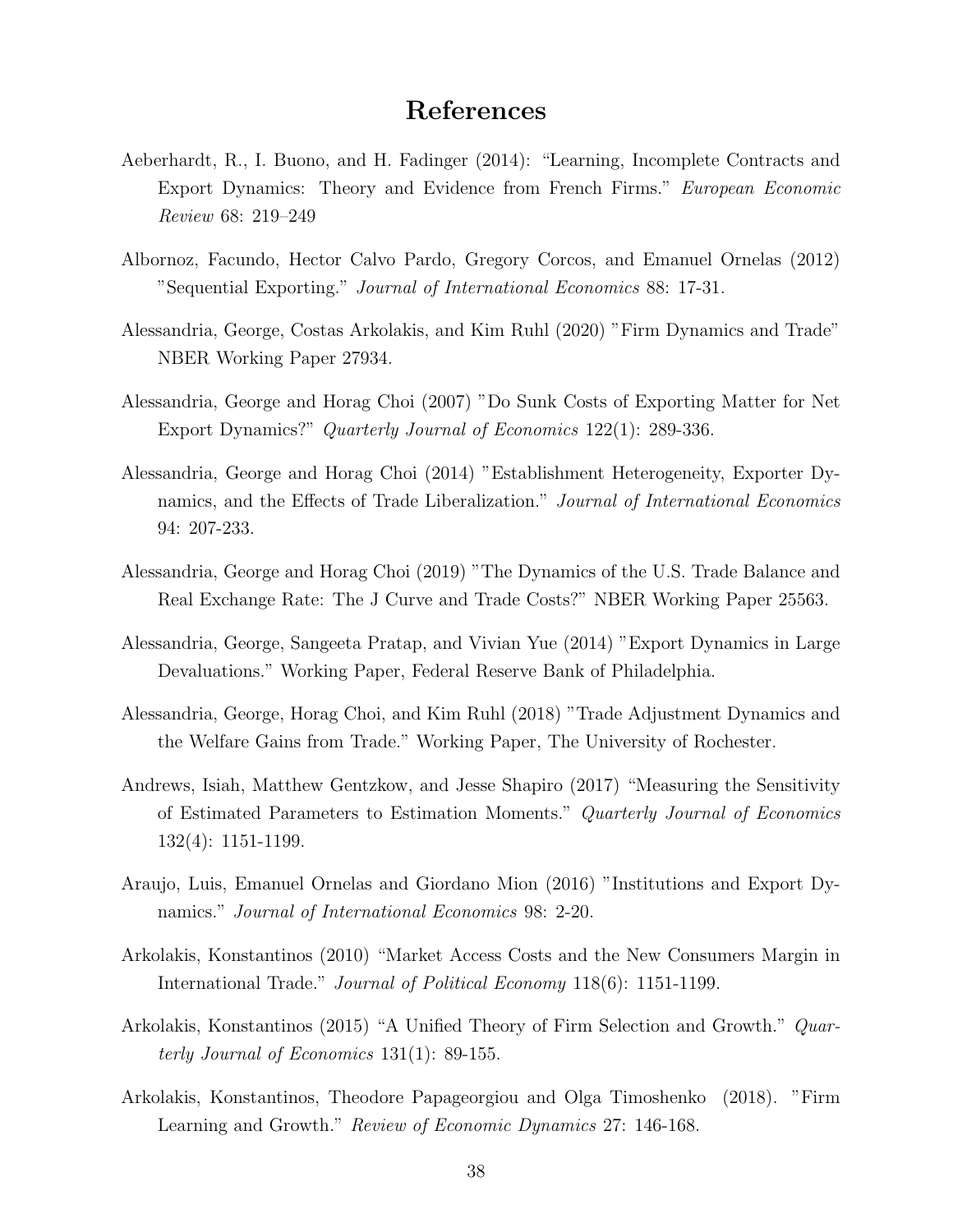# References

Aeberhardt, R., I. Buono, and H. Fadinger (2014): "Learning, Incomplete Contracts and Export Dynamics: Theory and Evidence from French Firms." *European Economic Review* 68: 219–249

Albornoz, Facundo, Hector Calvo Pardo, Gregory Corcos, and Emanuel Ornelas (2012) "Sequential Exporting." *Journal of International Economics* 88: 17-31.

Alessandria, George, Costas Arkolakis, and Kim Ruhl (2020) "Firm Dynamics and Trade" NBER Working Paper 27934.

Alessandria, George and Horag Choi (2007) "Do Sunk Costs of Exporting Matter for Net Export Dynamics?" *Quarterly Journal of Economics* 122(1): 289-336.

Alessandria, George and Horag Choi (2014) "Establishment Heterogeneity, Exporter Dynamics, and the Effects of Trade Liberalization." *Journal of International Economics* 94: 207-233.

Alessandria, George and Horag Choi (2019) "The Dynamics of the U.S. Trade Balance and Real Exchange Rate: The J Curve and Trade Costs?" NBER Working Paper 25563.

Alessandria, George, Sangeeta Pratap, and Vivian Yue (2014) "Export Dynamics in Large Devaluations." Working Paper, Federal Reserve Bank of Philadelphia.

Alessandria, George, Horag Choi, and Kim Ruhl (2018) "Trade Adjustment Dynamics and the Welfare Gains from Trade." Working Paper, The University of Rochester.

Andrews, Isiah, Matthew Gentzkow, and Jesse Shapiro (2017) "Measuring the Sensitivity of Estimated Parameters to Estimation Moments." *Quarterly Journal of Economics* 132(4): 1151-1199.

Araujo, Luis, Emanuel Ornelas and Giordano Mion (2016) "Institutions and Export Dynamics." *Journal of International Economics* 98: 2-20.

Arkolakis, Konstantinos (2010) "Market Access Costs and the New Consumers Margin in International Trade." *Journal of Political Economy* 118(6): 1151-1199.

Arkolakis, Konstantinos (2015) "A Unified Theory of Firm Selection and Growth." *Quarterly Journal of Economics* 131(1): 89-155.

Arkolakis, Konstantinos, Theodore Papageorgiou and Olga Timoshenko (2018). "Firm Learning and Growth." *Review of Economic Dynamics* 27: 146-168.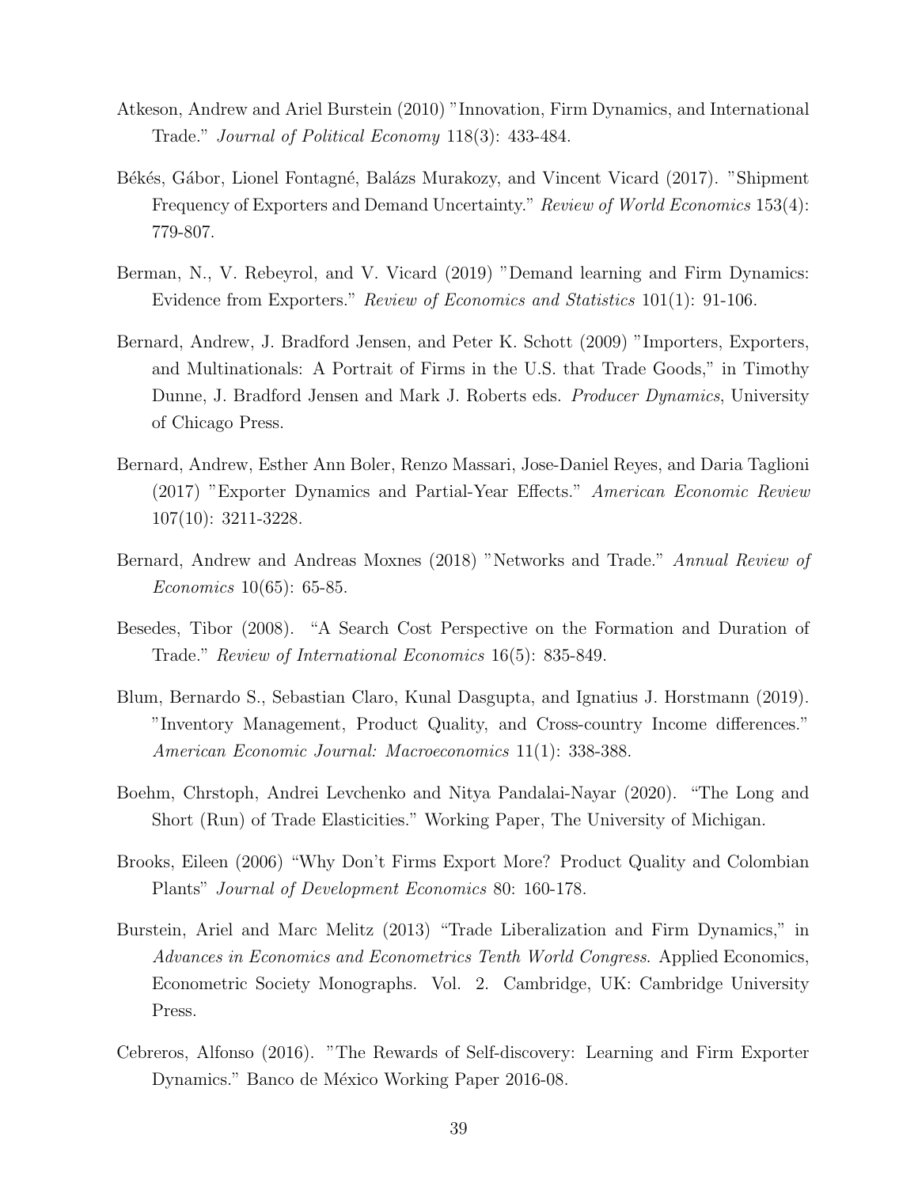Atkeson, Andrew and Ariel Burstein (2010) "Innovation, Firm Dynamics, and International Trade." *Journal of Political Economy* 118(3): 433-484.

Békés, Gábor, Lionel Fontagné, Balázs Murakozy, and Vincent Vicard (2017). "Shipment Frequency of Exporters and Demand Uncertainty." *Review of World Economics* 153(4): 779-807.

Berman, N., V. Rebeyrol, and V. Vicard (2019) "Demand learning and Firm Dynamics: Evidence from Exporters." *Review of Economics and Statistics* 101(1): 91-106.

Bernard, Andrew, J. Bradford Jensen, and Peter K. Schott (2009) "Importers, Exporters, and Multinationals: A Portrait of Firms in the U.S. that Trade Goods," in Timothy Dunne, J. Bradford Jensen and Mark J. Roberts eds. *Producer Dynamics*, University of Chicago Press.

Bernard, Andrew, Esther Ann Boler, Renzo Massari, Jose-Daniel Reyes, and Daria Taglioni (2017) "Exporter Dynamics and Partial-Year Effects." *American Economic Review* 107(10): 3211-3228.

Bernard, Andrew and Andreas Moxnes (2018) "Networks and Trade." *Annual Review of Economics* 10(65): 65-85.

Besedes, Tibor (2008). "A Search Cost Perspective on the Formation and Duration of Trade." *Review of International Economics* 16(5): 835-849.

Blum, Bernardo S., Sebastian Claro, Kunal Dasgupta, and Ignatius J. Horstmann (2019). "Inventory Management, Product Quality, and Cross-country Income differences." *American Economic Journal: Macroeconomics* 11(1): 338-388.

Boehm, Chrstoph, Andrei Levchenko and Nitya Pandalai-Nayar (2020). "The Long and Short (Run) of Trade Elasticities." Working Paper, The University of Michigan.

Brooks, Eileen (2006) "Why Don't Firms Export More? Product Quality and Colombian Plants" *Journal of Development Economics* 80: 160-178.

Burstein, Ariel and Marc Melitz (2013) "Trade Liberalization and Firm Dynamics," in *Advances in Economics and Econometrics Tenth World Congress*. Applied Economics, Econometric Society Monographs. Vol. 2. Cambridge, UK: Cambridge University Press.

Cebreros, Alfonso (2016). "The Rewards of Self-discovery: Learning and Firm Exporter Dynamics." Banco de México Working Paper 2016-08.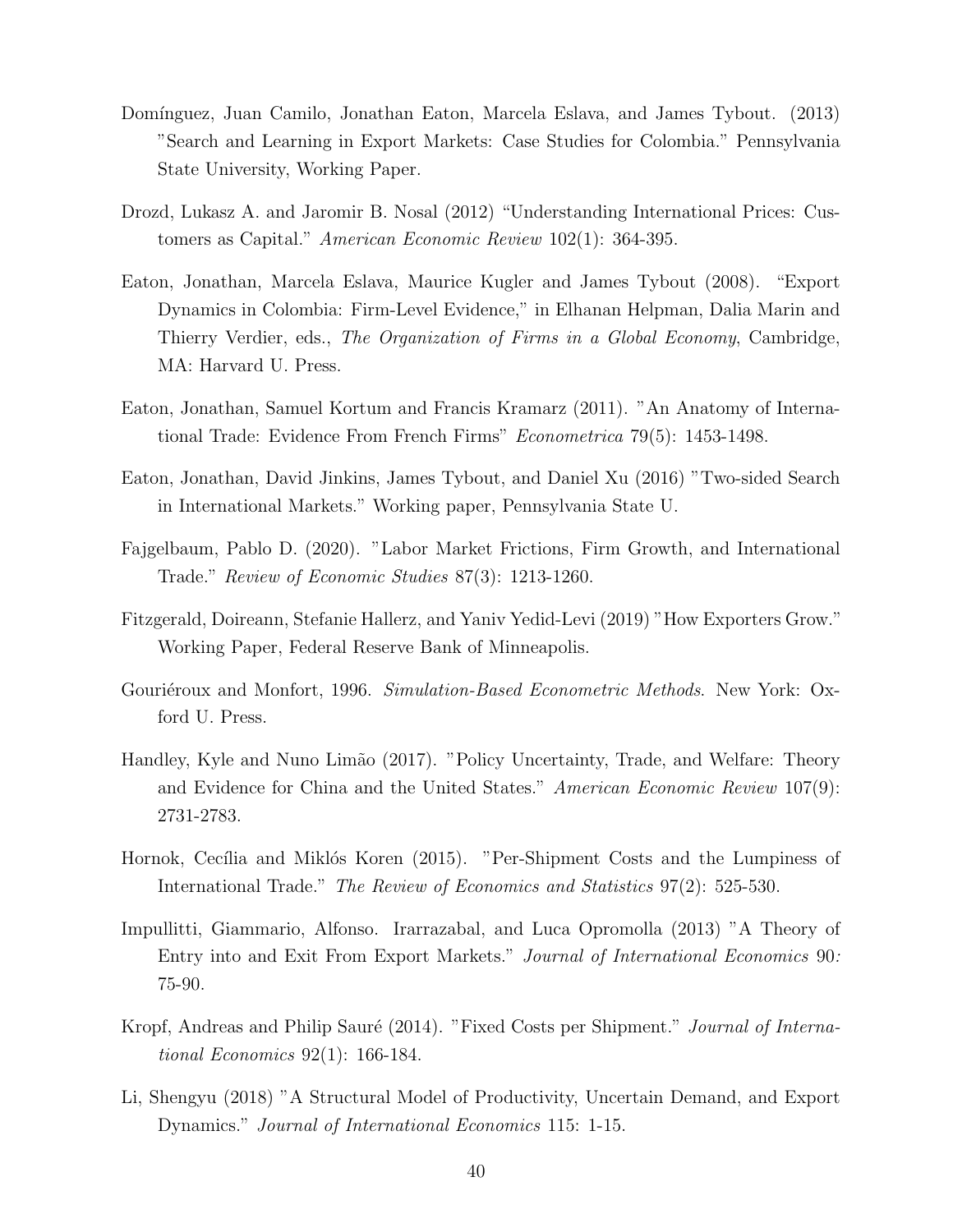Domínguez, Juan Camilo, Jonathan Eaton, Marcela Eslava, and James Tybout. (2013) "Search and Learning in Export Markets: Case Studies for Colombia." Pennsylvania State University, Working Paper.

Drozd, Lukasz A. and Jaromir B. Nosal (2012) "Understanding International Prices: Customers as Capital." *American Economic Review* 102(1): 364-395.

Eaton, Jonathan, Marcela Eslava, Maurice Kugler and James Tybout (2008). "Export Dynamics in Colombia: Firm-Level Evidence," in Elhanan Helpman, Dalia Marin and Thierry Verdier, eds., *The Organization of Firms in a Global Economy*, Cambridge, MA: Harvard U. Press.

Eaton, Jonathan, Samuel Kortum and Francis Kramarz (2011). "An Anatomy of International Trade: Evidence From French Firms" *Econometrica* 79(5): 1453-1498.

Eaton, Jonathan, David Jinkins, James Tybout, and Daniel Xu (2016) "Two-sided Search in International Markets." Working paper, Pennsylvania State U.

Fajgelbaum, Pablo D. (2020). "Labor Market Frictions, Firm Growth, and International Trade." *Review of Economic Studies* 87(3): 1213-1260.

Fitzgerald, Doireann, Stefanie Hallerz, and Yaniv Yedid-Levi (2019) "How Exporters Grow." Working Paper, Federal Reserve Bank of Minneapolis.

Gouriéroux and Monfort, 1996. *Simulation-Based Econometric Methods*. New York: Oxford U. Press.

Handley, Kyle and Nuno Limão (2017). "Policy Uncertainty, Trade, and Welfare: Theory and Evidence for China and the United States." *American Economic Review* 107(9): 2731-2783.

Hornok, Cecília and Miklós Koren (2015). "Per-Shipment Costs and the Lumpiness of International Trade." *The Review of Economics and Statistics* 97(2): 525-530.

Impullitti, Giammario, Alfonso. Irarrazabal, and Luca Opromolla (2013) "A Theory of Entry into and Exit From Export Markets." *Journal of International Economics* 90*:* 75-90.

Kropf, Andreas and Philip Sauré (2014). "Fixed Costs per Shipment." *Journal of International Economics* 92(1): 166-184.

Li, Shengyu (2018) "A Structural Model of Productivity, Uncertain Demand, and Export Dynamics." *Journal of International Economics* 115: 1-15.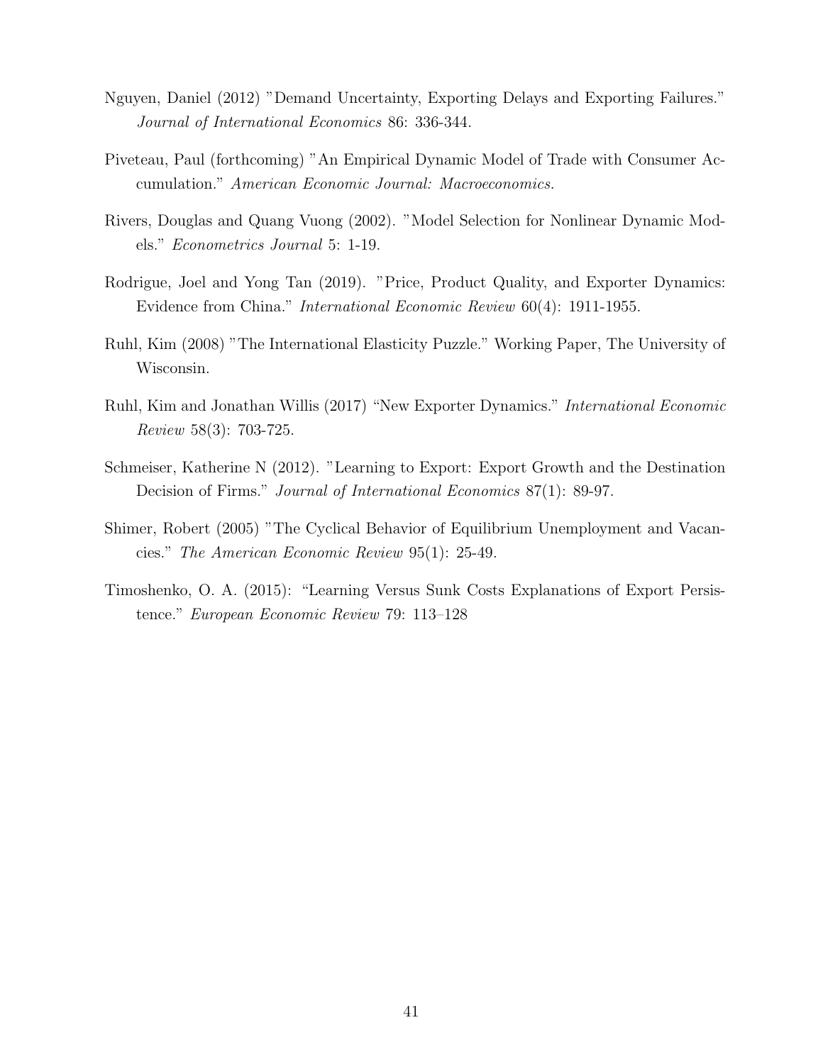Nguyen, Daniel (2012) "Demand Uncertainty, Exporting Delays and Exporting Failures." *Journal of International Economics* 86: 336-344.

Piveteau, Paul (forthcoming) "An Empirical Dynamic Model of Trade with Consumer Accumulation." *American Economic Journal: Macroeconomics.*

Rivers, Douglas and Quang Vuong (2002). "Model Selection for Nonlinear Dynamic Models." *Econometrics Journal* 5: 1-19.

Rodrigue, Joel and Yong Tan (2019). "Price, Product Quality, and Exporter Dynamics: Evidence from China." *International Economic Review* 60(4): 1911-1955.

Ruhl, Kim (2008) "The International Elasticity Puzzle." Working Paper, The University of Wisconsin.

Ruhl, Kim and Jonathan Willis (2017) "New Exporter Dynamics." *International Economic Review* 58(3): 703-725.

Schmeiser, Katherine N (2012). "Learning to Export: Export Growth and the Destination Decision of Firms." *Journal of International Economics* 87(1): 89-97.

Shimer, Robert (2005) "The Cyclical Behavior of Equilibrium Unemployment and Vacancies." *The American Economic Review* 95(1): 25-49.

Timoshenko, O. A. (2015): "Learning Versus Sunk Costs Explanations of Export Persistence." *European Economic Review* 79: 113–128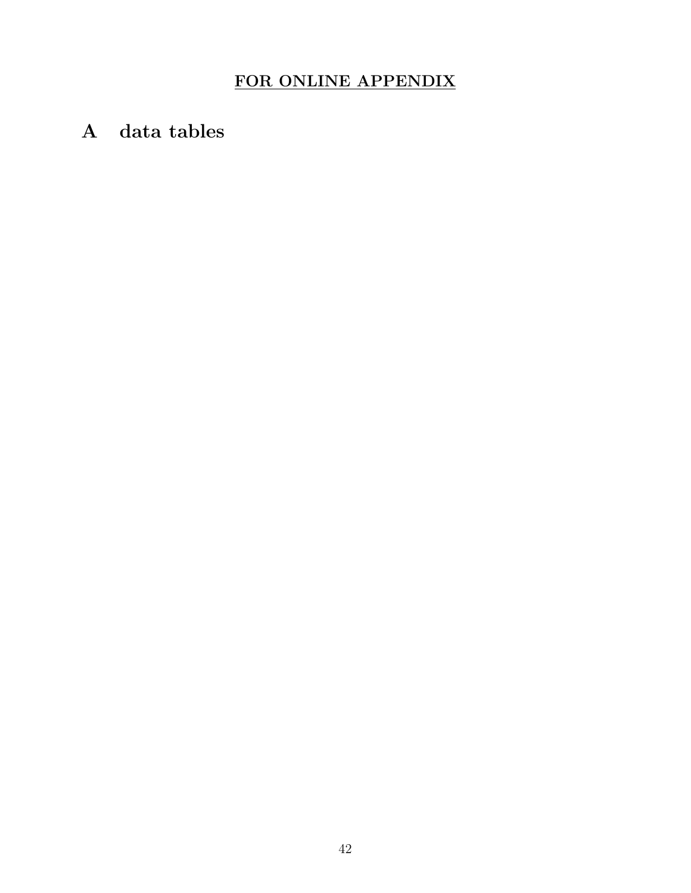**FOR ONLINE APPENDIX**

# A data tables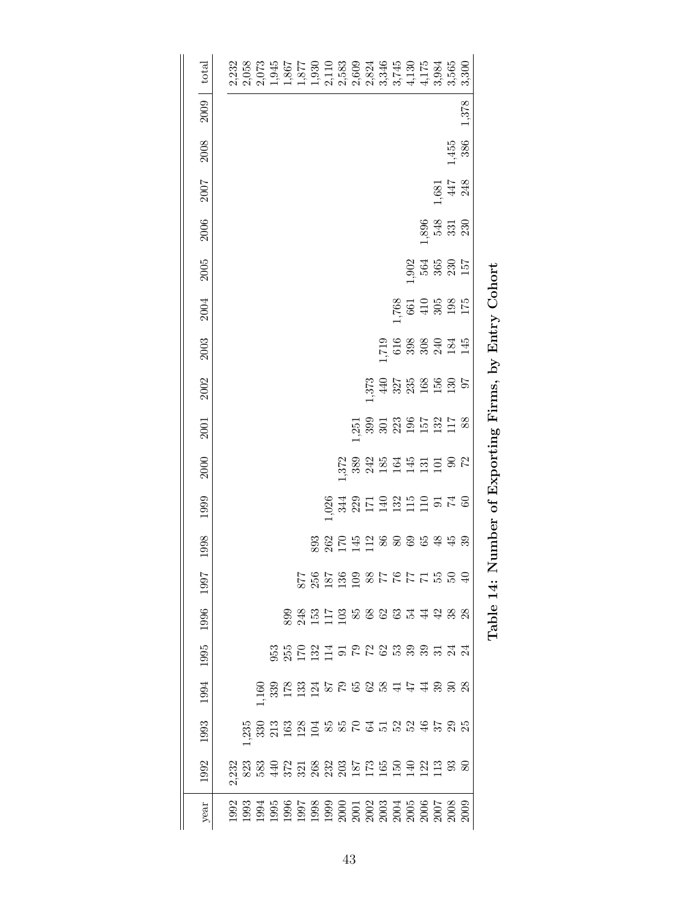| year | 1992 | 1993 | 1994 | 1995 | 1996 | 1997 | 1998 | 1999 | 2000 | 2001 | 2002 | 2003 | 2004 | 2005 | 2006 | 2007 | 2008 | 2009 | total |
|---|---|---|---|---|---|---|---|---|---|---|---|---|---|---|---|---|---|---|---|
| 1992 | 2,232 | | | | | | | | | | | | | | | | | | 2,232 |
| 1993 | 823 | 1,235 | | | | | | | | | | | | | | | | | 2,058 |
| 1994 | 583 | 330 | 1,160 | | | | | | | | | | | | | | | | 2,073 |
| 1995 | 440 | 213 | 339 | 953 | | | | | | | | | | | | | | | 1,945 |
| 1996 | 372 | 163 | 178 | 255 | 899 | | | | | | | | | | | | | | 1,867 |
| 1997 | 321 | 128 | 133 | 170 | 248 | 877 | | | | | | | | | | | | | 1,877 |
| 1998 | 268 | 104 | 124 | 132 | 153 | 256 | 893 | | | | | | | | | | | | 1,930 |
| 1999 | 232 | 85 | 87 | 114 | 117 | 187 | 262 | 1,026 | | | | | | | | | | | 2,110 |
| 2000 | 203 | 85 | 79 | 91 | 103 | 136 | 170 | 344 | 1,372 | | | | | | | | | | 2,583 |
| 2001 | 187 | 70 | 65 | 79 | 85 | 109 | 145 | 229 | 389 | 1,251 | | | | | | | | | 2,609 |
| 2002 | 173 | 64 | 62 | 72 | 68 | 88 | 112 | 171 | 242 | 399 | 1,373 | | | | | | | | 2,824 |
| 2003 | 165 | 51 | 58 | 62 | 62 | 77 | 86 | 140 | 185 | 301 | 440 | 1,719 | | | | | | | 3,346 |
| 2004 | 150 | 52 | 41 | 53 | 63 | 76 | 80 | 132 | 164 | 223 | 327 | 616 | 1,768 | | | | | | 3,745 |
| 2005 | 140 | 52 | 47 | 39 | 54 | 77 | 69 | 115 | 145 | 196 | 235 | 398 | 661 | 1,902 | | | | | 4,130 |
| 2006 | 122 | 46 | 44 | 39 | 44 | 71 | 65 | 110 | 131 | 157 | 168 | 308 | 410 | 564 | 1,896 | | | | 4,175 |
| 2007 | 113 | 37 | 39 | 31 | 42 | 55 | 48 | 91 | 101 | 132 | 156 | 240 | 305 | 365 | 548 | 1,681 | | | 3,984 |
| 2008 | 93 | 29 | 30 | 24 | 38 | 50 | 45 | 74 | 90 | 117 | 130 | 184 | 198 | 230 | 331 | 447 | 1,455 | | 3,565 |
| 2009 | 80 | 25 | 28 | 24 | 28 | 40 | 39 | 60 | 72 | 88 | 97 | 145 | 175 | 157 | 230 | 248 | 386 | 1,378 | 3,300 |

**Table 14: Number of Exporting Firms, by Entry Cohort**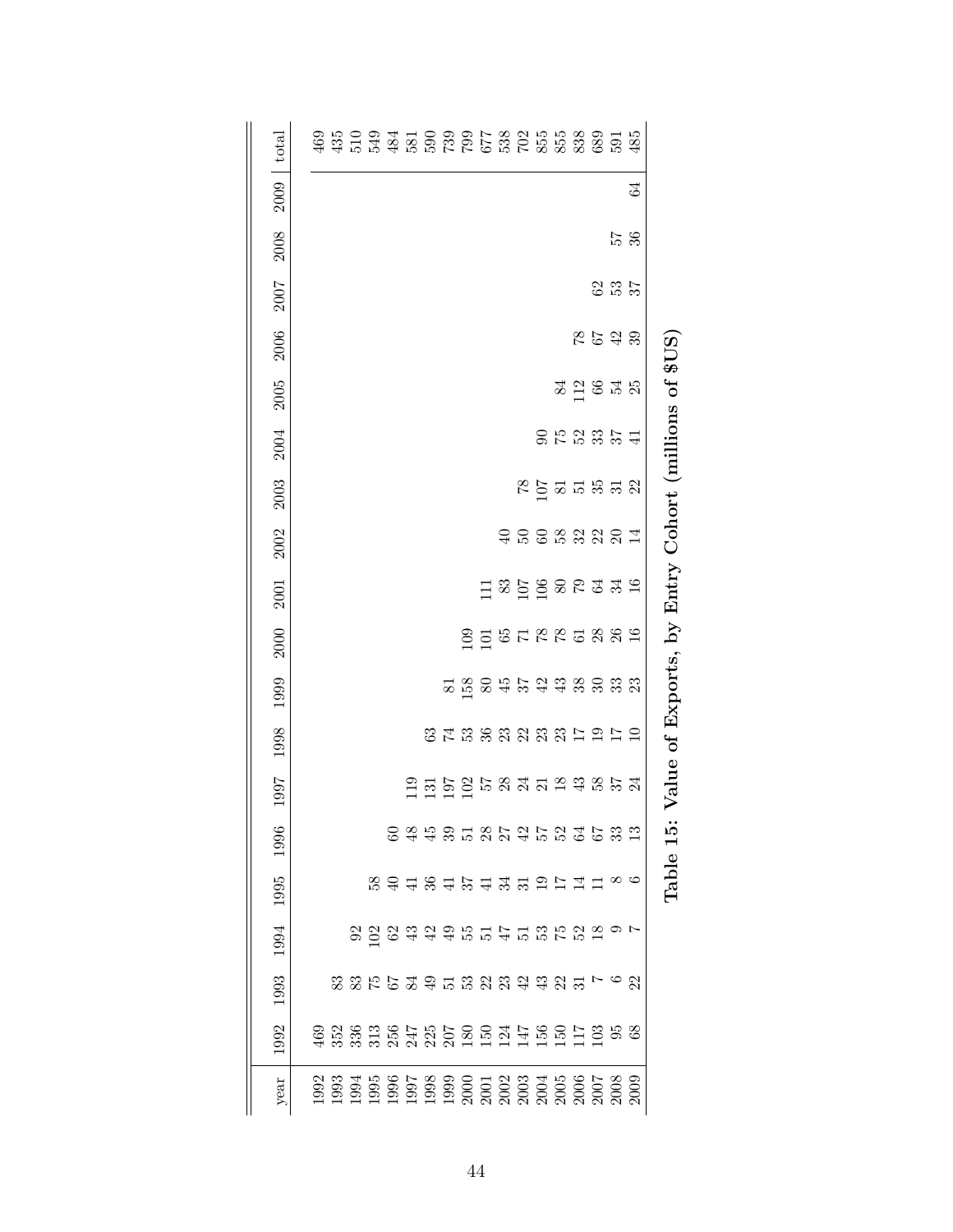| year | 1992 | 1993 | 1994 | 1995 | 1996 | 1997 | 1998 | 1999 | 2000 | 2001 | 2002 | 2003 | 2004 | 2005 | 2006 | 2007 | 2008 | 2009 | total |
|---|---|---|---|---|---|---|---|---|---|---|---|---|---|---|---|---|---|---|---|
| 1992 | 469 | | | | | | | | | | | | | | | | | | 469 |
| 1993 | 352 | 83 | | | | | | | | | | | | | | | | | 435 |
| 1994 | 336 | 83 | 92 | | | | | | | | | | | | | | | | 510 |
| 1995 | 313 | 75 | 102 | 58 | | | | | | | | | | | | | | | 549 |
| 1996 | 256 | 67 | 62 | 40 | 60 | | | | | | | | | | | | | | 484 |
| 1997 | 247 | 84 | 43 | 41 | 48 | 119 | | | | | | | | | | | | | 581 |
| 1998 | 225 | 49 | 42 | 36 | 45 | 131 | 63 | | | | | | | | | | | | 590 |
| 1999 | 207 | 51 | 49 | 41 | 39 | 197 | 74 | 81 | | | | | | | | | | | 739 |
| 2000 | 180 | 53 | 55 | 37 | 51 | 102 | 53 | 158 | 109 | | | | | | | | | | 799 |
| 2001 | 150 | 22 | 51 | 41 | 28 | 57 | 36 | 80 | 101 | 111 | | | | | | | | | 677 |
| 2002 | 124 | 23 | 47 | 34 | 27 | 28 | 23 | 45 | 65 | 83 | 40 | | | | | | | | 538 |
| 2003 | 147 | 42 | 51 | 31 | 42 | 24 | 22 | 37 | 71 | 107 | 50 | 78 | | | | | | | 702 |
| 2004 | 156 | 43 | 53 | 19 | 57 | 21 | 23 | 42 | 78 | 106 | 60 | 107 | 90 | | | | | | 855 |
| 2005 | 150 | 22 | 75 | 17 | 52 | 18 | 23 | 43 | 78 | 80 | 58 | 81 | 75 | 84 | | | | | 855 |
| 2006 | 117 | 31 | 52 | 14 | 64 | 43 | 17 | 38 | 61 | 79 | 32 | 51 | 52 | 112 | 78 | | | | 838 |
| 2007 | 103 | 7 | 18 | 11 | 67 | 58 | 19 | 30 | 28 | 64 | 22 | 35 | 33 | 66 | 67 | 62 | | | 689 |
| 2008 | 95 | 6 | 9 | 8 | 33 | 37 | 17 | 33 | 26 | 34 | 20 | 31 | 37 | 54 | 42 | 53 | 57 | | 591 |
| 2009 | 68 | 22 | 7 | 6 | 13 | 24 | 10 | 23 | 16 | 16 | 14 | 22 | 41 | 25 | 39 | 37 | 36 | 64 | 485 |

**Table 15: Value of Exports, by Entry Cohort (millions of $US)**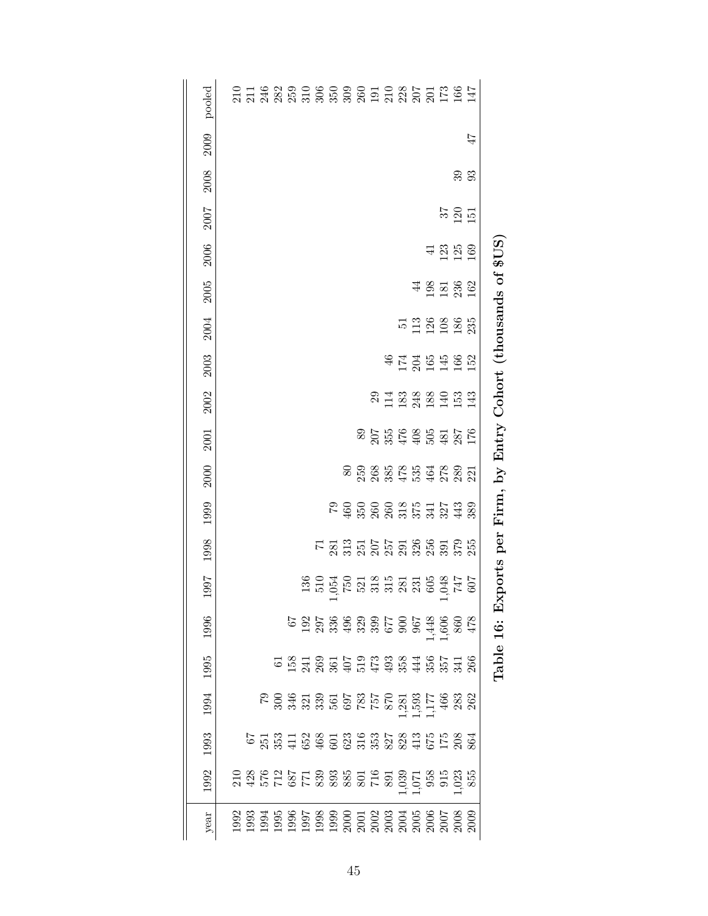| year | 1992 | 1993 | 1994 | 1995 | 1996 | 1997 | 1998 | 1999 | 2000 | 2001 | 2002 | 2003 | 2004 | 2005 | 2006 | 2007 | 2008 | 2009 | pooled |
|---|---|---|---|---|---|---|---|---|---|---|---|---|---|---|---|---|---|---|---|
| 1992 | 210 | | | | | | | | | | | | | | | | | | 210 |
| 1993 | 428 | 67 | | | | | | | | | | | | | | | | | 211 |
| 1994 | 576 | 251 | 79 | | | | | | | | | | | | | | | | 246 |
| 1995 | 712 | 353 | 300 | 61 | | | | | | | | | | | | | | | 282 |
| 1996 | 687 | 411 | 346 | 158 | 67 | | | | | | | | | | | | | | 259 |
| 1997 | 771 | 652 | 321 | 241 | 192 | 136 | | | | | | | | | | | | | 310 |
| 1998 | 839 | 468 | 339 | 269 | 297 | 510 | 71 | | | | | | | | | | | | 306 |
| 1999 | 893 | 601 | 561 | 361 | 336 | 1,054 | 281 | 79 | | | | | | | | | | | 350 |
| 2000 | 885 | 623 | 697 | 407 | 496 | 750 | 313 | 460 | 80 | | | | | | | | | | 309 |
| 2001 | 801 | 316 | 783 | 519 | 329 | 521 | 251 | 350 | 259 | 89 | | | | | | | | | 260 |
| 2002 | 716 | 353 | 757 | 473 | 399 | 318 | 207 | 260 | 268 | 207 | 29 | | | | | | | | 191 |
| 2003 | 891 | 827 | 870 | 493 | 677 | 315 | 257 | 260 | 385 | 355 | 114 | 46 | | | | | | | 210 |
| 2004 | 1,039 | 828 | 1,281 | 358 | 900 | 281 | 291 | 318 | 478 | 476 | 183 | 174 | 51 | | | | | | 228 |
| 2005 | 1,071 | 413 | 1,593 | 444 | 967 | 231 | 326 | 375 | 535 | 408 | 248 | 204 | 113 | 44 | | | | | 207 |
| 2006 | 958 | 675 | 1,177 | 356 | 1,448 | 605 | 256 | 341 | 464 | 505 | 188 | 165 | 126 | 198 | 41 | | | | 201 |
| 2007 | 915 | 175 | 466 | 357 | 1,606 | 1,048 | 391 | 327 | 278 | 481 | 140 | 145 | 108 | 181 | 123 | 37 | | | 173 |
| 2008 | 1,023 | 208 | 283 | 341 | 860 | 747 | 379 | 443 | 289 | 287 | 153 | 166 | 186 | 236 | 125 | 120 | 39 | | 166 |
| 2009 | 855 | 864 | 262 | 266 | 478 | 607 | 255 | 389 | 221 | 176 | 143 | 152 | 235 | 162 | 169 | 151 | 93 | 47 | 147 |

**Table 16: Exports per Firm, by Entry Cohort (thousands of $US)**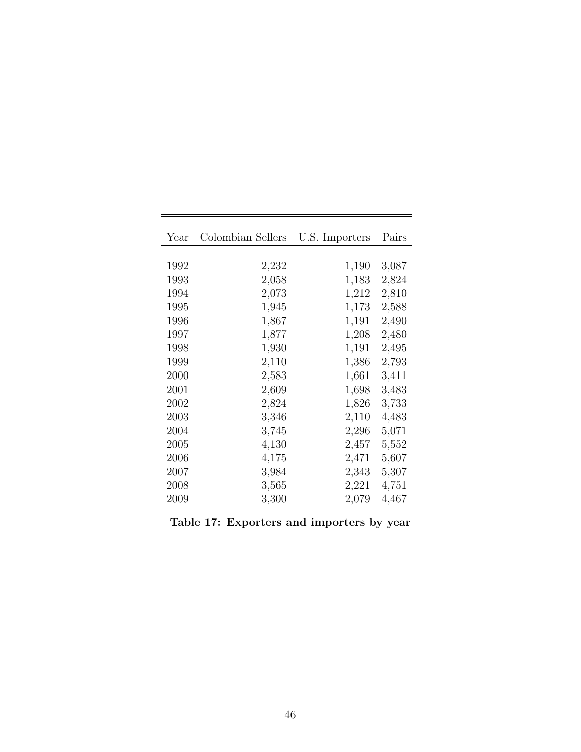| Year | Colombian Sellers | U.S. Importers | Pairs |
|---|---|---|---|
| 1992 | 2,232 | 1,190 | 3,087 |
| 1993 | 2,058 | 1,183 | 2,824 |
| 1994 | 2,073 | 1,212 | 2,810 |
| 1995 | 1,945 | 1,173 | 2,588 |
| 1996 | 1,867 | 1,191 | 2,490 |
| 1997 | 1,877 | 1,208 | 2,480 |
| 1998 | 1,930 | 1,191 | 2,495 |
| 1999 | 2,110 | 1,386 | 2,793 |
| 2000 | 2,583 | 1,661 | 3,411 |
| 2001 | 2,609 | 1,698 | 3,483 |
| 2002 | 2,824 | 1,826 | 3,733 |
| 2003 | 3,346 | 2,110 | 4,483 |
| 2004 | 3,745 | 2,296 | 5,071 |
| 2005 | 4,130 | 2,457 | 5,552 |
| 2006 | 4,175 | 2,471 | 5,607 |
| 2007 | 3,984 | 2,343 | 5,307 |
| 2008 | 3,565 | 2,221 | 4,751 |
| 2009 | 3,300 | 2,079 | 4,467 |

**Table 17: Exporters and importers by year**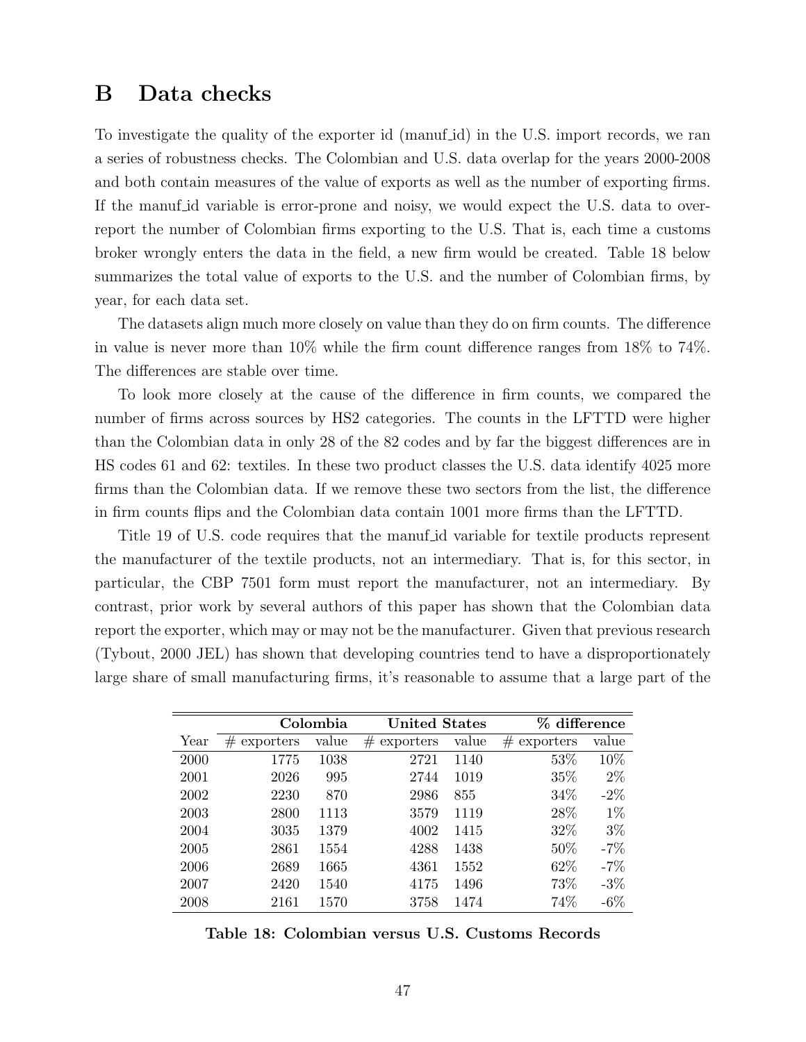# B Data checks

To investigate the quality of the exporter id (manuf_id) in the U.S. import records, we ran a series of robustness checks. The Colombian and U.S. data overlap for the years 2000-2008 and both contain measures of the value of exports as well as the number of exporting firms. If the manuf_id variable is error-prone and noisy, we would expect the U.S. data to over-report the number of Colombian firms exporting to the U.S. That is, each time a customs broker wrongly enters the data in the field, a new firm would be created. Table 18 below summarizes the total value of exports to the U.S. and the number of Colombian firms, by year, for each data set.

The datasets align much more closely on value than they do on firm counts. The difference in value is never more than 10% while the firm count difference ranges from 18% to 74%. The differences are stable over time.

To look more closely at the cause of the difference in firm counts, we compared the number of firms across sources by HS2 categories. The counts in the LFTTD were higher than the Colombian data in only 28 of the 82 codes and by far the biggest differences are in HS codes 61 and 62: textiles. In these two product classes the U.S. data identify 4025 more firms than the Colombian data. If we remove these two sectors from the list, the difference in firm counts flips and the Colombian data contain 1001 more firms than the LFTTD.

Title 19 of U.S. code requires that the manuf_id variable for textile products represent the manufacturer of the textile products, not an intermediary. That is, for this sector, in particular, the CBP 7501 form must report the manufacturer, not an intermediary. By contrast, prior work by several authors of this paper has shown that the Colombian data report the exporter, which may or may not be the manufacturer. Given that previous research (Tybout, 2000 JEL) has shown that developing countries tend to have a disproportionately large share of small manufacturing firms, it's reasonable to assume that a large part of the

| | **Colombia** | | **United States** | | **% difference** | |
|---|---|---|---|---|---|---|
| Year | # exporters | value | # exporters | value | # exporters | value |
| 2000 | 1775 | 1038 | 2721 | 1140 | 53% | 10% |
| 2001 | 2026 | 995 | 2744 | 1019 | 35% | 2% |
| 2002 | 2230 | 870 | 2986 | 855 | 34% | -2% |
| 2003 | 2800 | 1113 | 3579 | 1119 | 28% | 1% |
| 2004 | 3035 | 1379 | 4002 | 1415 | 32% | 3% |
| 2005 | 2861 | 1554 | 4288 | 1438 | 50% | -7% |
| 2006 | 2689 | 1665 | 4361 | 1552 | 62% | -7% |
| 2007 | 2420 | 1540 | 4175 | 1496 | 73% | -3% |
| 2008 | 2161 | 1570 | 3758 | 1474 | 74% | -6% |

**Table 18: Colombian versus U.S. Customs Records**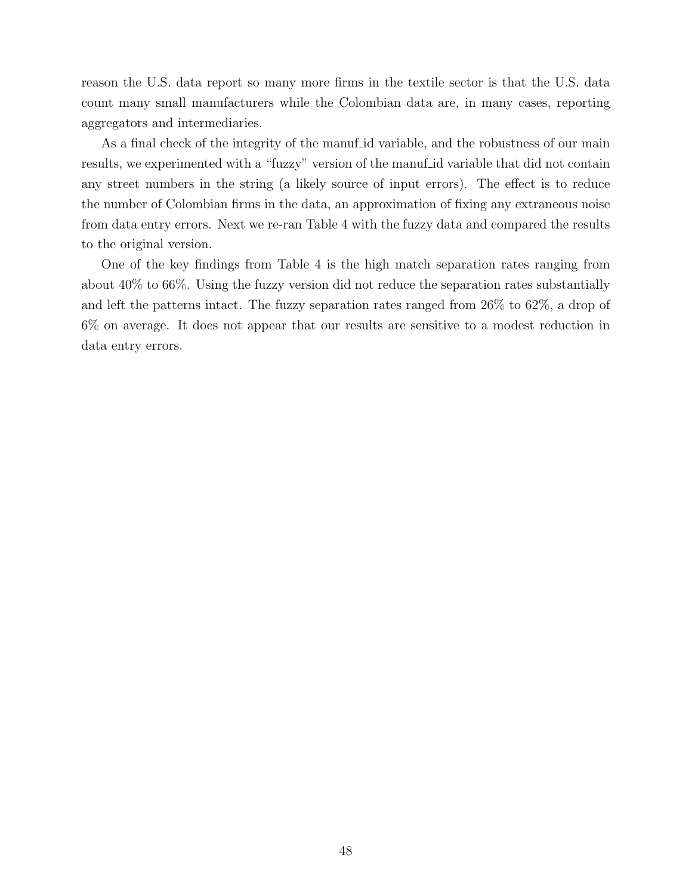reason the U.S. data report so many more firms in the textile sector is that the U.S. data count many small manufacturers while the Colombian data are, in many cases, reporting aggregators and intermediaries.

As a final check of the integrity of the manuf_id variable, and the robustness of our main results, we experimented with a "fuzzy" version of the manuf_id variable that did not contain any street numbers in the string (a likely source of input errors). The effect is to reduce the number of Colombian firms in the data, an approximation of fixing any extraneous noise from data entry errors. Next we re-ran Table 4 with the fuzzy data and compared the results to the original version.

One of the key findings from Table 4 is the high match separation rates ranging from about 40% to 66%. Using the fuzzy version did not reduce the separation rates substantially and left the patterns intact. The fuzzy separation rates ranged from 26% to 62%, a drop of 6% on average. It does not appear that our results are sensitive to a modest reduction in data entry errors.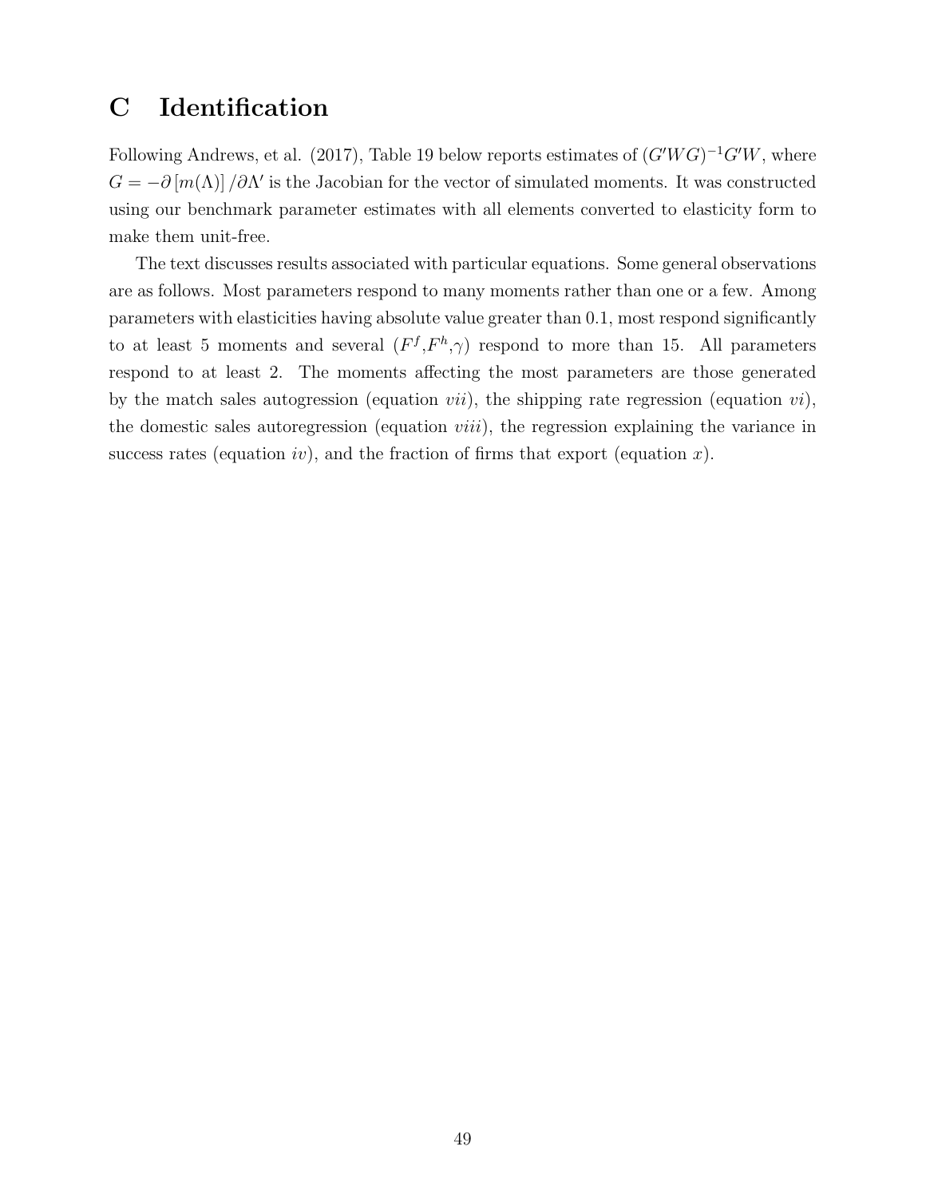# C Identification

Following Andrews, et al. (2017), Table 19 below reports estimates of $(G'WG)^{-1}G'W$, where $G = -\partial\left[m(\Lambda)\right]/\partial\Lambda'$ is the Jacobian for the vector of simulated moments. It was constructed using our benchmark parameter estimates with all elements converted to elasticity form to make them unit-free.

The text discusses results associated with particular equations. Some general observations are as follows. Most parameters respond to many moments rather than one or a few. Among parameters with elasticities having absolute value greater than 0.1, most respond significantly to at least 5 moments and several ($F^f$,$F^h$,$\gamma$) respond to more than 15. All parameters respond to at least 2. The moments affecting the most parameters are those generated by the match sales autogression (equation *vii*), the shipping rate regression (equation *vi*), the domestic sales autoregression (equation *viii*), the regression explaining the variance in success rates (equation *iv*), and the fraction of firms that export (equation *x*).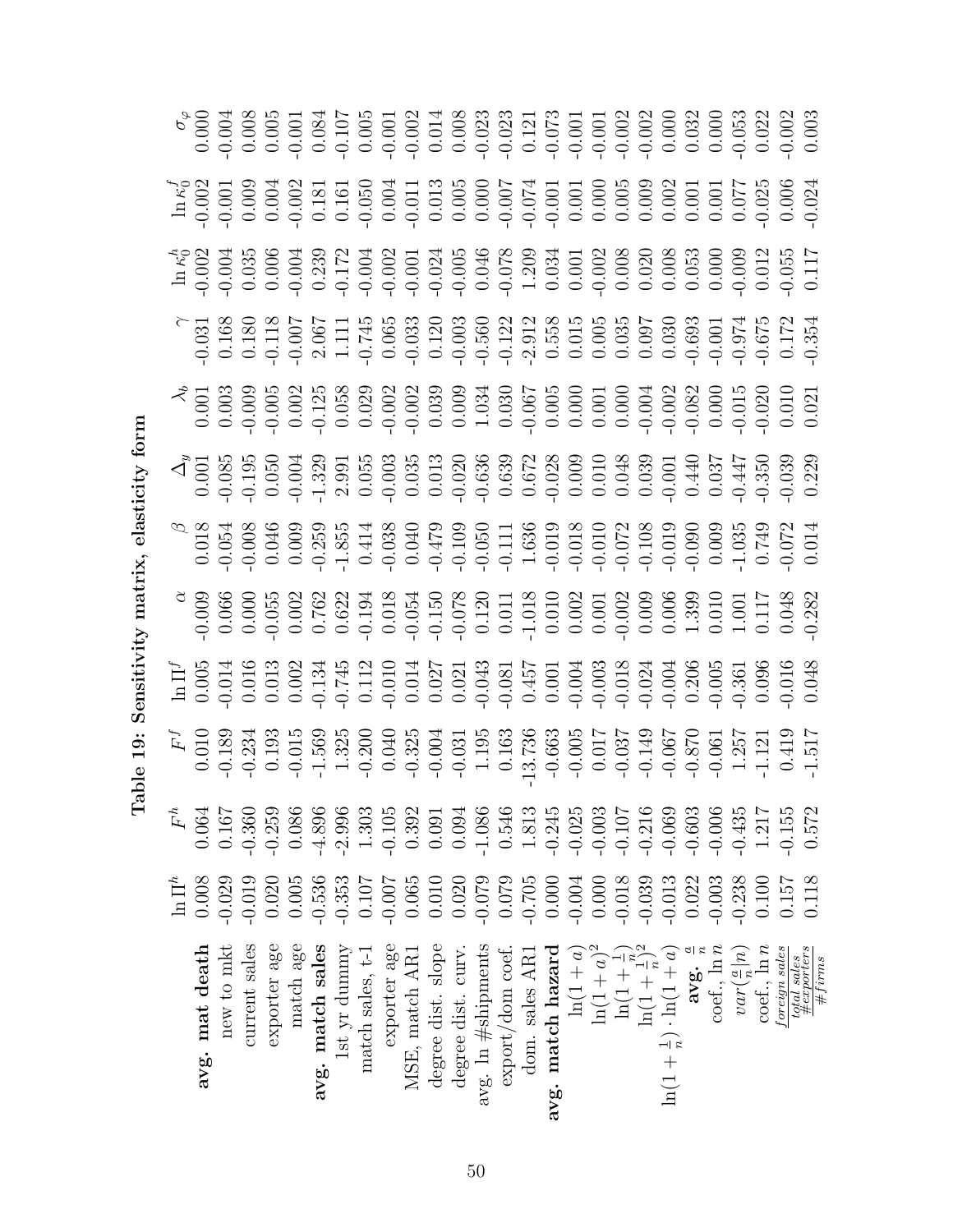**Table 19: Sensitivity matrix, elasticity form**

| | $\ln \Pi^h$ | $F^h$ | $F^f$ | $\ln \Pi^f$ | $\alpha$ | $\beta$ | $\Delta_y$ | $\lambda_b$ | $\gamma$ | $\ln \kappa_0^h$ | $\ln \kappa_0^f$ | $\sigma_\varphi$ |
|---|---|---|---|---|---|---|---|---|---|---|---|---|
| **avg. mat death** | 0.008 | 0.064 | 0.010 | 0.005 | -0.009 | 0.018 | 0.001 | 0.001 | -0.031 | -0.002 | -0.002 | 0.000 |
| new to mkt | -0.029 | 0.167 | -0.189 | -0.014 | 0.066 | -0.054 | -0.085 | 0.003 | 0.168 | -0.004 | -0.001 | -0.004 |
| current sales | -0.019 | -0.360 | -0.234 | 0.016 | 0.000 | -0.008 | -0.195 | -0.009 | 0.180 | 0.035 | 0.009 | 0.008 |
| exporter age | 0.020 | -0.259 | 0.193 | 0.013 | -0.055 | 0.046 | 0.050 | -0.005 | -0.118 | 0.006 | 0.004 | 0.005 |
| match age | 0.005 | 0.086 | -0.015 | 0.002 | 0.002 | 0.009 | -0.004 | 0.002 | -0.007 | -0.004 | -0.002 | -0.001 |
| **avg. match sales** | -0.536 | -4.896 | -1.569 | -0.134 | 0.762 | -0.259 | -1.329 | -0.125 | 2.067 | 0.239 | 0.181 | 0.084 |
| 1st yr dummy | -0.353 | -2.996 | 1.325 | -0.745 | 0.622 | -1.855 | 2.991 | 0.058 | 1.111 | -0.172 | 0.161 | -0.107 |
| match sales, t-1 | 0.107 | 1.303 | -0.200 | 0.112 | -0.194 | 0.414 | 0.055 | 0.029 | -0.745 | -0.004 | -0.050 | 0.005 |
| exporter age | -0.007 | -0.105 | 0.040 | -0.010 | 0.018 | -0.038 | -0.003 | -0.002 | 0.065 | -0.002 | 0.004 | -0.001 |
| MSE, match AR1 | 0.065 | 0.392 | -0.325 | 0.014 | -0.054 | 0.040 | 0.035 | -0.002 | -0.033 | -0.001 | -0.011 | -0.002 |
| degree dist. slope | 0.010 | 0.091 | -0.004 | 0.027 | -0.150 | -0.479 | 0.013 | 0.039 | 0.120 | -0.024 | 0.013 | 0.014 |
| degree dist. curv. | 0.020 | 0.094 | -0.031 | 0.021 | -0.078 | -0.109 | -0.020 | 0.009 | -0.003 | -0.005 | 0.005 | 0.008 |
| avg. ln #shipments | -0.079 | -1.086 | 1.195 | -0.043 | 0.120 | -0.050 | -0.636 | 1.034 | -0.560 | 0.046 | 0.000 | -0.023 |
| export/dom coef. | 0.079 | 0.546 | 0.163 | -0.081 | 0.011 | -0.111 | 0.639 | 0.030 | -0.122 | -0.078 | -0.007 | -0.023 |
| dom. sales AR1 | -0.705 | 1.813 | -13.736 | 0.457 | -1.018 | 1.636 | 0.672 | -0.067 | -2.912 | 1.209 | -0.074 | 0.121 |
| **avg. match hazard** | 0.000 | -0.245 | -0.663 | 0.001 | 0.010 | -0.019 | -0.028 | 0.005 | 0.558 | 0.034 | -0.001 | -0.073 |
| $\ln(1+a)$ | -0.004 | -0.025 | -0.005 | -0.004 | 0.002 | -0.018 | 0.009 | 0.000 | 0.015 | 0.001 | 0.001 | -0.001 |
| $\ln(1+a)^2$ | 0.000 | -0.003 | 0.017 | -0.003 | 0.001 | -0.010 | 0.010 | 0.001 | 0.005 | -0.002 | 0.000 | -0.001 |
| $\ln(1+\frac{1}{n})$ | -0.018 | -0.107 | -0.037 | -0.018 | -0.002 | -0.072 | 0.048 | 0.000 | 0.035 | 0.008 | 0.005 | -0.002 |
| $\ln(1+\frac{1}{n})^2$ | -0.039 | -0.216 | -0.149 | -0.024 | 0.009 | -0.108 | 0.039 | -0.004 | 0.097 | 0.020 | 0.009 | -0.002 |
| $\ln(1+\frac{1}{n}) \cdot \ln(1+a)$ | -0.013 | -0.069 | -0.067 | -0.004 | 0.006 | -0.019 | -0.001 | -0.002 | 0.030 | 0.008 | 0.002 | 0.000 |
| **avg.** $\frac{a}{n}$ | 0.022 | -0.603 | -0.870 | 0.206 | 1.399 | -0.090 | 0.440 | -0.082 | -0.693 | 0.053 | 0.001 | 0.032 |
| coef., $\ln n$ | -0.003 | -0.006 | -0.061 | -0.005 | 0.010 | 0.009 | 0.037 | 0.000 | -0.001 | 0.000 | 0.001 | 0.000 |
| $var(\frac{a}{n}\|n)$ | -0.238 | -0.435 | 1.257 | -0.361 | 1.001 | -1.035 | -0.447 | -0.015 | -0.974 | -0.009 | 0.077 | -0.053 |
| coef., $\ln n$ | 0.100 | 1.217 | -1.121 | 0.096 | 0.117 | 0.749 | -0.350 | -0.020 | -0.675 | 0.012 | -0.025 | 0.022 |
| $\frac{foreign\ sales}{total\ sales}$ | 0.157 | -0.155 | 0.419 | -0.016 | 0.048 | -0.072 | -0.039 | 0.010 | 0.172 | -0.055 | 0.006 | -0.002 |
| $\frac{\#exporters}{\#firms}$ | 0.118 | 0.572 | -1.517 | 0.048 | -0.282 | 0.014 | 0.229 | 0.021 | -0.354 | 0.117 | -0.024 | 0.003 |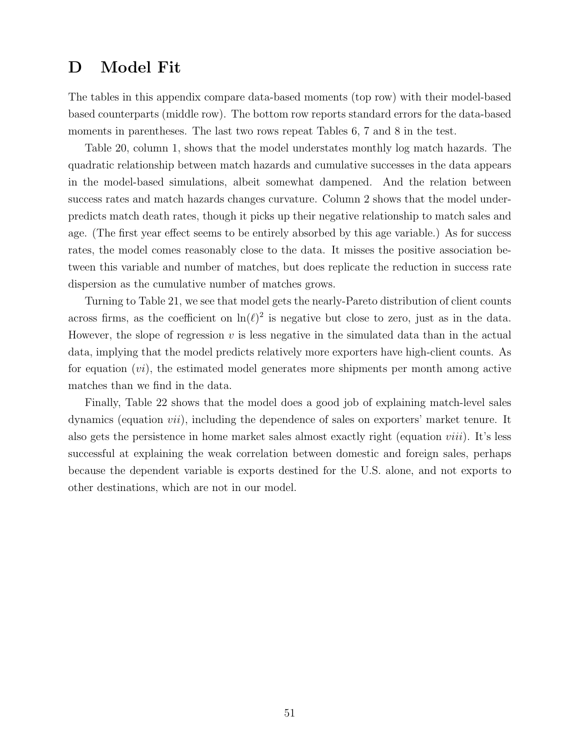# D Model Fit

The tables in this appendix compare data-based moments (top row) with their model-based based counterparts (middle row). The bottom row reports standard errors for the data-based moments in parentheses. The last two rows repeat Tables 6, 7 and 8 in the test.

Table 20, column 1, shows that the model understates monthly log match hazards. The quadratic relationship between match hazards and cumulative successes in the data appears in the model-based simulations, albeit somewhat dampened. And the relation between success rates and match hazards changes curvature. Column 2 shows that the model under-predicts match death rates, though it picks up their negative relationship to match sales and age. (The first year effect seems to be entirely absorbed by this age variable.) As for success rates, the model comes reasonably close to the data. It misses the positive association between this variable and number of matches, but does replicate the reduction in success rate dispersion as the cumulative number of matches grows.

Turning to Table 21, we see that model gets the nearly-Pareto distribution of client counts across firms, as the coefficient on $\ln(\ell)^2$ is negative but close to zero, just as in the data. However, the slope of regression $v$ is less negative in the simulated data than in the actual data, implying that the model predicts relatively more exporters have high-client counts. As for equation ($vi$), the estimated model generates more shipments per month among active matches than we find in the data.

Finally, Table 22 shows that the model does a good job of explaining match-level sales dynamics (equation $vii$), including the dependence of sales on exporters' market tenure. It also gets the persistence in home market sales almost exactly right (equation $viii$). It's less successful at explaining the weak correlation between domestic and foreign sales, perhaps because the dependent variable is exports destined for the U.S. alone, and not exports to other destinations, which are not in our model.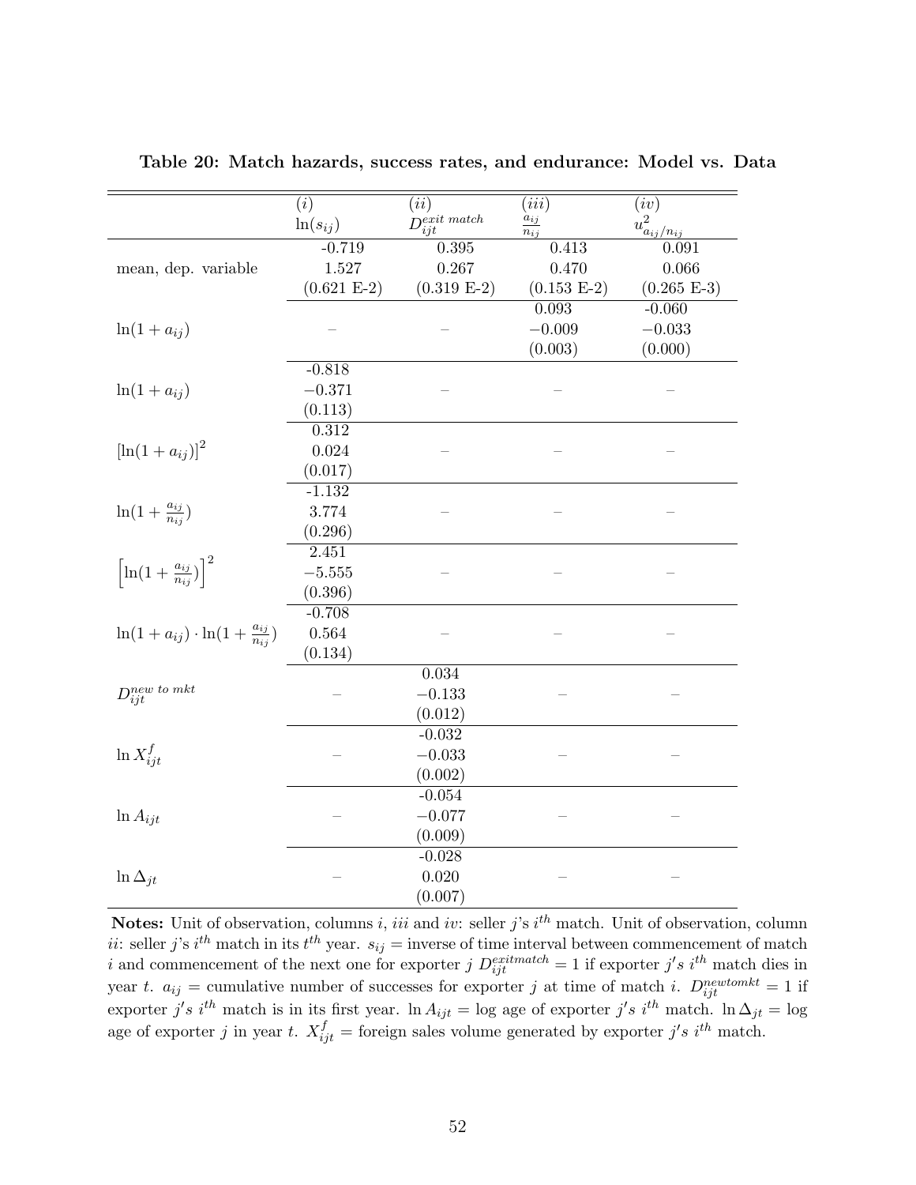**Table 20: Match hazards, success rates, and endurance: Model vs. Data**

| | $(i)$ $\ln(s_{ij})$ | $(ii)$ $D_{ijt}^{exit\ match}$ | $(iii)$ $\frac{a_{ij}}{n_{ij}}$ | $(iv)$ $u^2_{a_{ij}/n_{ij}}$ |
|---|---|---|---|---|
| | -0.719 | 0.395 | 0.413 | 0.091 |
| mean, dep. variable | 1.527 | 0.267 | 0.470 | 0.066 |
| | (0.621 E-2) | (0.319 E-2) | (0.153 E-2) | (0.265 E-3) |
| | | | 0.093 | -0.060 |
| $\ln(1+a_{ij})$ | – | – | $-0.009$ | $-0.033$ |
| | | | (0.003) | (0.000) |
| | -0.818 | | | |
| $\ln(1+a_{ij})$ | $-0.371$ | – | – | – |
| | (0.113) | | | |
| | 0.312 | | | |
| $[\ln(1+a_{ij})]^2$ | 0.024 | – | – | – |
| | (0.017) | | | |
| | -1.132 | | | |
| $\ln(1+\frac{a_{ij}}{n_{ij}})$ | 3.774 | – | – | – |
| | (0.296) | | | |
| | 2.451 | | | |
| $\left[\ln(1+\frac{a_{ij}}{n_{ij}})\right]^2$ | $-5.555$ | – | – | – |
| | (0.396) | | | |
| | -0.708 | | | |
| $\ln(1+a_{ij})\cdot\ln(1+\frac{a_{ij}}{n_{ij}})$ | 0.564 | – | – | – |
| | (0.134) | | | |
| | | 0.034 | | |
| $D_{ijt}^{new\ to\ mkt}$ | – | $-0.133$ | – | – |
| | | (0.012) | | |
| | | -0.032 | | |
| $\ln X_{ijt}^f$ | – | $-0.033$ | – | – |
| | | (0.002) | | |
| | | -0.054 | | |
| $\ln A_{ijt}$ | – | $-0.077$ | – | – |
| | | (0.009) | | |
| | | -0.028 | | |
| $\ln \Delta_{jt}$ | – | 0.020 | – | – |
| | | (0.007) | | |

**Notes:** Unit of observation, columns $i$, $iii$ and $iv$: seller $j$'s $i^{th}$ match. Unit of observation, column $ii$: seller $j$'s $i^{th}$ match in its $t^{th}$ year. $s_{ij}$ = inverse of time interval between commencement of match $i$ and commencement of the next one for exporter $j$ $D_{ijt}^{exitmatch} = 1$ if exporter $j's$ $i^{th}$ match dies in year $t$. $a_{ij}$ = cumulative number of successes for exporter $j$ at time of match $i$. $D_{ijt}^{newtomkt} = 1$ if exporter $j's$ $i^{th}$ match is in its first year. $\ln A_{ijt}$ = log age of exporter $j's$ $i^{th}$ match. $\ln \Delta_{jt}$ = log age of exporter $j$ in year $t$. $X_{ijt}^f$ = foreign sales volume generated by exporter $j's$ $i^{th}$ match.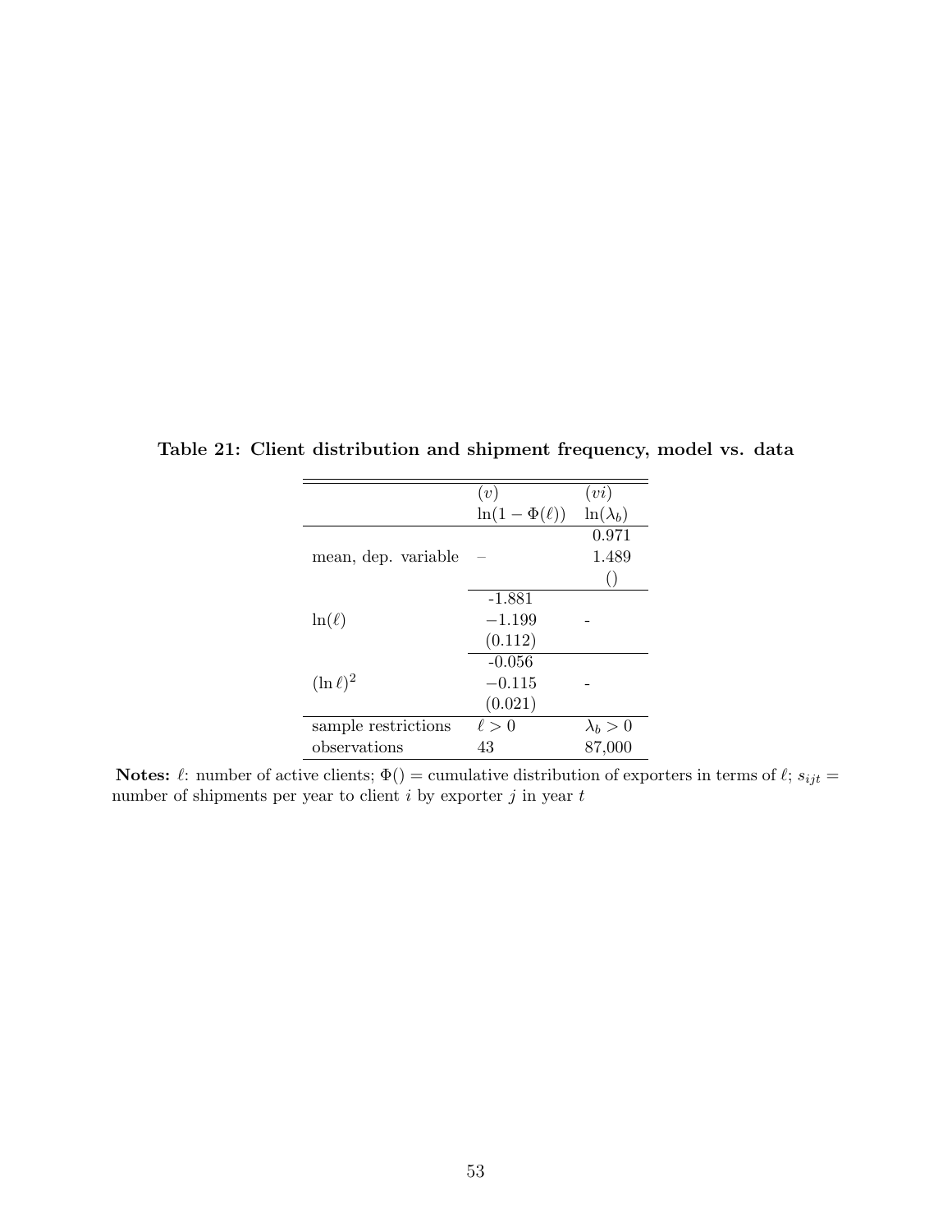**Table 21: Client distribution and shipment frequency, model vs. data**

| | $(v)$ | $(vi)$ |
|---|---|---|
| | $\ln(1-\Phi(\ell))$ | $\ln(\lambda_b)$ |
| | | 0.971 |
| mean, dep. variable | – | 1.489 |
| | | () |
| | -1.881 | |
| $\ln(\ell)$ | $-1.199$ | - |
| | (0.112) | |
| | -0.056 | |
| $(\ln \ell)^2$ | $-0.115$ | - |
| | (0.021) | |
| sample restrictions | $\ell > 0$ | $\lambda_b > 0$ |
| observations | 43 | 87,000 |

**Notes:** $\ell$: number of active clients; $\Phi()$ = cumulative distribution of exporters in terms of $\ell$; $s_{ijt}$ = number of shipments per year to client $i$ by exporter $j$ in year $t$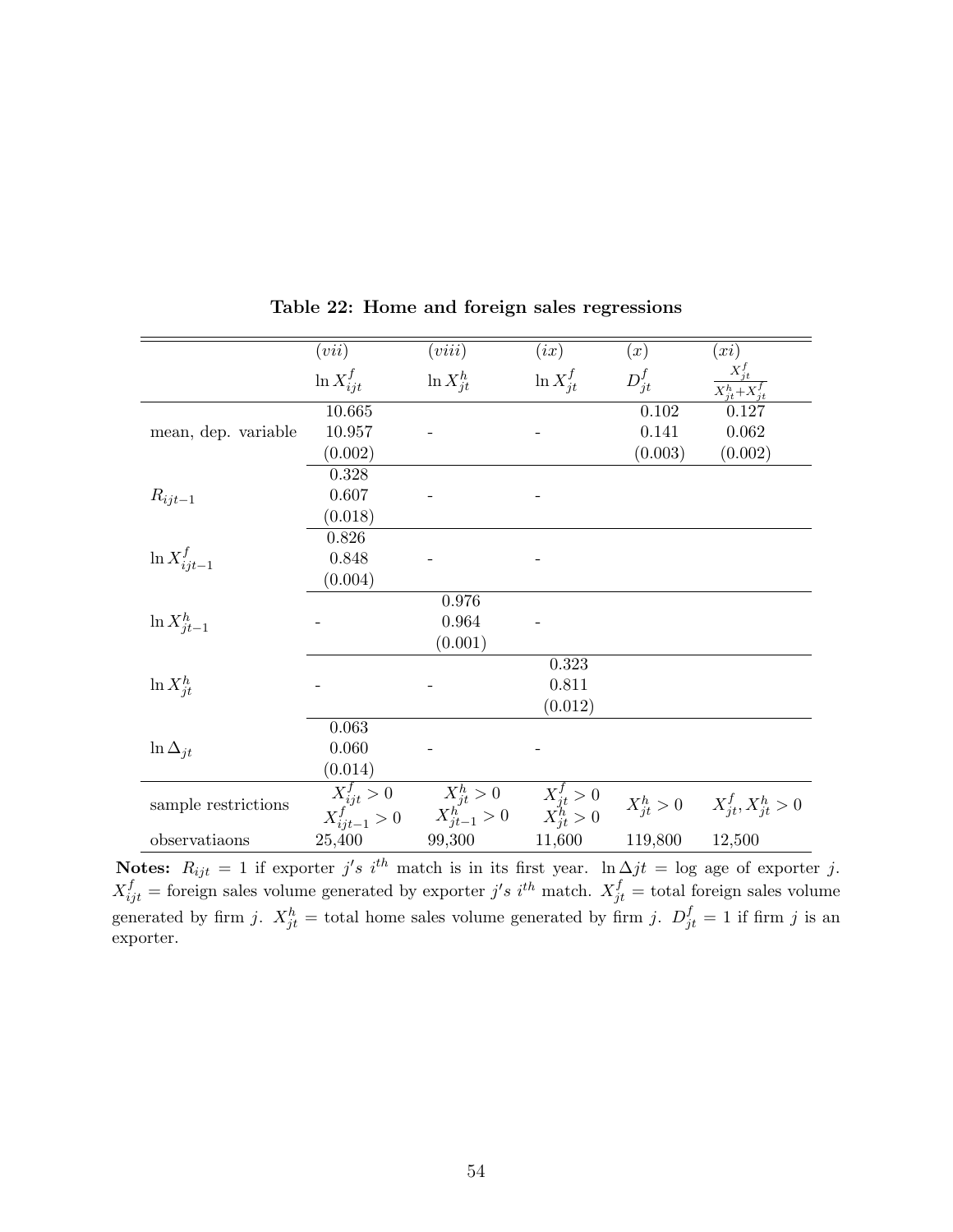**Table 22: Home and foreign sales regressions**

| | $(vii)$ | $(viii)$ | $(ix)$ | $(x)$ | $(xi)$ |
|---|---|---|---|---|---|
| | $\ln X^f_{ijt}$ | $\ln X^h_{jt}$ | $\ln X^f_{jt}$ | $D^f_{jt}$ | $\frac{X^f_{jt}}{X^h_{jt}+X^f_{jt}}$ |
| mean, dep. variable | 10.665<br>10.957<br>(0.002) | - | - | 0.102<br>0.141<br>(0.003) | 0.127<br>0.062<br>(0.002) |
| $R_{ijt-1}$ | 0.328<br>0.607<br>(0.018) | - | - | | |
| $\ln X^f_{ijt-1}$ | 0.826<br>0.848<br>(0.004) | - | - | | |
| $\ln X^h_{jt-1}$ | - | 0.976<br>0.964<br>(0.001) | - | | |
| $\ln X^h_{jt}$ | - | - | 0.323<br>0.811<br>(0.012) | | |
| $\ln \Delta_{jt}$ | 0.063<br>0.060<br>(0.014) | - | - | | |
| sample restrictions | $X^f_{ijt} > 0$<br>$X^f_{ijt-1} > 0$ | $X^h_{jt} > 0$<br>$X^h_{jt-1} > 0$ | $X^f_{jt} > 0$<br>$X^h_{jt} > 0$ | $X^h_{jt} > 0$ | $X^f_{jt}, X^h_{jt} > 0$ |
| observatiaons | 25,400 | 99,300 | 11,600 | 119,800 | 12,500 |

**Notes:** $R_{ijt} = 1$ if exporter $j's$ $i^{th}$ match is in its first year. $\ln \Delta jt$ = log age of exporter $j$. $X^f_{ijt}$ = foreign sales volume generated by exporter $j's$ $i^{th}$ match. $X^f_{jt}$ = total foreign sales volume generated by firm $j$. $X^h_{jt}$ = total home sales volume generated by firm $j$. $D^f_{jt} = 1$ if firm $j$ is an exporter.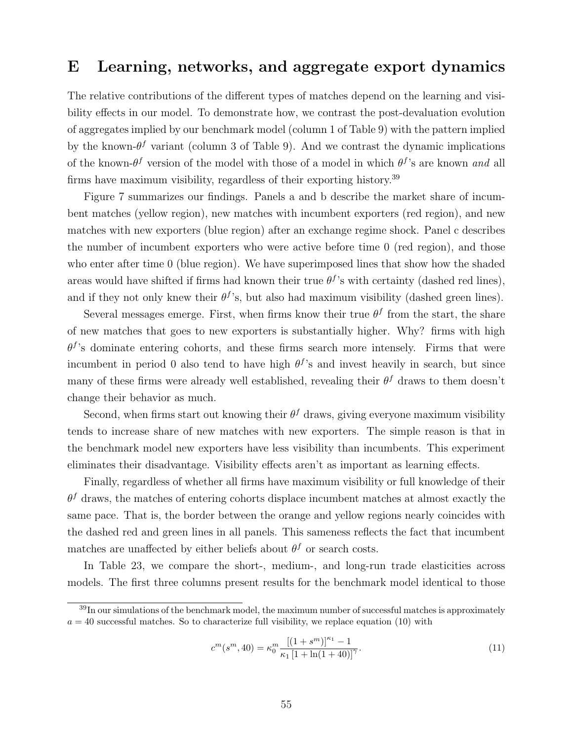# E Learning, networks, and aggregate export dynamics

The relative contributions of the different types of matches depend on the learning and visibility effects in our model. To demonstrate how, we contrast the post-devaluation evolution of aggregates implied by our benchmark model (column 1 of Table 9) with the pattern implied by the known-$\theta^f$ variant (column 3 of Table 9). And we contrast the dynamic implications of the known-$\theta^f$ version of the model with those of a model in which $\theta^f$'s are known *and* all firms have maximum visibility, regardless of their exporting history.[39]

Figure 7 summarizes our findings. Panels a and b describe the market share of incumbent matches (yellow region), new matches with incumbent exporters (red region), and new matches with new exporters (blue region) after an exchange regime shock. Panel c describes the number of incumbent exporters who were active before time 0 (red region), and those who enter after time 0 (blue region). We have superimposed lines that show how the shaded areas would have shifted if firms had known their true $\theta^f$'s with certainty (dashed red lines), and if they not only knew their $\theta^f$'s, but also had maximum visibility (dashed green lines).

Several messages emerge. First, when firms know their true $\theta^f$ from the start, the share of new matches that goes to new exporters is substantially higher. Why? firms with high $\theta^f$'s dominate entering cohorts, and these firms search more intensely. Firms that were incumbent in period 0 also tend to have high $\theta^f$'s and invest heavily in search, but since many of these firms were already well established, revealing their $\theta^f$ draws to them doesn't change their behavior as much.

Second, when firms start out knowing their $\theta^f$ draws, giving everyone maximum visibility tends to increase share of new matches with new exporters. The simple reason is that in the benchmark model new exporters have less visibility than incumbents. This experiment eliminates their disadvantage. Visibility effects aren't as important as learning effects.

Finally, regardless of whether all firms have maximum visibility or full knowledge of their $\theta^f$ draws, the matches of entering cohorts displace incumbent matches at almost exactly the same pace. That is, the border between the orange and yellow regions nearly coincides with the dashed red and green lines in all panels. This sameness reflects the fact that incumbent matches are unaffected by either beliefs about $\theta^f$ or search costs.

In Table 23, we compare the short-, medium-, and long-run trade elasticities across models. The first three columns present results for the benchmark model identical to those

---

[39] In our simulations of the benchmark model, the maximum number of successful matches is approximately $a = 40$ successful matches. So to characterize full visibility, we replace equation (10) with

$$c^m(s^m, 40) = \kappa_0^m \frac{[(1+s^m)]^{\kappa_1} - 1}{\kappa_1 [1 + \ln(1+40)]^{\gamma}}. \tag{11}$$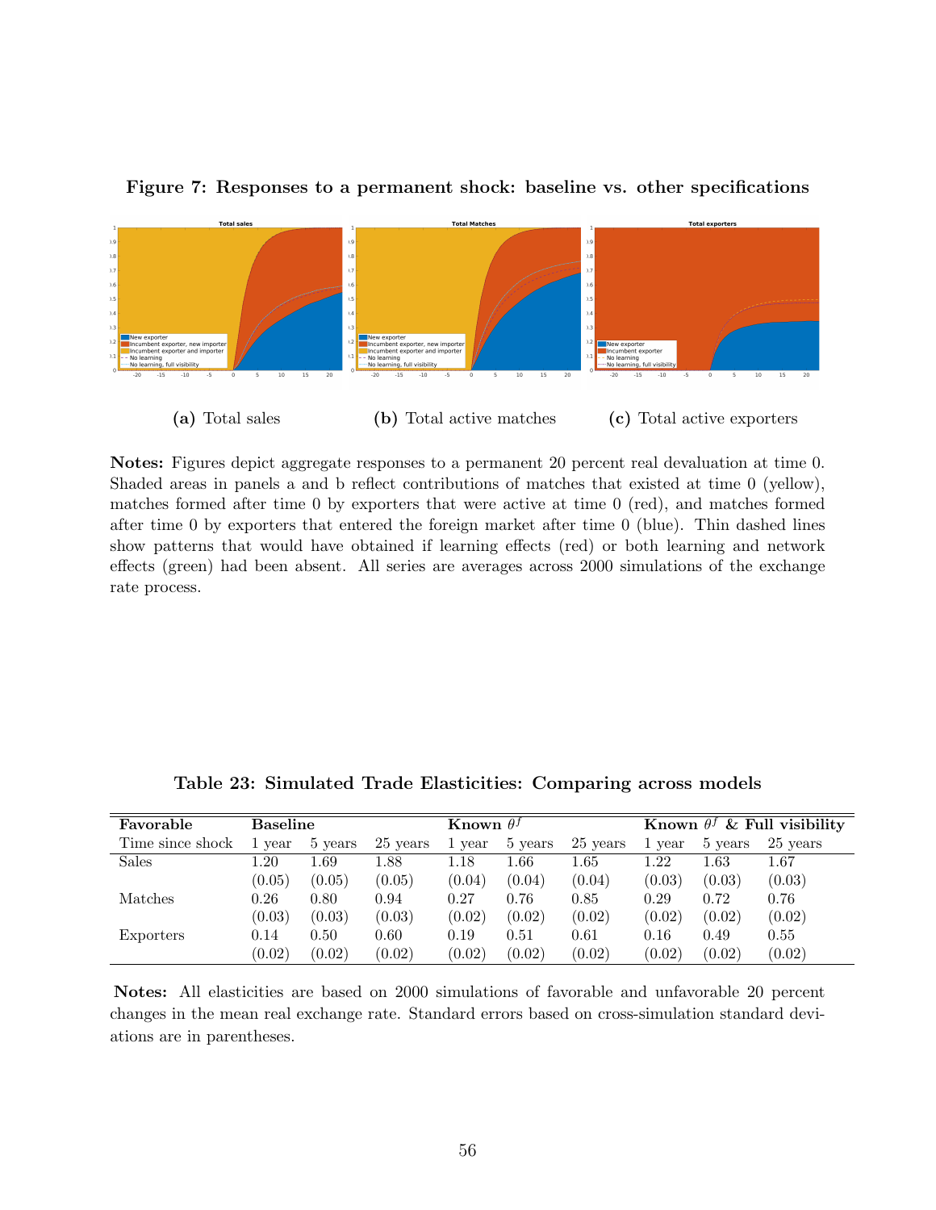**Figure 7: Responses to a permanent shock: baseline vs. other specifications**

(a) Total sales (b) Total active matches (c) Total active exporters

**Notes:** Figures depict aggregate responses to a permanent 20 percent real devaluation at time 0. Shaded areas in panels a and b reflect contributions of matches that existed at time 0 (yellow), matches formed after time 0 by exporters that were active at time 0 (red), and matches formed after time 0 by exporters that entered the foreign market after time 0 (blue). Thin dashed lines show patterns that would have obtained if learning effects (red) or both learning and network effects (green) had been absent. All series are averages across 2000 simulations of the exchange rate process.

**Table 23: Simulated Trade Elasticities: Comparing across models**

| **Favorable** | **Baseline** | | | **Known $\theta^f$** | | | **Known $\theta^f$ & Full visibility** | | |
|---|---|---|---|---|---|---|---|---|---|
| Time since shock | 1 year | 5 years | 25 years | 1 year | 5 years | 25 years | 1 year | 5 years | 25 years |
| Sales | 1.20 | 1.69 | 1.88 | 1.18 | 1.66 | 1.65 | 1.22 | 1.63 | 1.67 |
| | (0.05) | (0.05) | (0.05) | (0.04) | (0.04) | (0.04) | (0.03) | (0.03) | (0.03) |
| Matches | 0.26 | 0.80 | 0.94 | 0.27 | 0.76 | 0.85 | 0.29 | 0.72 | 0.76 |
| | (0.03) | (0.03) | (0.03) | (0.02) | (0.02) | (0.02) | (0.02) | (0.02) | (0.02) |
| Exporters | 0.14 | 0.50 | 0.60 | 0.19 | 0.51 | 0.61 | 0.16 | 0.49 | 0.55 |
| | (0.02) | (0.02) | (0.02) | (0.02) | (0.02) | (0.02) | (0.02) | (0.02) | (0.02) |

**Notes:** All elasticities are based on 2000 simulations of favorable and unfavorable 20 percent changes in the mean real exchange rate. Standard errors based on cross-simulation standard deviations are in parentheses.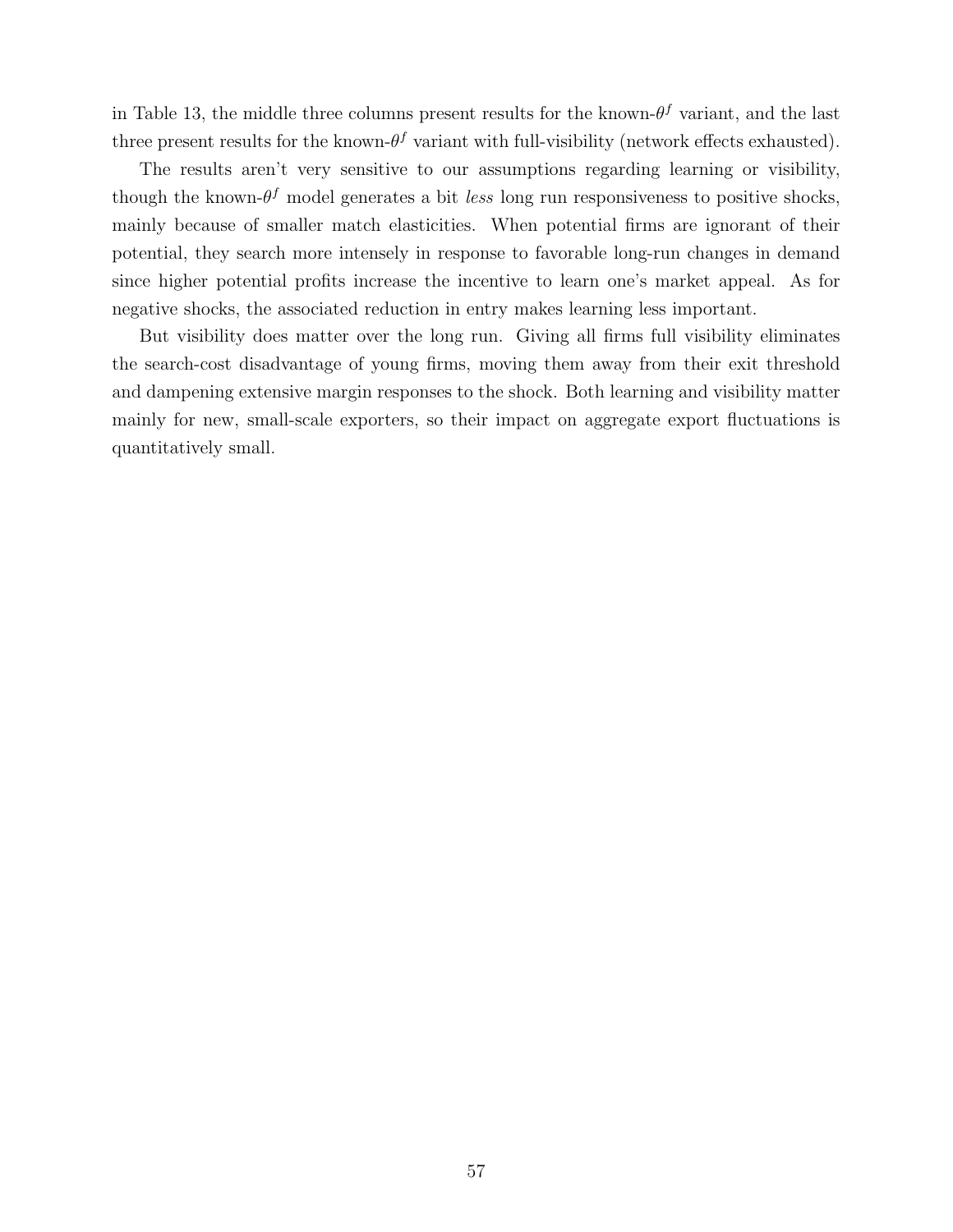in Table 13, the middle three columns present results for the known-$\theta^f$ variant, and the last three present results for the known-$\theta^f$ variant with full-visibility (network effects exhausted).

The results aren't very sensitive to our assumptions regarding learning or visibility, though the known-$\theta^f$ model generates a bit *less* long run responsiveness to positive shocks, mainly because of smaller match elasticities. When potential firms are ignorant of their potential, they search more intensely in response to favorable long-run changes in demand since higher potential profits increase the incentive to learn one's market appeal. As for negative shocks, the associated reduction in entry makes learning less important.

But visibility does matter over the long run. Giving all firms full visibility eliminates the search-cost disadvantage of young firms, moving them away from their exit threshold and dampening extensive margin responses to the shock. Both learning and visibility matter mainly for new, small-scale exporters, so their impact on aggregate export fluctuations is quantitatively small.